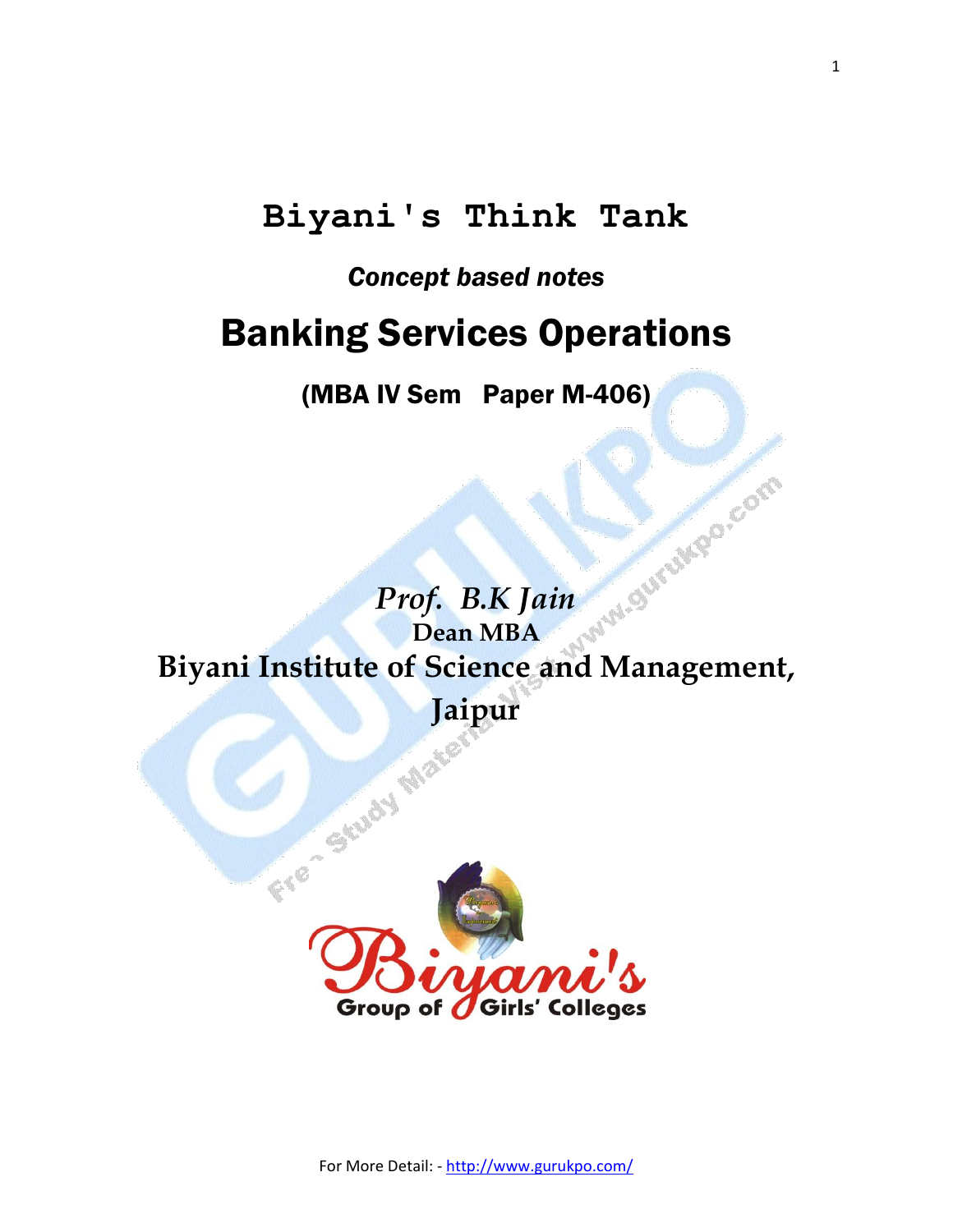# Biyani's Think Tank

*Concept based notes*

# Banking Services Operations

## (MBA IV Sem Paper M-406)

*Prof. B.K Jain*

**Dean MBA**

**Biyani Institute of Science and Management, Jaipur**

For More Detail: - http://www.gurukpo.com/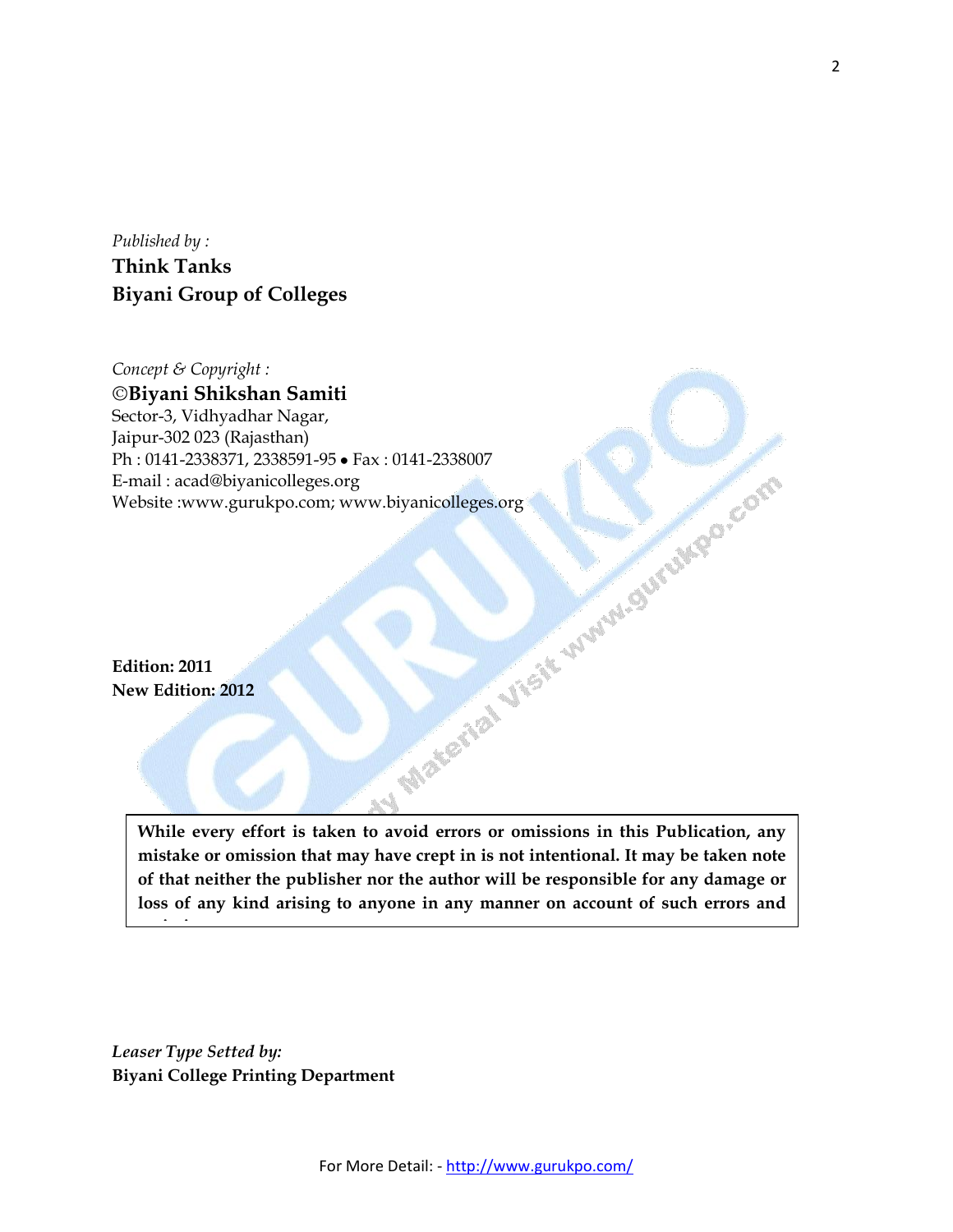*Published by :*

**Think Tanks**
**Biyani Group of Colleges**

*Concept & Copyright :*

**©Biyani Shikshan Samiti**
Sector-3, Vidhyadhar Nagar,
Jaipur-302 023 (Rajasthan)
Ph : 0141-2338371, 2338591-95 • Fax : 0141-2338007
E-mail : acad@biyanicolleges.org
Website :www.gurukpo.com; www.biyanicolleges.org

**Edition: 2011**
**New Edition: 2012**

**While every effort is taken to avoid errors or omissions in this Publication, any mistake or omission that may have crept in is not intentional. It may be taken note of that neither the publisher nor the author will be responsible for any damage or loss of any kind arising to anyone in any manner on account of such errors and**

***Leaser Type Setted by:***
**Biyani College Printing Department**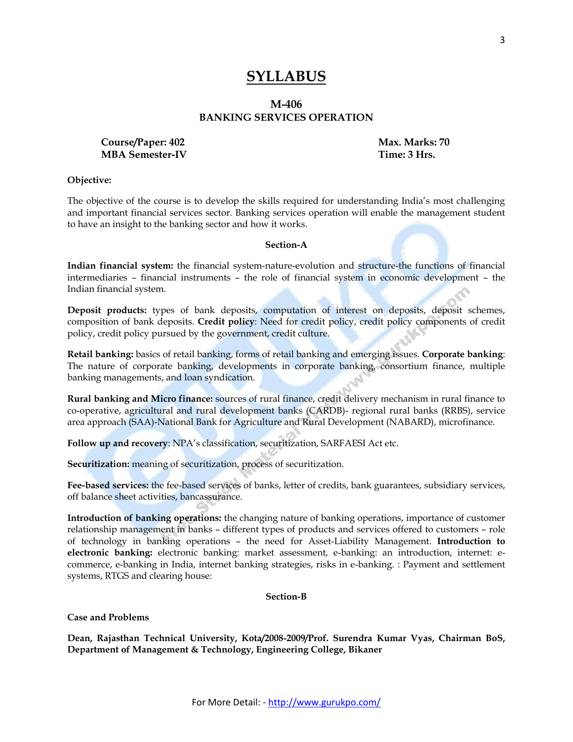# SYLLABUS

## M-406
## BANKING SERVICES OPERATION

**Course/Paper: 402** **Max. Marks: 70**
**MBA Semester-IV** **Time: 3 Hrs.**

**Objective:**

The objective of the course is to develop the skills required for understanding India's most challenging and important financial services sector. Banking services operation will enable the management student to have an insight to the banking sector and how it works.

**Section-A**

**Indian financial system:** the financial system-nature-evolution and structure-the functions of financial intermediaries – financial instruments – the role of financial system in economic development – the Indian financial system.

**Deposit products:** types of bank deposits, computation of interest on deposits, deposit schemes, composition of bank deposits. **Credit policy**: Need for credit policy, credit policy components of credit policy, credit policy pursued by the government, credit culture.

**Retail banking:** basics of retail banking, forms of retail banking and emerging issues. **Corporate banking**: The nature of corporate banking, developments in corporate banking, consortium finance, multiple banking managements, and loan syndication.

**Rural banking and Micro finance:** sources of rural finance, credit delivery mechanism in rural finance to co-operative, agricultural and rural development banks (CARDB)- regional rural banks (RRBS), service area approach (SAA)-National Bank for Agriculture and Rural Development (NABARD), microfinance.

**Follow up and recovery**: NPA's classification, securitization, SARFAESI Act etc.

**Securitization:** meaning of securitization, process of securitization.

**Fee-based services:** the fee-based services of banks, letter of credits, bank guarantees, subsidiary services, off balance sheet activities, bancassurance.

**Introduction of banking operations:** the changing nature of banking operations, importance of customer relationship management in banks – different types of products and services offered to customers – role of technology in banking operations – the need for Asset-Liability Management. **Introduction to electronic banking:** electronic banking: market assessment, e-banking: an introduction, internet: e-commerce, e-banking in India, internet banking strategies, risks in e-banking. : Payment and settlement systems, RTGS and clearing house:

**Section-B**

**Case and Problems**

**Dean, Rajasthan Technical University, Kota/2008-2009/Prof. Surendra Kumar Vyas, Chairman BoS, Department of Management & Technology, Engineering College, Bikaner**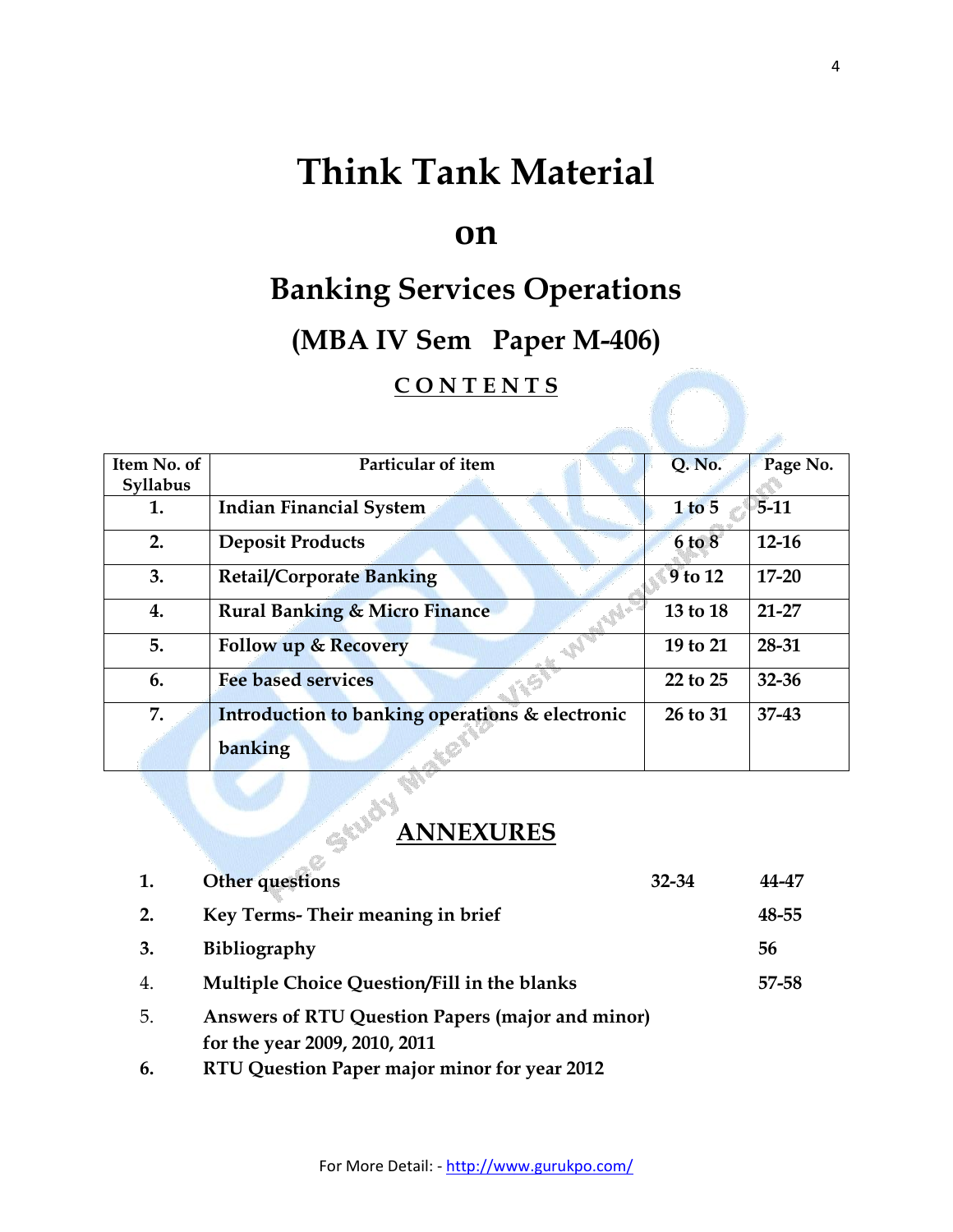# Think Tank Material

# on

# Banking Services Operations

## (MBA IV Sem Paper M-406)

### CONTENTS

| Item No. of Syllabus | Particular of item | Q. No. | Page No. |
|---|---|---|---|
| 1. | Indian Financial System | 1 to 5 | 5-11 |
| 2. | Deposit Products | 6 to 8 | 12-16 |
| 3. | Retail/Corporate Banking | 9 to 12 | 17-20 |
| 4. | Rural Banking & Micro Finance | 13 to 18 | 21-27 |
| 5. | Follow up & Recovery | 19 to 21 | 28-31 |
| 6. | Fee based services | 22 to 25 | 32-36 |
| 7. | Introduction to banking operations & electronic banking | 26 to 31 | 37-43 |

### ANNEXURES

| | | | |
|---|---|---|---|
| 1. | Other questions | 32-34 | 44-47 |
| 2. | Key Terms- Their meaning in brief | | 48-55 |
| 3. | Bibliography | | 56 |
| 4. | Multiple Choice Question/Fill in the blanks | | 57-58 |
| 5. | Answers of RTU Question Papers (major and minor) for the year 2009, 2010, 2011 | | |
| 6. | RTU Question Paper major minor for year 2012 | | |

For More Detail: - http://www.gurukpo.com/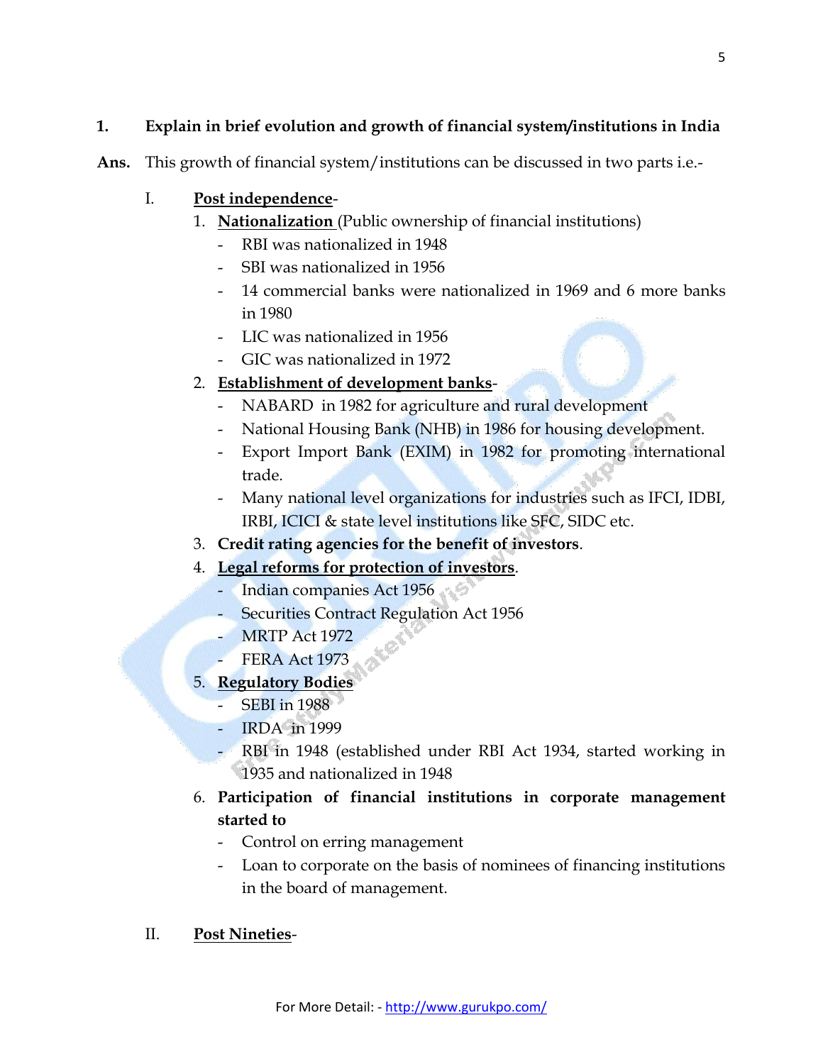**1. Explain in brief evolution and growth of financial system/institutions in India**

**Ans.** This growth of financial system/institutions can be discussed in two parts i.e.-

I. **<u>Post independence</u>**-

1. **<u>Nationalization</u>** (Public ownership of financial institutions)
   - RBI was nationalized in 1948
   - SBI was nationalized in 1956
   - 14 commercial banks were nationalized in 1969 and 6 more banks in 1980
   - LIC was nationalized in 1956
   - GIC was nationalized in 1972
2. **<u>Establishment of development banks</u>**-
   - NABARD in 1982 for agriculture and rural development
   - National Housing Bank (NHB) in 1986 for housing development.
   - Export Import Bank (EXIM) in 1982 for promoting international trade.
   - Many national level organizations for industries such as IFCI, IDBI, IRBI, ICICI & state level institutions like SFC, SIDC etc.
3. **Credit rating agencies for the benefit of investors**.
4. **<u>Legal reforms for protection of investors</u>**.
   - Indian companies Act 1956
   - Securities Contract Regulation Act 1956
   - MRTP Act 1972
   - FERA Act 1973
5. **<u>Regulatory Bodies</u>**
   - SEBI in 1988
   - IRDA in 1999
   - RBI in 1948 (established under RBI Act 1934, started working in 1935 and nationalized in 1948
6. **Participation of financial institutions in corporate management started to**
   - Control on erring management
   - Loan to corporate on the basis of nominees of financing institutions in the board of management.

II. **<u>Post Nineties</u>**-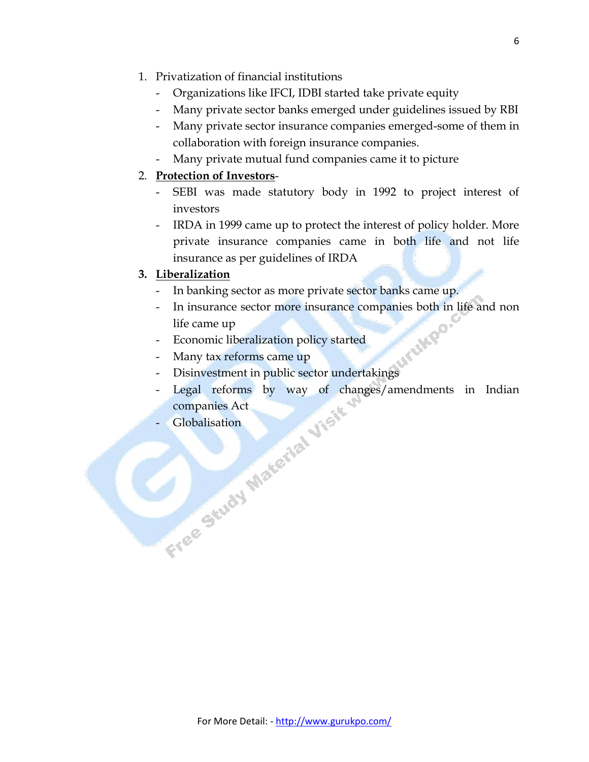1. Privatization of financial institutions
    - Organizations like IFCI, IDBI started take private equity
    - Many private sector banks emerged under guidelines issued by RBI
    - Many private sector insurance companies emerged-some of them in collaboration with foreign insurance companies.
    - Many private mutual fund companies came it to picture
2. **<u>Protection of Investors</u>**-
    - SEBI was made statutory body in 1992 to project interest of investors
    - IRDA in 1999 came up to protect the interest of policy holder. More private insurance companies came in both life and not life insurance as per guidelines of IRDA
3. **<u>Liberalization</u>**
    - In banking sector as more private sector banks came up.
    - In insurance sector more insurance companies both in life and non life came up
    - Economic liberalization policy started
    - Many tax reforms came up
    - Disinvestment in public sector undertakings
    - Legal reforms by way of changes/amendments in Indian companies Act
    - Globalisation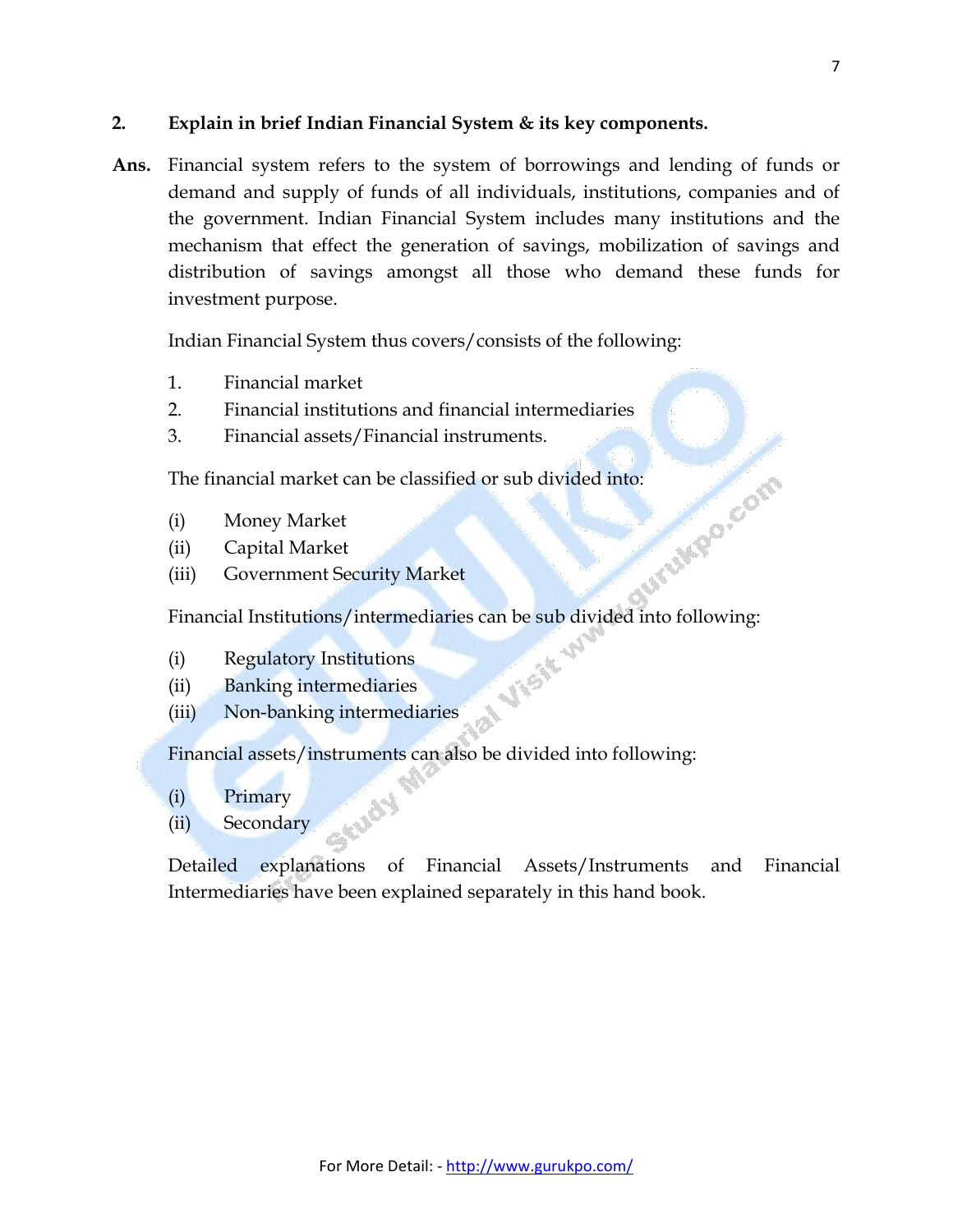**2. Explain in brief Indian Financial System & its key components.**

**Ans.** Financial system refers to the system of borrowings and lending of funds or demand and supply of funds of all individuals, institutions, companies and of the government. Indian Financial System includes many institutions and the mechanism that effect the generation of savings, mobilization of savings and distribution of savings amongst all those who demand these funds for investment purpose.

Indian Financial System thus covers/consists of the following:

1. Financial market
2. Financial institutions and financial intermediaries
3. Financial assets/Financial instruments.

The financial market can be classified or sub divided into:

(i) Money Market
(ii) Capital Market
(iii) Government Security Market

Financial Institutions/intermediaries can be sub divided into following:

(i) Regulatory Institutions
(ii) Banking intermediaries
(iii) Non-banking intermediaries

Financial assets/instruments can also be divided into following:

(i) Primary
(ii) Secondary

Detailed explanations of Financial Assets/Instruments and Financial Intermediaries have been explained separately in this hand book.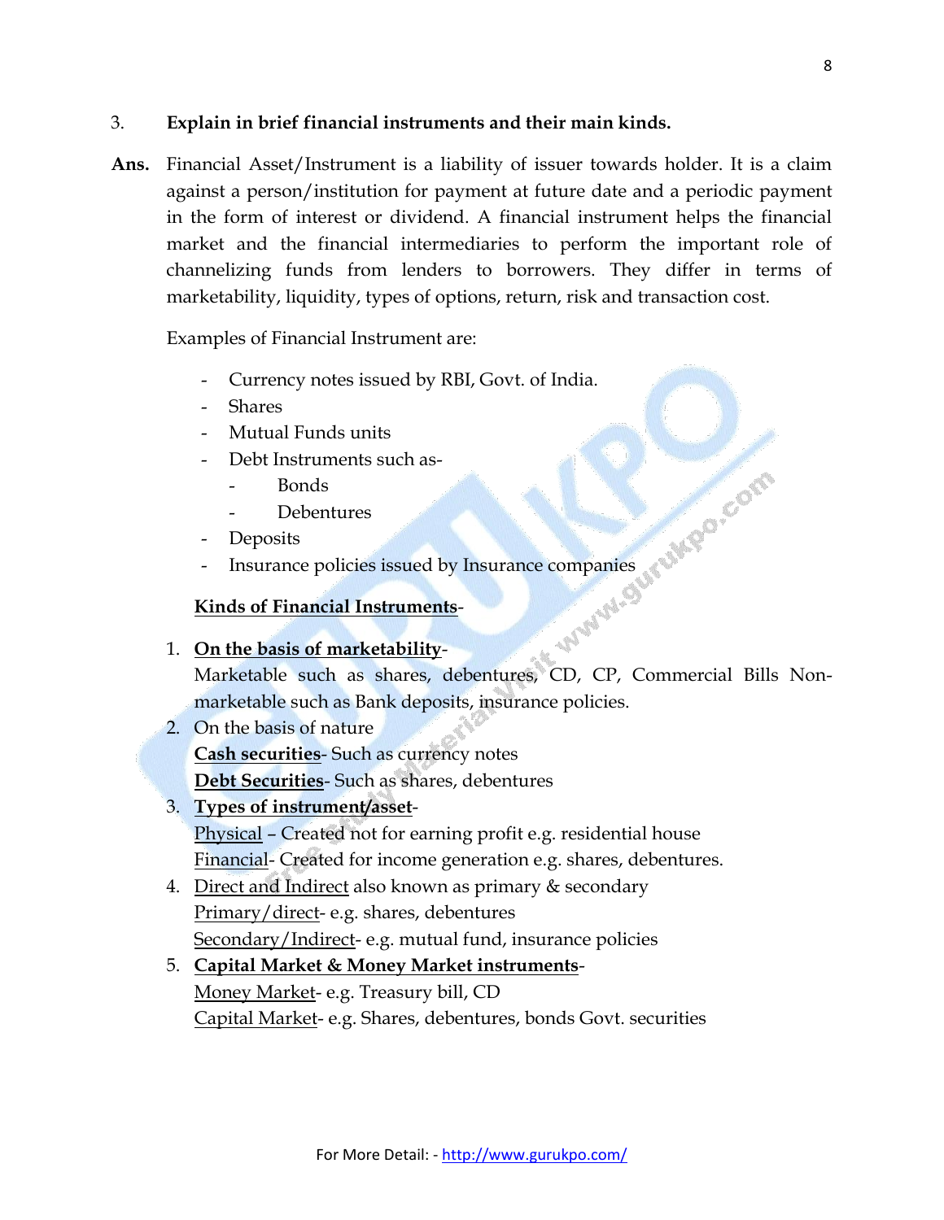3. **Explain in brief financial instruments and their main kinds.**

**Ans.** Financial Asset/Instrument is a liability of issuer towards holder. It is a claim against a person/institution for payment at future date and a periodic payment in the form of interest or dividend. A financial instrument helps the financial market and the financial intermediaries to perform the important role of channelizing funds from lenders to borrowers. They differ in terms of marketability, liquidity, types of options, return, risk and transaction cost.

Examples of Financial Instrument are:

- Currency notes issued by RBI, Govt. of India.
- Shares
- Mutual Funds units
- Debt Instruments such as-
  - Bonds
  - Debentures
- Deposits
- Insurance policies issued by Insurance companies

**Kinds of Financial Instruments**-

1. **On the basis of marketability**-
   Marketable such as shares, debentures, CD, CP, Commercial Bills Non-marketable such as Bank deposits, insurance policies.
2. On the basis of nature
   **Cash securities**- Such as currency notes
   **Debt Securities**- Such as shares, debentures
3. **Types of instrument/asset**-
   Physical – Created not for earning profit e.g. residential house
   Financial- Created for income generation e.g. shares, debentures.
4. Direct and Indirect also known as primary & secondary
   Primary/direct- e.g. shares, debentures
   Secondary/Indirect- e.g. mutual fund, insurance policies
5. **Capital Market & Money Market instruments**-
   Money Market- e.g. Treasury bill, CD
   Capital Market- e.g. Shares, debentures, bonds Govt. securities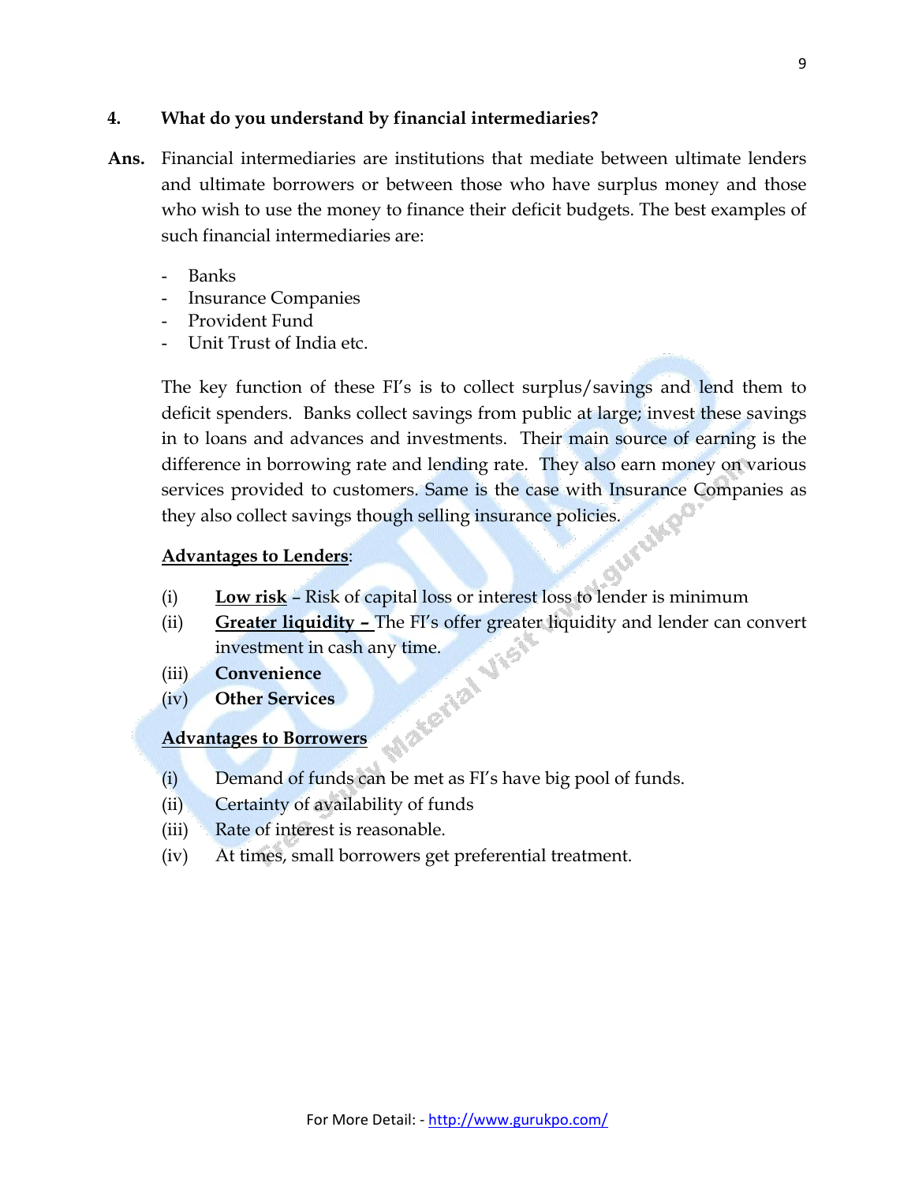**4. What do you understand by financial intermediaries?**

**Ans.** Financial intermediaries are institutions that mediate between ultimate lenders and ultimate borrowers or between those who have surplus money and those who wish to use the money to finance their deficit budgets. The best examples of such financial intermediaries are:

- Banks
- Insurance Companies
- Provident Fund
- Unit Trust of India etc.

The key function of these FI's is to collect surplus/savings and lend them to deficit spenders. Banks collect savings from public at large; invest these savings in to loans and advances and investments. Their main source of earning is the difference in borrowing rate and lending rate. They also earn money on various services provided to customers. Same is the case with Insurance Companies as they also collect savings though selling insurance policies.

**Advantages to Lenders**:

(i) **Low risk** – Risk of capital loss or interest loss to lender is minimum
(ii) **Greater liquidity –** The FI's offer greater liquidity and lender can convert investment in cash any time.
(iii) **Convenience**
(iv) **Other Services**

**Advantages to Borrowers**

(i) Demand of funds can be met as FI's have big pool of funds.
(ii) Certainty of availability of funds
(iii) Rate of interest is reasonable.
(iv) At times, small borrowers get preferential treatment.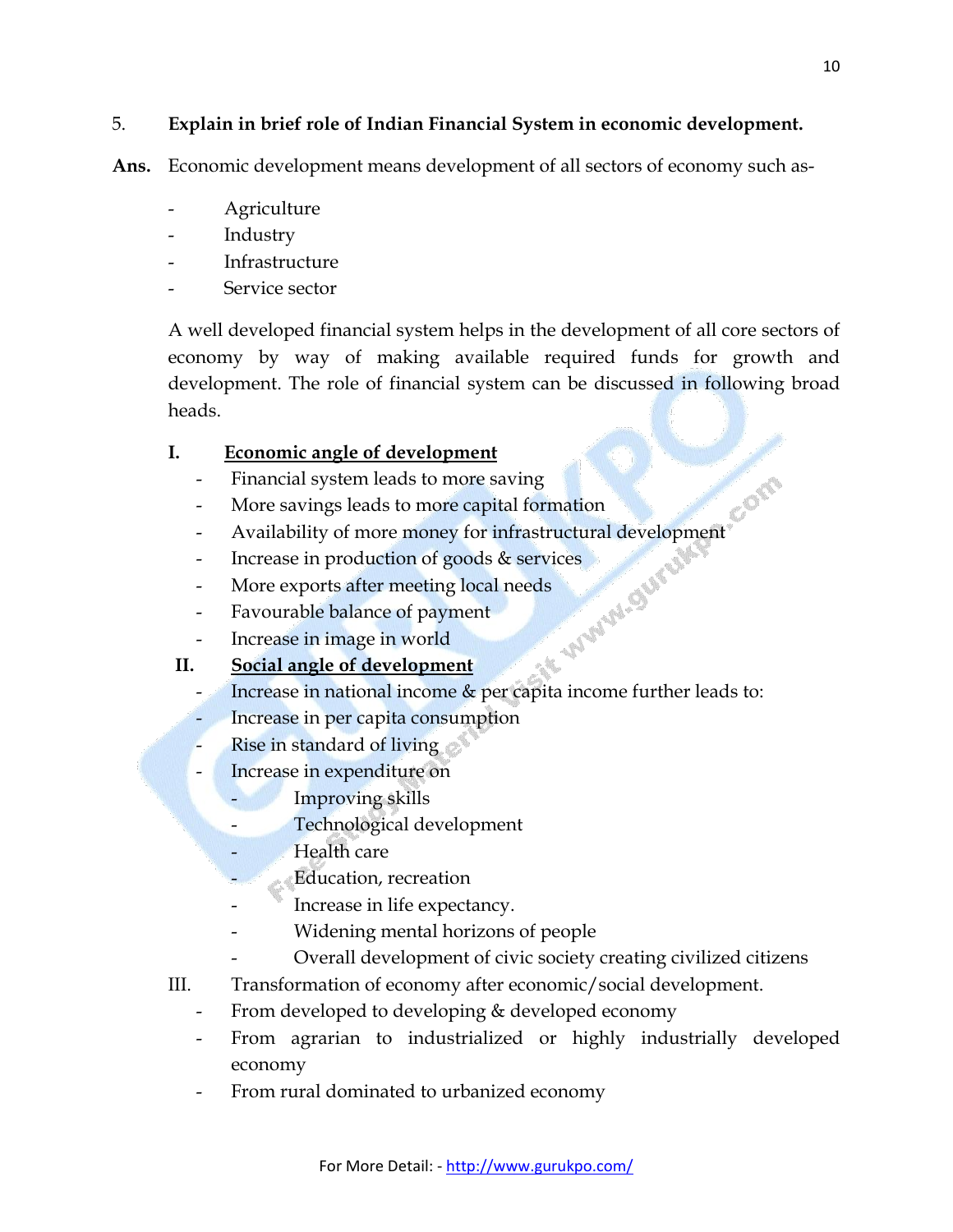5. **Explain in brief role of Indian Financial System in economic development.**

**Ans.** Economic development means development of all sectors of economy such as-

- Agriculture
- Industry
- Infrastructure
- Service sector

A well developed financial system helps in the development of all core sectors of economy by way of making available required funds for growth and development. The role of financial system can be discussed in following broad heads.

**I. <u>Economic angle of development</u>**

- Financial system leads to more saving
- More savings leads to more capital formation
- Availability of more money for infrastructural development
- Increase in production of goods & services
- More exports after meeting local needs
- Favourable balance of payment
- Increase in image in world

**II. <u>Social angle of development</u>**

- Increase in national income & per capita income further leads to:
- Increase in per capita consumption
- Rise in standard of living
- Increase in expenditure on
  - Improving skills
  - Technological development
  - Health care
  - Education, recreation
  - Increase in life expectancy.
  - Widening mental horizons of people
  - Overall development of civic society creating civilized citizens

III. Transformation of economy after economic/social development.

- From developed to developing & developed economy
- From agrarian to industrialized or highly industrially developed economy
- From rural dominated to urbanized economy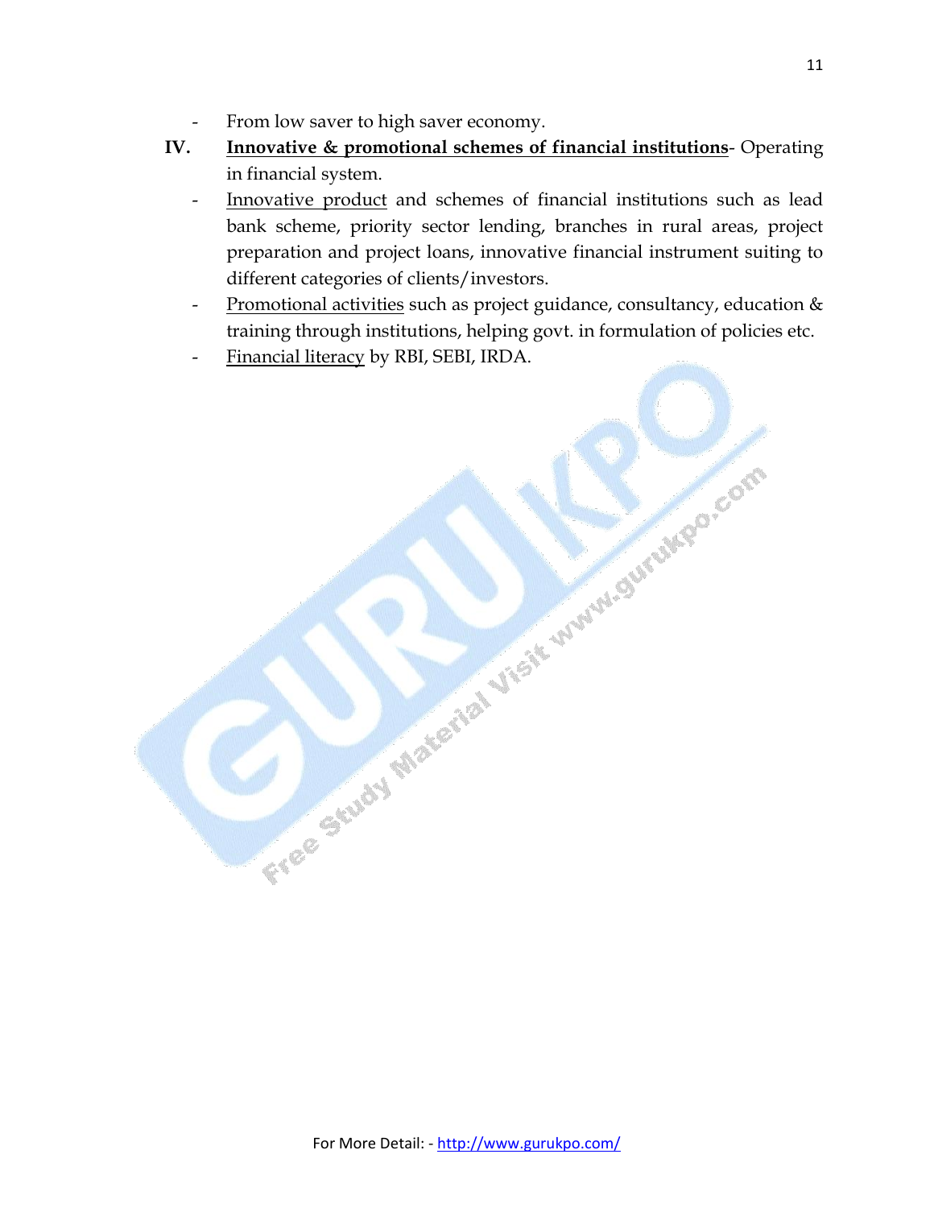- From low saver to high saver economy.

**IV.** **<u>Innovative & promotional schemes of financial institutions</u>**- Operating in financial system.

- <u>Innovative product</u> and schemes of financial institutions such as lead bank scheme, priority sector lending, branches in rural areas, project preparation and project loans, innovative financial instrument suiting to different categories of clients/investors.
- <u>Promotional activities</u> such as project guidance, consultancy, education & training through institutions, helping govt. in formulation of policies etc.
- <u>Financial literacy</u> by RBI, SEBI, IRDA.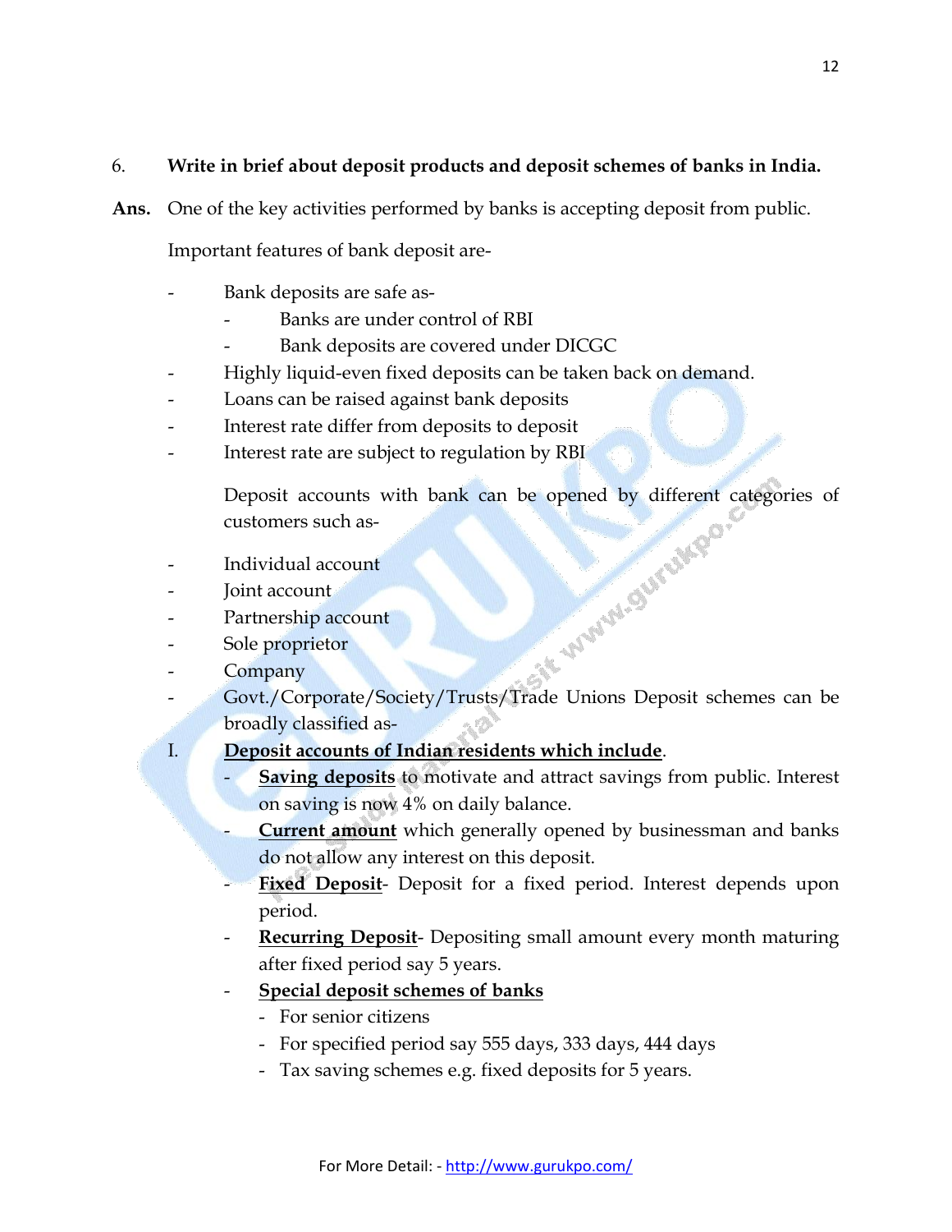6. **Write in brief about deposit products and deposit schemes of banks in India.**

**Ans.** One of the key activities performed by banks is accepting deposit from public.

Important features of bank deposit are-

- Bank deposits are safe as-
  - Banks are under control of RBI
  - Bank deposits are covered under DICGC
- Highly liquid-even fixed deposits can be taken back on demand.
- Loans can be raised against bank deposits
- Interest rate differ from deposits to deposit
- Interest rate are subject to regulation by RBI

Deposit accounts with bank can be opened by different categories of customers such as-

- Individual account
- Joint account
- Partnership account
- Sole proprietor
- Company
- Govt./Corporate/Society/Trusts/Trade Unions Deposit schemes can be broadly classified as-

I. **Deposit accounts of Indian residents which include**.
   - **Saving deposits** to motivate and attract savings from public. Interest on saving is now 4% on daily balance.
   - **Current amount** which generally opened by businessman and banks do not allow any interest on this deposit.
   - **Fixed Deposit**- Deposit for a fixed period. Interest depends upon period.
   - **Recurring Deposit**- Depositing small amount every month maturing after fixed period say 5 years.
   - **Special deposit schemes of banks**
     - For senior citizens
     - For specified period say 555 days, 333 days, 444 days
     - Tax saving schemes e.g. fixed deposits for 5 years.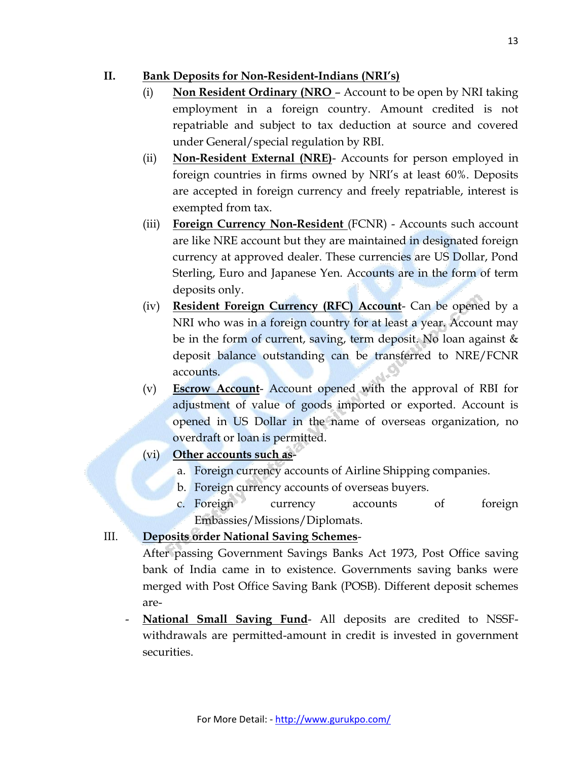II. **Bank Deposits for Non-Resident-Indians (NRI's)**

(i) **Non Resident Ordinary (NRO** – Account to be open by NRI taking employment in a foreign country. Amount credited is not repatriable and subject to tax deduction at source and covered under General/special regulation by RBI.

(ii) **Non-Resident External (NRE)**- Accounts for person employed in foreign countries in firms owned by NRI's at least 60%. Deposits are accepted in foreign currency and freely repatriable, interest is exempted from tax.

(iii) **Foreign Currency Non-Resident** (FCNR) - Accounts such account are like NRE account but they are maintained in designated foreign currency at approved dealer. These currencies are US Dollar, Pond Sterling, Euro and Japanese Yen. Accounts are in the form of term deposits only.

(iv) **Resident Foreign Currency (RFC) Account**- Can be opened by a NRI who was in a foreign country for at least a year. Account may be in the form of current, saving, term deposit. No loan against & deposit balance outstanding can be transferred to NRE/FCNR accounts.

(v) **Escrow Account**- Account opened with the approval of RBI for adjustment of value of goods imported or exported. Account is opened in US Dollar in the name of overseas organization, no overdraft or loan is permitted.

(vi) **Other accounts such as**-

a. Foreign currency accounts of Airline Shipping companies.
b. Foreign currency accounts of overseas buyers.
c. Foreign currency accounts of foreign Embassies/Missions/Diplomats.

III. **Deposits order National Saving Schemes**-

After passing Government Savings Banks Act 1973, Post Office saving bank of India came in to existence. Governments saving banks were merged with Post Office Saving Bank (POSB). Different deposit schemes are-

- **National Small Saving Fund**- All deposits are credited to NSSF-withdrawals are permitted-amount in credit is invested in government securities.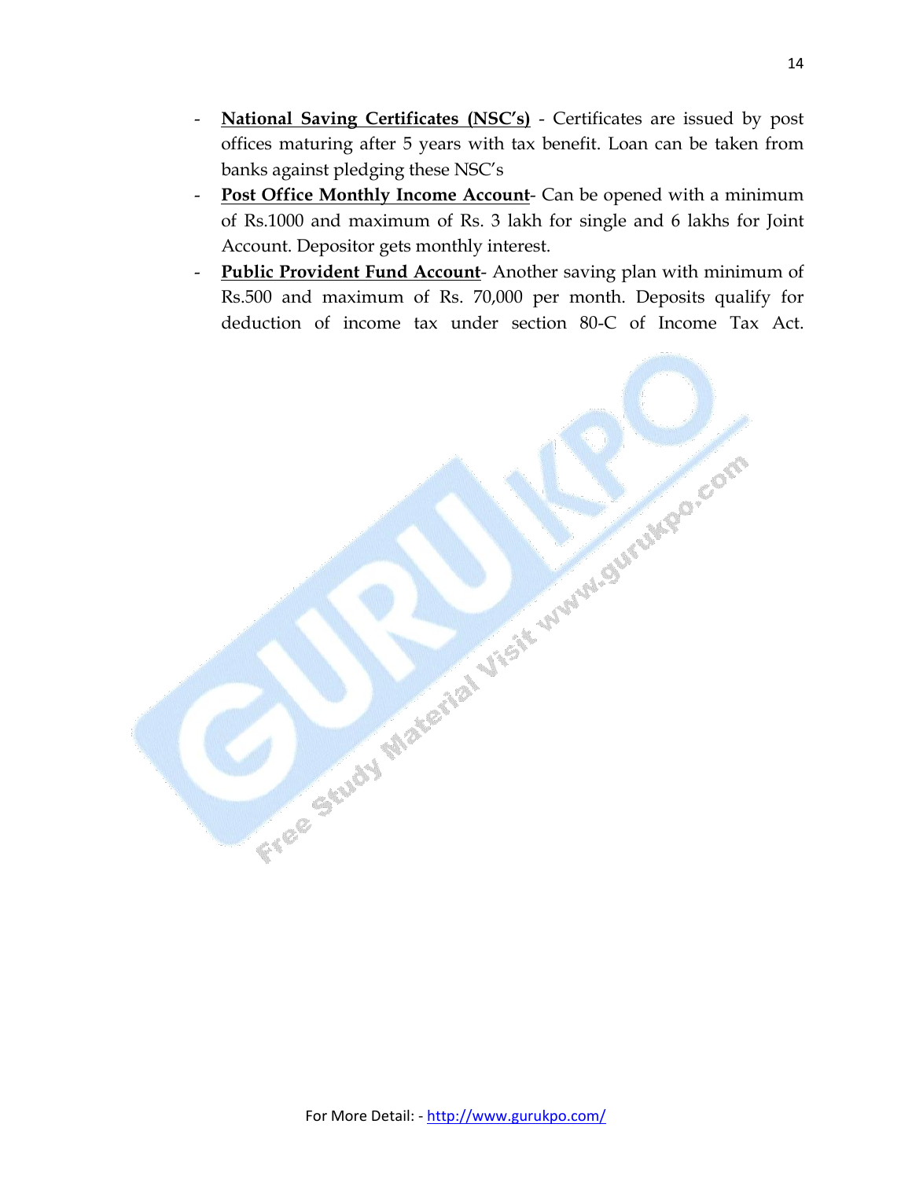- **National Saving Certificates (NSC's)** - Certificates are issued by post offices maturing after 5 years with tax benefit. Loan can be taken from banks against pledging these NSC's
- **Post Office Monthly Income Account**- Can be opened with a minimum of Rs.1000 and maximum of Rs. 3 lakh for single and 6 lakhs for Joint Account. Depositor gets monthly interest.
- **Public Provident Fund Account**- Another saving plan with minimum of Rs.500 and maximum of Rs. 70,000 per month. Deposits qualify for deduction of income tax under section 80-C of Income Tax Act.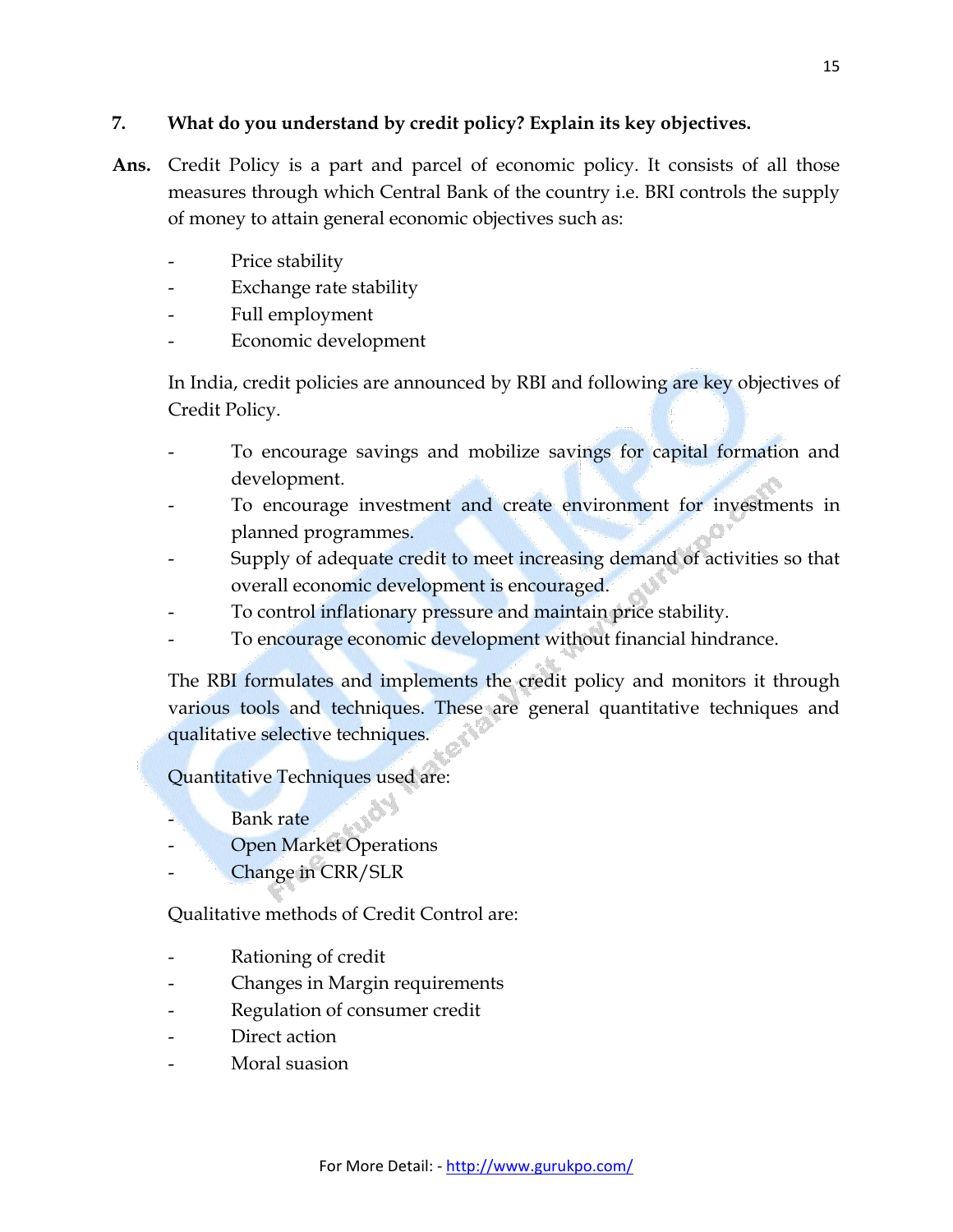**7. What do you understand by credit policy? Explain its key objectives.**

**Ans.** Credit Policy is a part and parcel of economic policy. It consists of all those measures through which Central Bank of the country i.e. BRI controls the supply of money to attain general economic objectives such as:

- Price stability
- Exchange rate stability
- Full employment
- Economic development

In India, credit policies are announced by RBI and following are key objectives of Credit Policy.

- To encourage savings and mobilize savings for capital formation and development.
- To encourage investment and create environment for investments in planned programmes.
- Supply of adequate credit to meet increasing demand of activities so that overall economic development is encouraged.
- To control inflationary pressure and maintain price stability.
- To encourage economic development without financial hindrance.

The RBI formulates and implements the credit policy and monitors it through various tools and techniques. These are general quantitative techniques and qualitative selective techniques.

Quantitative Techniques used are:

- Bank rate
- Open Market Operations
- Change in CRR/SLR

Qualitative methods of Credit Control are:

- Rationing of credit
- Changes in Margin requirements
- Regulation of consumer credit
- Direct action
- Moral suasion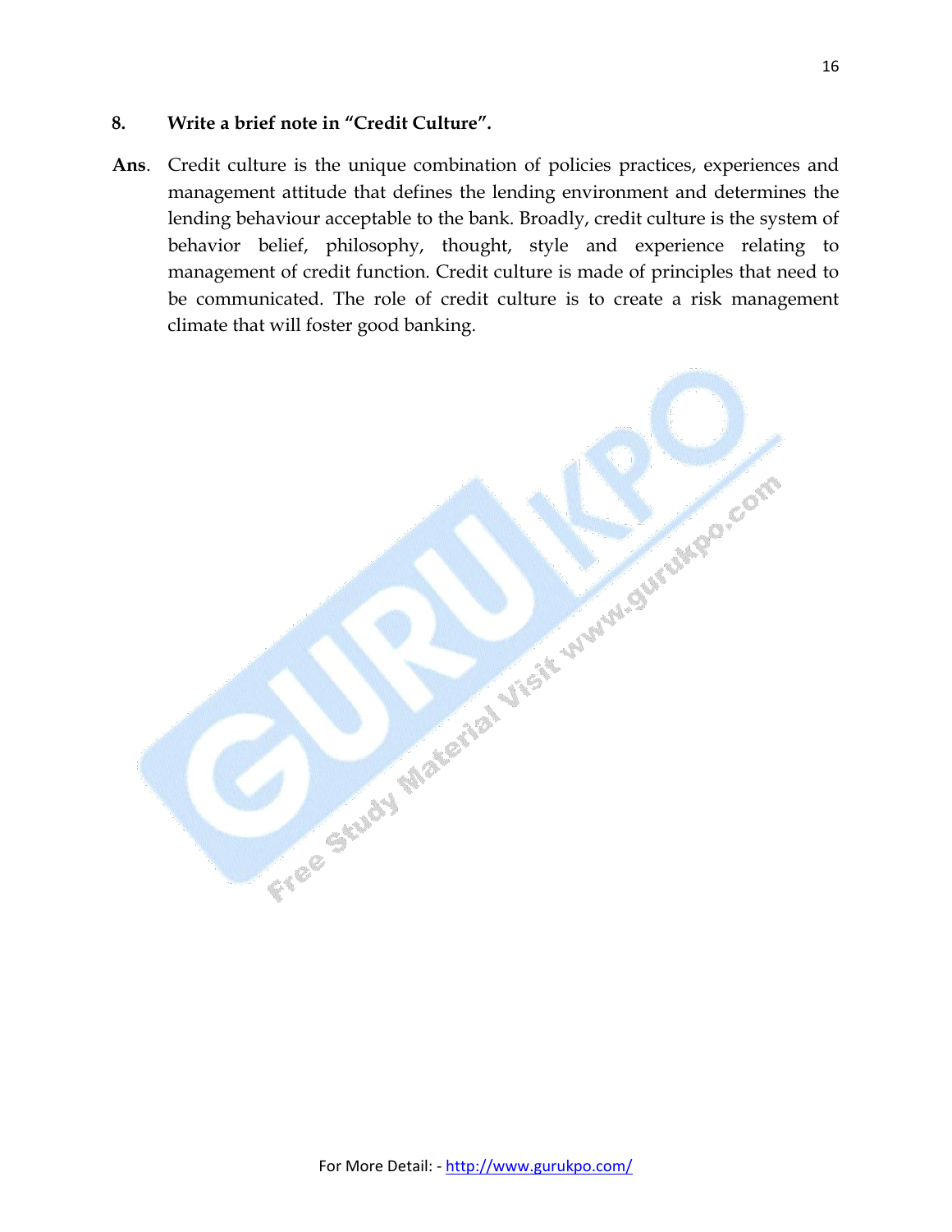**8. Write a brief note in "Credit Culture".**

**Ans**. Credit culture is the unique combination of policies practices, experiences and management attitude that defines the lending environment and determines the lending behaviour acceptable to the bank. Broadly, credit culture is the system of behavior belief, philosophy, thought, style and experience relating to management of credit function. Credit culture is made of principles that need to be communicated. The role of credit culture is to create a risk management climate that will foster good banking.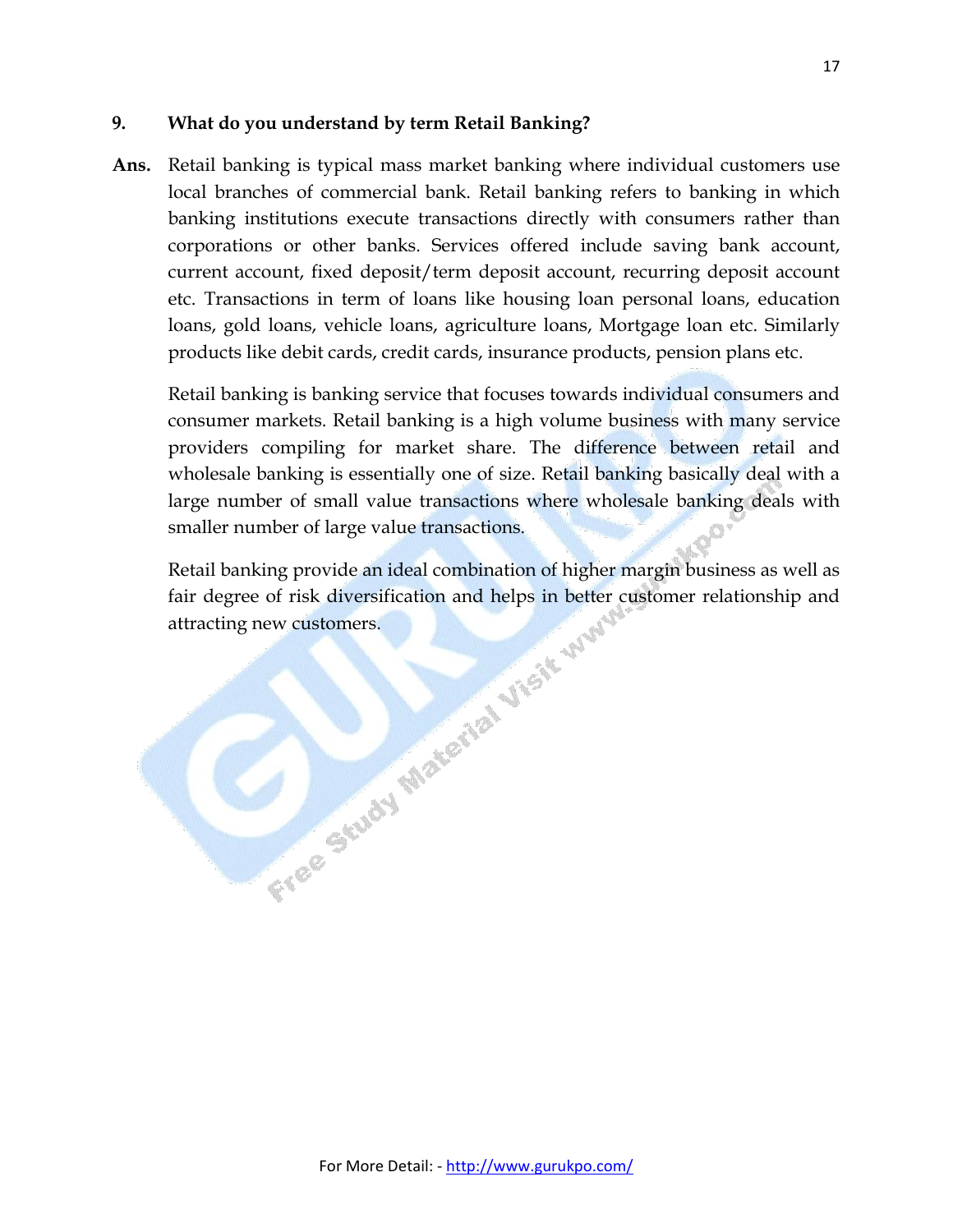**9. What do you understand by term Retail Banking?**

**Ans.** Retail banking is typical mass market banking where individual customers use local branches of commercial bank. Retail banking refers to banking in which banking institutions execute transactions directly with consumers rather than corporations or other banks. Services offered include saving bank account, current account, fixed deposit/term deposit account, recurring deposit account etc. Transactions in term of loans like housing loan personal loans, education loans, gold loans, vehicle loans, agriculture loans, Mortgage loan etc. Similarly products like debit cards, credit cards, insurance products, pension plans etc.

Retail banking is banking service that focuses towards individual consumers and consumer markets. Retail banking is a high volume business with many service providers compiling for market share. The difference between retail and wholesale banking is essentially one of size. Retail banking basically deal with a large number of small value transactions where wholesale banking deals with smaller number of large value transactions.

Retail banking provide an ideal combination of higher margin business as well as fair degree of risk diversification and helps in better customer relationship and attracting new customers.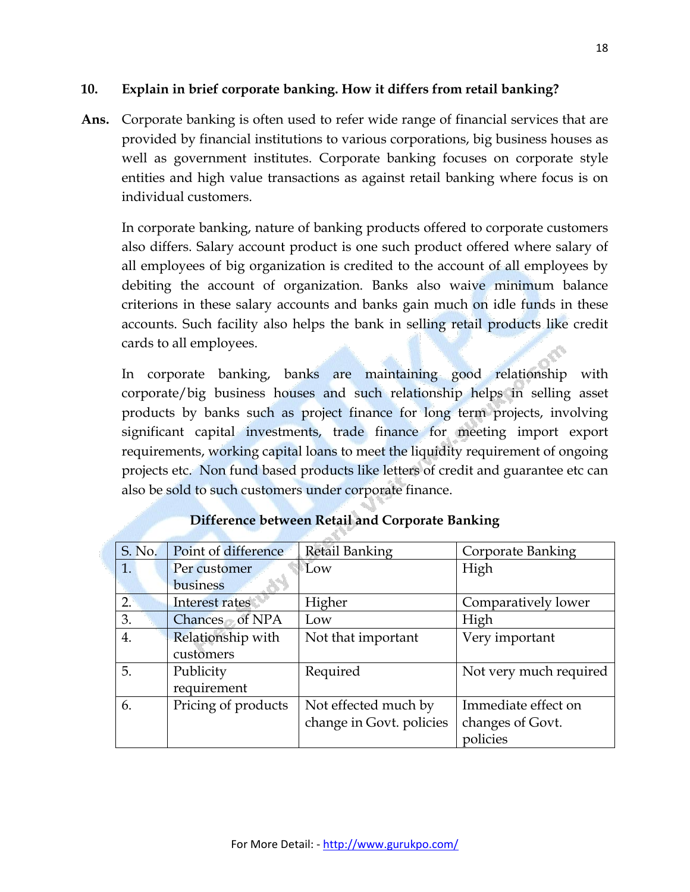**10. Explain in brief corporate banking. How it differs from retail banking?**

**Ans.** Corporate banking is often used to refer wide range of financial services that are provided by financial institutions to various corporations, big business houses as well as government institutes. Corporate banking focuses on corporate style entities and high value transactions as against retail banking where focus is on individual customers.

In corporate banking, nature of banking products offered to corporate customers also differs. Salary account product is one such product offered where salary of all employees of big organization is credited to the account of all employees by debiting the account of organization. Banks also waive minimum balance criterions in these salary accounts and banks gain much on idle funds in these accounts. Such facility also helps the bank in selling retail products like credit cards to all employees.

In corporate banking, banks are maintaining good relationship with corporate/big business houses and such relationship helps in selling asset products by banks such as project finance for long term projects, involving significant capital investments, trade finance for meeting import export requirements, working capital loans to meet the liquidity requirement of ongoing projects etc. Non fund based products like letters of credit and guarantee etc can also be sold to such customers under corporate finance.

**Difference between Retail and Corporate Banking**

| S. No. | Point of difference | Retail Banking | Corporate Banking |
|---|---|---|---|
| 1. | Per customer business | Low | High |
| 2. | Interest rates | Higher | Comparatively lower |
| 3. | Chances of NPA | Low | High |
| 4. | Relationship with customers | Not that important | Very important |
| 5. | Publicity requirement | Required | Not very much required |
| 6. | Pricing of products | Not effected much by change in Govt. policies | Immediate effect on changes of Govt. policies |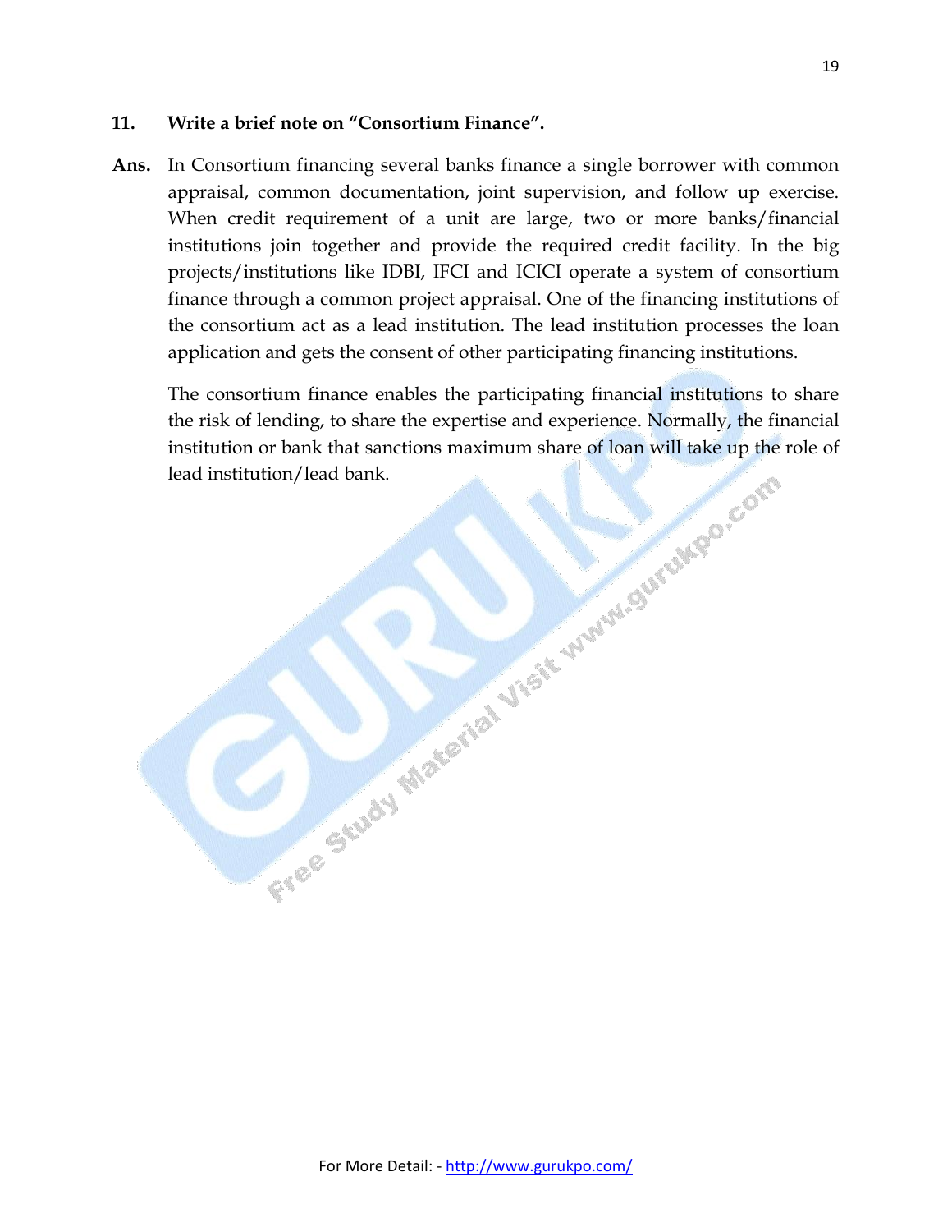**11. Write a brief note on "Consortium Finance".**

**Ans.** In Consortium financing several banks finance a single borrower with common appraisal, common documentation, joint supervision, and follow up exercise. When credit requirement of a unit are large, two or more banks/financial institutions join together and provide the required credit facility. In the big projects/institutions like IDBI, IFCI and ICICI operate a system of consortium finance through a common project appraisal. One of the financing institutions of the consortium act as a lead institution. The lead institution processes the loan application and gets the consent of other participating financing institutions.

The consortium finance enables the participating financial institutions to share the risk of lending, to share the expertise and experience. Normally, the financial institution or bank that sanctions maximum share of loan will take up the role of lead institution/lead bank.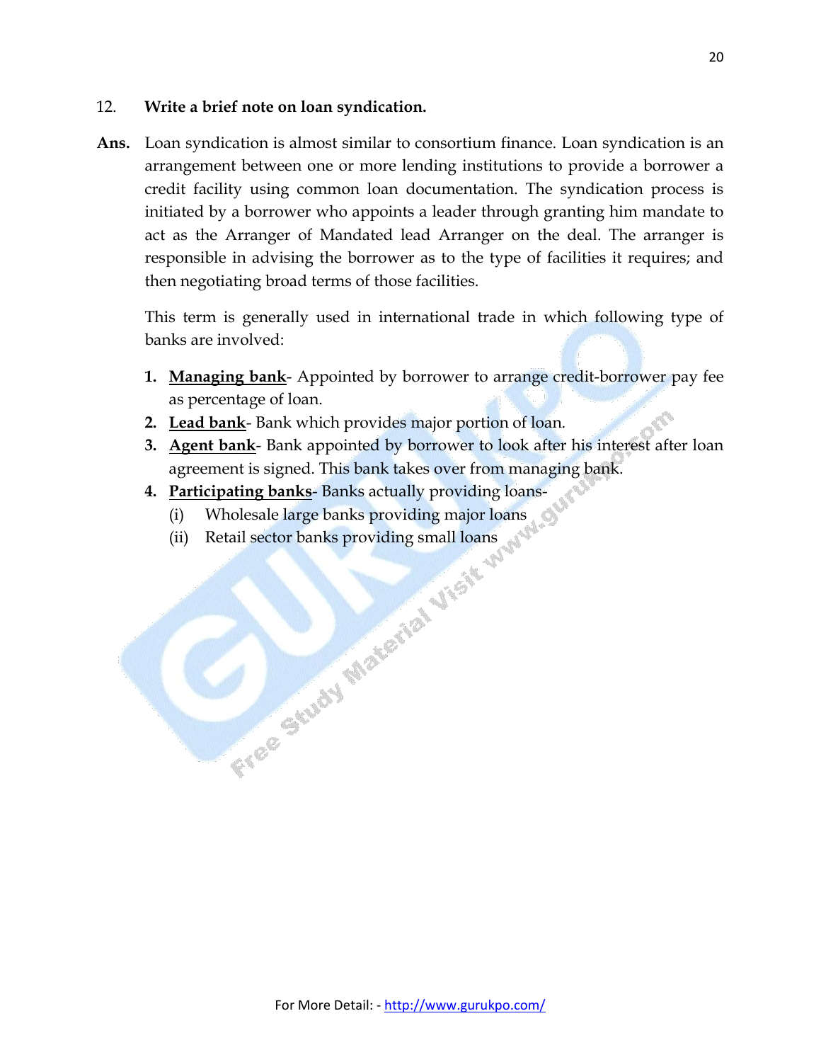12. **Write a brief note on loan syndication.**

**Ans.** Loan syndication is almost similar to consortium finance. Loan syndication is an arrangement between one or more lending institutions to provide a borrower a credit facility using common loan documentation. The syndication process is initiated by a borrower who appoints a leader through granting him mandate to act as the Arranger of Mandated lead Arranger on the deal. The arranger is responsible in advising the borrower as to the type of facilities it requires; and then negotiating broad terms of those facilities.

This term is generally used in international trade in which following type of banks are involved:

1. **Managing bank**- Appointed by borrower to arrange credit-borrower pay fee as percentage of loan.
2. **Lead bank**- Bank which provides major portion of loan.
3. **Agent bank**- Bank appointed by borrower to look after his interest after loan agreement is signed. This bank takes over from managing bank.
4. **Participating banks**- Banks actually providing loans-
   - (i) Wholesale large banks providing major loans
   - (ii) Retail sector banks providing small loans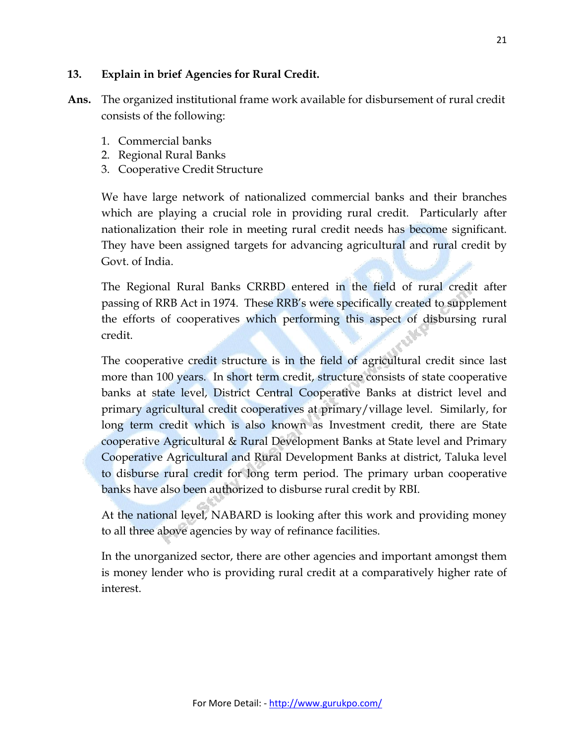**13. Explain in brief Agencies for Rural Credit.**

**Ans.** The organized institutional frame work available for disbursement of rural credit consists of the following:

1. Commercial banks
2. Regional Rural Banks
3. Cooperative Credit Structure

We have large network of nationalized commercial banks and their branches which are playing a crucial role in providing rural credit. Particularly after nationalization their role in meeting rural credit needs has become significant. They have been assigned targets for advancing agricultural and rural credit by Govt. of India.

The Regional Rural Banks CRRBD entered in the field of rural credit after passing of RRB Act in 1974. These RRB's were specifically created to supplement the efforts of cooperatives which performing this aspect of disbursing rural credit.

The cooperative credit structure is in the field of agricultural credit since last more than 100 years. In short term credit, structure consists of state cooperative banks at state level, District Central Cooperative Banks at district level and primary agricultural credit cooperatives at primary/village level. Similarly, for long term credit which is also known as Investment credit, there are State cooperative Agricultural & Rural Development Banks at State level and Primary Cooperative Agricultural and Rural Development Banks at district, Taluka level to disburse rural credit for long term period. The primary urban cooperative banks have also been authorized to disburse rural credit by RBI.

At the national level, NABARD is looking after this work and providing money to all three above agencies by way of refinance facilities.

In the unorganized sector, there are other agencies and important amongst them is money lender who is providing rural credit at a comparatively higher rate of interest.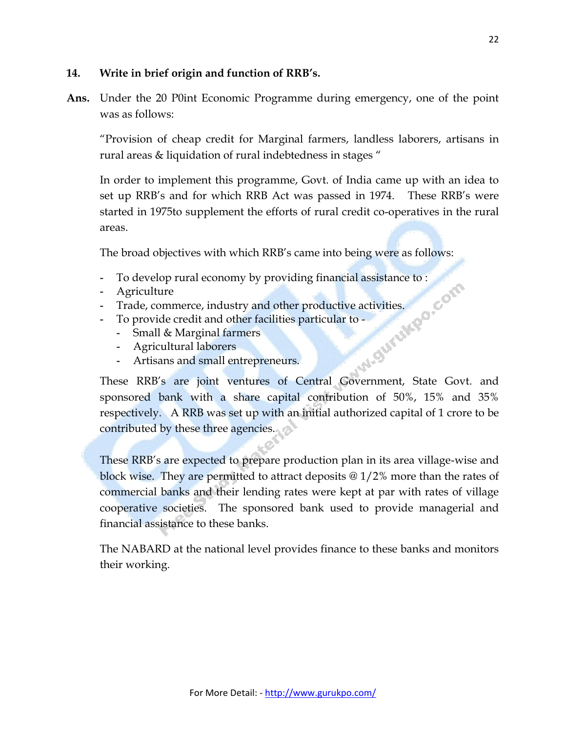**14. Write in brief origin and function of RRB's.**

**Ans.** Under the 20 P0int Economic Programme during emergency, one of the point was as follows:

"Provision of cheap credit for Marginal farmers, landless laborers, artisans in rural areas & liquidation of rural indebtedness in stages "

In order to implement this programme, Govt. of India came up with an idea to set up RRB's and for which RRB Act was passed in 1974. These RRB's were started in 1975to supplement the efforts of rural credit co-operatives in the rural areas.

The broad objectives with which RRB's came into being were as follows:

- To develop rural economy by providing financial assistance to :
- Agriculture
- Trade, commerce, industry and other productive activities.
- To provide credit and other facilities particular to -
  - Small & Marginal farmers
  - Agricultural laborers
  - Artisans and small entrepreneurs.

These RRB's are joint ventures of Central Government, State Govt. and sponsored bank with a share capital contribution of 50%, 15% and 35% respectively. A RRB was set up with an initial authorized capital of 1 crore to be contributed by these three agencies.

These RRB's are expected to prepare production plan in its area village-wise and block wise. They are permitted to attract deposits @ 1/2% more than the rates of commercial banks and their lending rates were kept at par with rates of village cooperative societies. The sponsored bank used to provide managerial and financial assistance to these banks.

The NABARD at the national level provides finance to these banks and monitors their working.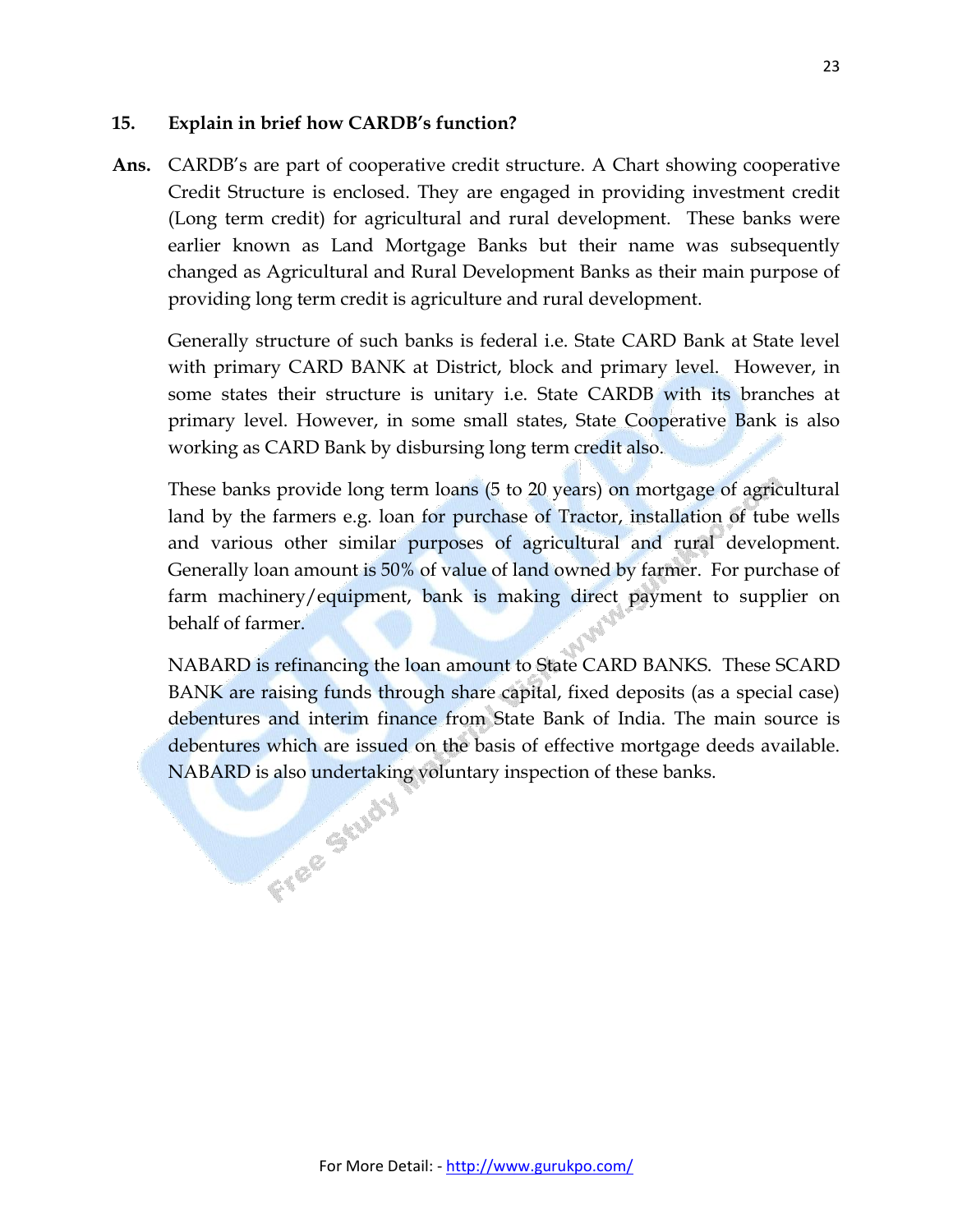**15. Explain in brief how CARDB's function?**

**Ans.** CARDB's are part of cooperative credit structure. A Chart showing cooperative Credit Structure is enclosed. They are engaged in providing investment credit (Long term credit) for agricultural and rural development. These banks were earlier known as Land Mortgage Banks but their name was subsequently changed as Agricultural and Rural Development Banks as their main purpose of providing long term credit is agriculture and rural development.

Generally structure of such banks is federal i.e. State CARD Bank at State level with primary CARD BANK at District, block and primary level. However, in some states their structure is unitary i.e. State CARDB with its branches at primary level. However, in some small states, State Cooperative Bank is also working as CARD Bank by disbursing long term credit also.

These banks provide long term loans (5 to 20 years) on mortgage of agricultural land by the farmers e.g. loan for purchase of Tractor, installation of tube wells and various other similar purposes of agricultural and rural development. Generally loan amount is 50% of value of land owned by farmer. For purchase of farm machinery/equipment, bank is making direct payment to supplier on behalf of farmer.

NABARD is refinancing the loan amount to State CARD BANKS. These SCARD BANK are raising funds through share capital, fixed deposits (as a special case) debentures and interim finance from State Bank of India. The main source is debentures which are issued on the basis of effective mortgage deeds available. NABARD is also undertaking voluntary inspection of these banks.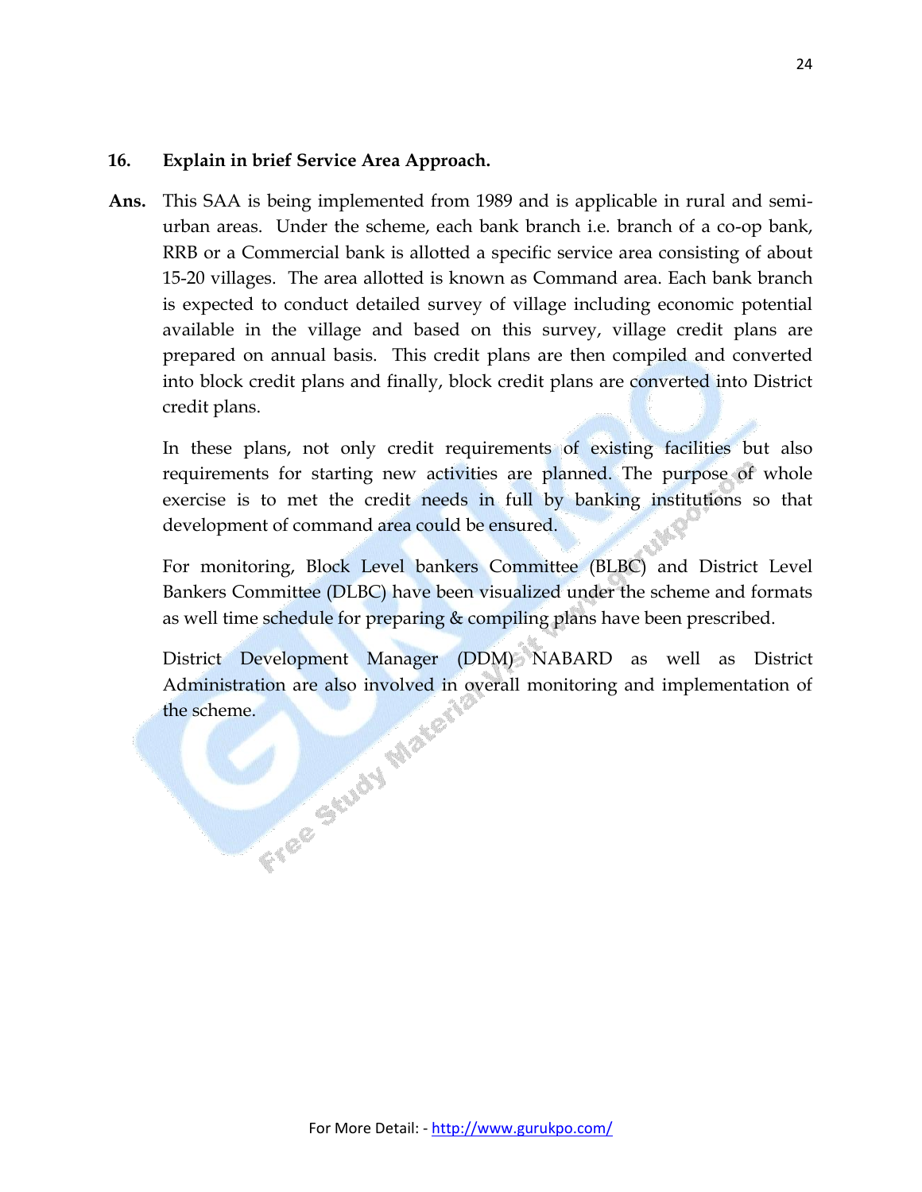**16. Explain in brief Service Area Approach.**

**Ans.** This SAA is being implemented from 1989 and is applicable in rural and semi-urban areas. Under the scheme, each bank branch i.e. branch of a co-op bank, RRB or a Commercial bank is allotted a specific service area consisting of about 15-20 villages. The area allotted is known as Command area. Each bank branch is expected to conduct detailed survey of village including economic potential available in the village and based on this survey, village credit plans are prepared on annual basis. This credit plans are then compiled and converted into block credit plans and finally, block credit plans are converted into District credit plans.

In these plans, not only credit requirements of existing facilities but also requirements for starting new activities are planned. The purpose of whole exercise is to met the credit needs in full by banking institutions so that development of command area could be ensured.

For monitoring, Block Level bankers Committee (BLBC) and District Level Bankers Committee (DLBC) have been visualized under the scheme and formats as well time schedule for preparing & compiling plans have been prescribed.

District Development Manager (DDM) NABARD as well as District Administration are also involved in overall monitoring and implementation of the scheme.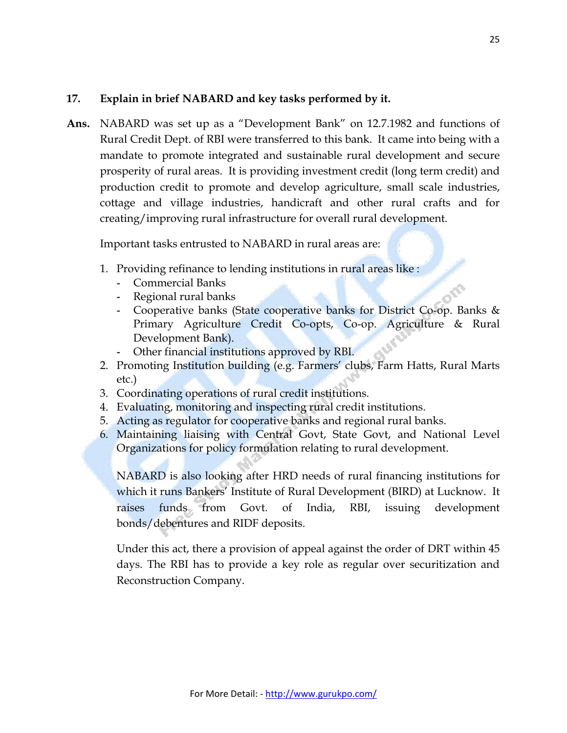**17. Explain in brief NABARD and key tasks performed by it.**

**Ans.** NABARD was set up as a "Development Bank" on 12.7.1982 and functions of Rural Credit Dept. of RBI were transferred to this bank. It came into being with a mandate to promote integrated and sustainable rural development and secure prosperity of rural areas. It is providing investment credit (long term credit) and production credit to promote and develop agriculture, small scale industries, cottage and village industries, handicraft and other rural crafts and for creating/improving rural infrastructure for overall rural development.

Important tasks entrusted to NABARD in rural areas are:

1. Providing refinance to lending institutions in rural areas like :
   - Commercial Banks
   - Regional rural banks
   - Cooperative banks (State cooperative banks for District Co-op. Banks & Primary Agriculture Credit Co-opts, Co-op. Agriculture & Rural Development Bank).
   - Other financial institutions approved by RBI.
2. Promoting Institution building (e.g. Farmers' clubs, Farm Hatts, Rural Marts etc.)
3. Coordinating operations of rural credit institutions.
4. Evaluating, monitoring and inspecting rural credit institutions.
5. Acting as regulator for cooperative banks and regional rural banks.
6. Maintaining liaising with Central Govt, State Govt, and National Level Organizations for policy formulation relating to rural development.

   NABARD is also looking after HRD needs of rural financing institutions for which it runs Bankers' Institute of Rural Development (BIRD) at Lucknow. It raises funds from Govt. of India, RBI, issuing development bonds/debentures and RIDF deposits.

   Under this act, there a provision of appeal against the order of DRT within 45 days. The RBI has to provide a key role as regular over securitization and Reconstruction Company.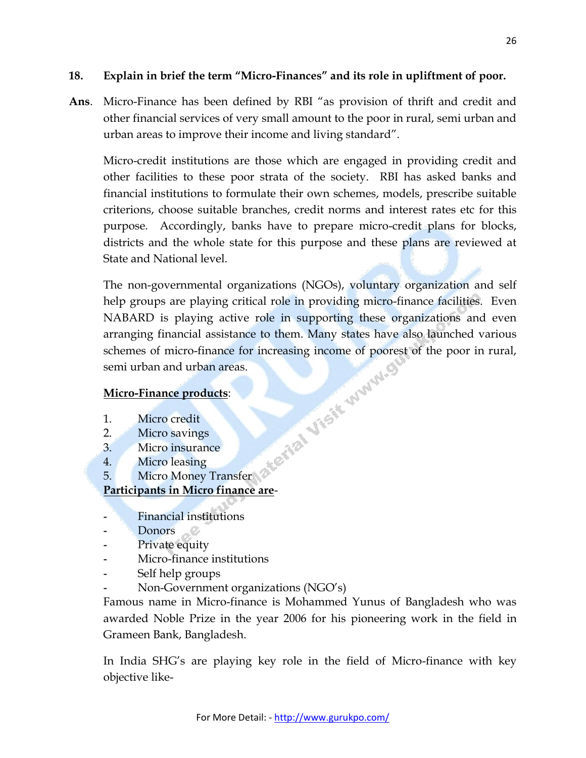**18. Explain in brief the term "Micro-Finances" and its role in upliftment of poor.**

**Ans**. Micro-Finance has been defined by RBI "as provision of thrift and credit and other financial services of very small amount to the poor in rural, semi urban and urban areas to improve their income and living standard".

Micro-credit institutions are those which are engaged in providing credit and other facilities to these poor strata of the society. RBI has asked banks and financial institutions to formulate their own schemes, models, prescribe suitable criterions, choose suitable branches, credit norms and interest rates etc for this purpose. Accordingly, banks have to prepare micro-credit plans for blocks, districts and the whole state for this purpose and these plans are reviewed at State and National level.

The non-governmental organizations (NGOs), voluntary organization and self help groups are playing critical role in providing micro-finance facilities. Even NABARD is playing active role in supporting these organizations and even arranging financial assistance to them. Many states have also launched various schemes of micro-finance for increasing income of poorest of the poor in rural, semi urban and urban areas.

**<u>Micro-Finance products</u>**:

1. Micro credit
2. Micro savings
3. Micro insurance
4. Micro leasing
5. Micro Money Transfer

**<u>Participants in Micro finance are</u>**-

- Financial institutions
- Donors
- Private equity
- Micro-finance institutions
- Self help groups
- Non-Government organizations (NGO's)

Famous name in Micro-finance is Mohammed Yunus of Bangladesh who was awarded Noble Prize in the year 2006 for his pioneering work in the field in Grameen Bank, Bangladesh.

In India SHG's are playing key role in the field of Micro-finance with key objective like-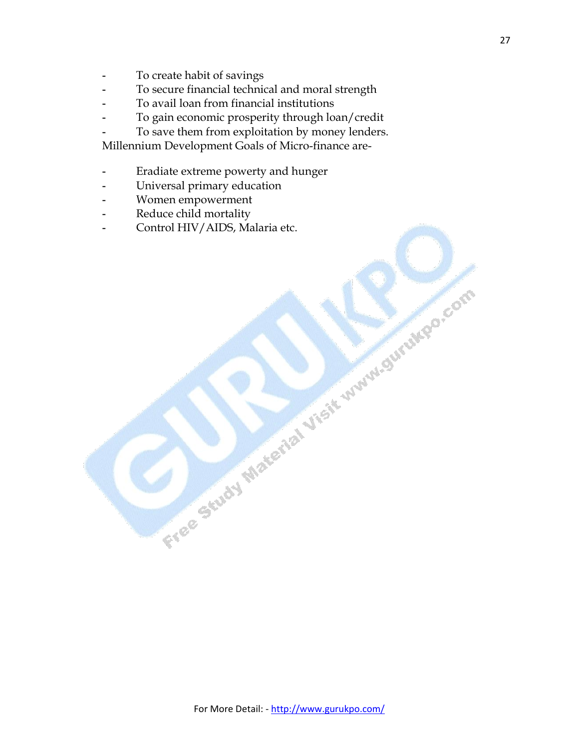- To create habit of savings
- To secure financial technical and moral strength
- To avail loan from financial institutions
- To gain economic prosperity through loan/credit
- To save them from exploitation by money lenders.

Millennium Development Goals of Micro-finance are-

- Eradiate extreme powerty and hunger
- Universal primary education
- Women empowerment
- Reduce child mortality
- Control HIV/AIDS, Malaria etc.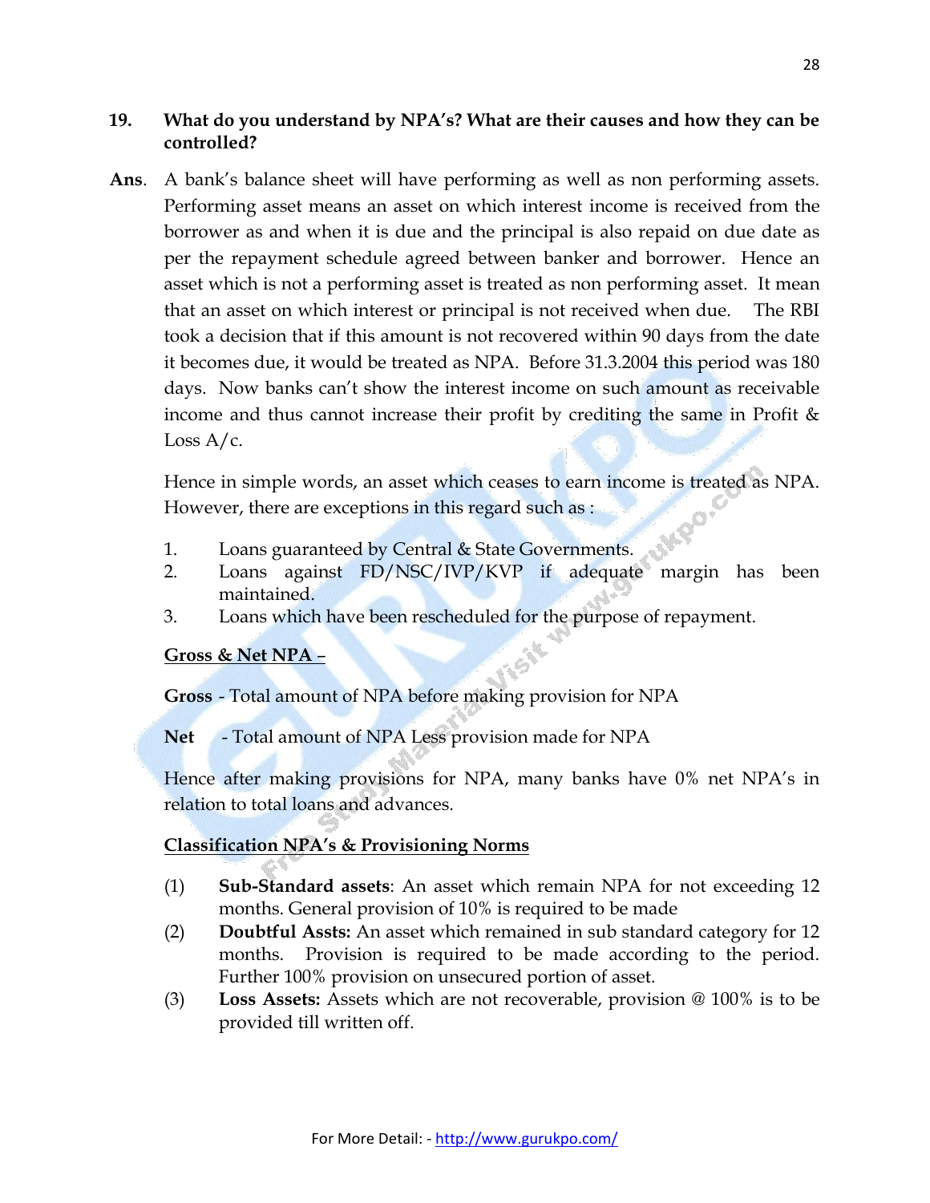**19. What do you understand by NPA's? What are their causes and how they can be controlled?**

**Ans**. A bank's balance sheet will have performing as well as non performing assets. Performing asset means an asset on which interest income is received from the borrower as and when it is due and the principal is also repaid on due date as per the repayment schedule agreed between banker and borrower. Hence an asset which is not a performing asset is treated as non performing asset. It mean that an asset on which interest or principal is not received when due. The RBI took a decision that if this amount is not recovered within 90 days from the date it becomes due, it would be treated as NPA. Before 31.3.2004 this period was 180 days. Now banks can't show the interest income on such amount as receivable income and thus cannot increase their profit by crediting the same in Profit & Loss A/c.

Hence in simple words, an asset which ceases to earn income is treated as NPA. However, there are exceptions in this regard such as :

1. Loans guaranteed by Central & State Governments.
2. Loans against FD/NSC/IVP/KVP if adequate margin has been maintained.
3. Loans which have been rescheduled for the purpose of repayment.

**Gross & Net NPA –**

**Gross** - Total amount of NPA before making provision for NPA

**Net** - Total amount of NPA Less provision made for NPA

Hence after making provisions for NPA, many banks have 0% net NPA's in relation to total loans and advances.

**Classification NPA's & Provisioning Norms**

(1) **Sub-Standard assets**: An asset which remain NPA for not exceeding 12 months. General provision of 10% is required to be made

(2) **Doubtful Assts:** An asset which remained in sub standard category for 12 months. Provision is required to be made according to the period. Further 100% provision on unsecured portion of asset.

(3) **Loss Assets:** Assets which are not recoverable, provision @ 100% is to be provided till written off.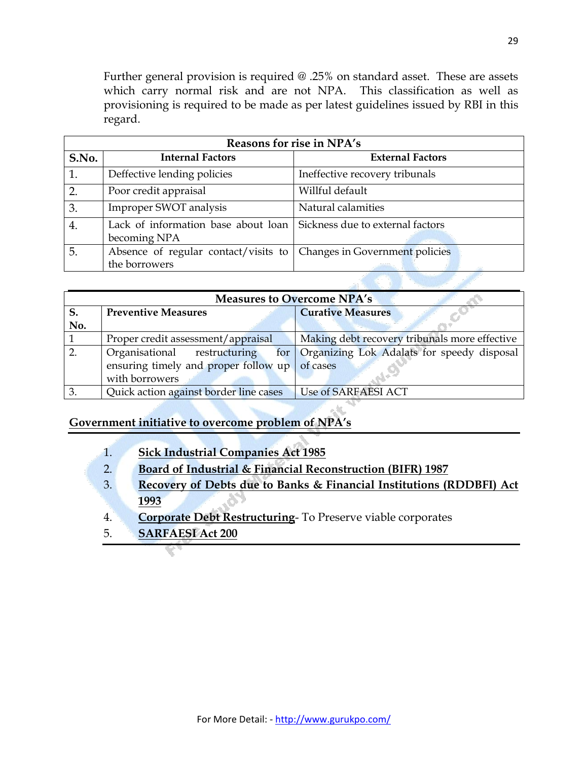Further general provision is required @ .25% on standard asset. These are assets which carry normal risk and are not NPA. This classification as well as provisioning is required to be made as per latest guidelines issued by RBI in this regard.

| Reasons for rise in NPA's | | |
|---|---|---|
| **S.No.** | **Internal Factors** | **External Factors** |
| 1. | Deffective lending policies | Ineffective recovery tribunals |
| 2. | Poor credit appraisal | Willful default |
| 3. | Improper SWOT analysis | Natural calamities |
| 4. | Lack of information base about loan becoming NPA | Sickness due to external factors |
| 5. | Absence of regular contact/visits to the borrowers | Changes in Government policies |

| Measures to Overcome NPA's | | |
|---|---|---|
| **S. No.** | **Preventive Measures** | **Curative Measures** |
| 1 | Proper credit assessment/appraisal | Making debt recovery tribunals more effective |
| 2. | Organisational restructuring for ensuring timely and proper follow up with borrowers | Organizing Lok Adalats for speedy disposal of cases |
| 3. | Quick action against border line cases | Use of SARFAESI ACT |

## Government initiative to overcome problem of NPA's

1. **Sick Industrial Companies Act 1985**
2. **Board of Industrial & Financial Reconstruction (BIFR) 1987**
3. **Recovery of Debts due to Banks & Financial Institutions (RDDBFI) Act 1993**
4. **Corporate Debt Restructuring**- To Preserve viable corporates
5. **SARFAESI Act 200**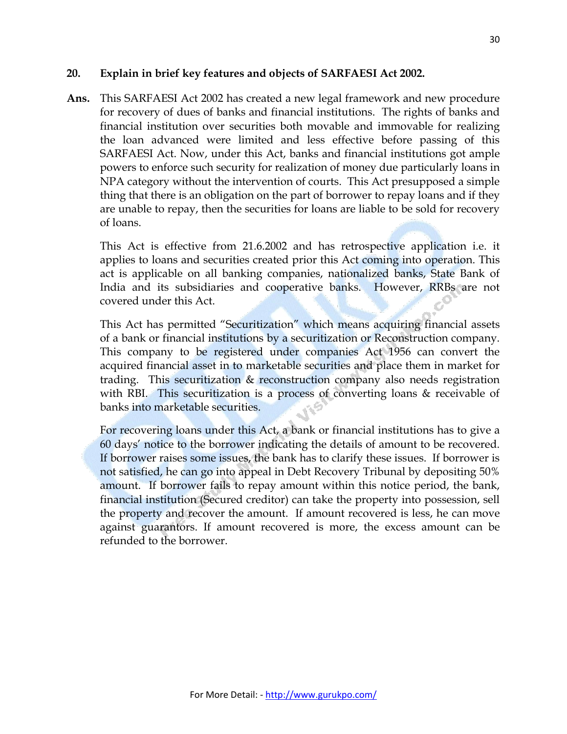**20. Explain in brief key features and objects of SARFAESI Act 2002.**

**Ans.** This SARFAESI Act 2002 has created a new legal framework and new procedure for recovery of dues of banks and financial institutions. The rights of banks and financial institution over securities both movable and immovable for realizing the loan advanced were limited and less effective before passing of this SARFAESI Act. Now, under this Act, banks and financial institutions got ample powers to enforce such security for realization of money due particularly loans in NPA category without the intervention of courts. This Act presupposed a simple thing that there is an obligation on the part of borrower to repay loans and if they are unable to repay, then the securities for loans are liable to be sold for recovery of loans.

This Act is effective from 21.6.2002 and has retrospective application i.e. it applies to loans and securities created prior this Act coming into operation. This act is applicable on all banking companies, nationalized banks, State Bank of India and its subsidiaries and cooperative banks. However, RRBs are not covered under this Act.

This Act has permitted "Securitization" which means acquiring financial assets of a bank or financial institutions by a securitization or Reconstruction company. This company to be registered under companies Act 1956 can convert the acquired financial asset in to marketable securities and place them in market for trading. This securitization & reconstruction company also needs registration with RBI. This securitization is a process of converting loans & receivable of banks into marketable securities.

For recovering loans under this Act, a bank or financial institutions has to give a 60 days' notice to the borrower indicating the details of amount to be recovered. If borrower raises some issues, the bank has to clarify these issues. If borrower is not satisfied, he can go into appeal in Debt Recovery Tribunal by depositing 50% amount. If borrower fails to repay amount within this notice period, the bank, financial institution (Secured creditor) can take the property into possession, sell the property and recover the amount. If amount recovered is less, he can move against guarantors. If amount recovered is more, the excess amount can be refunded to the borrower.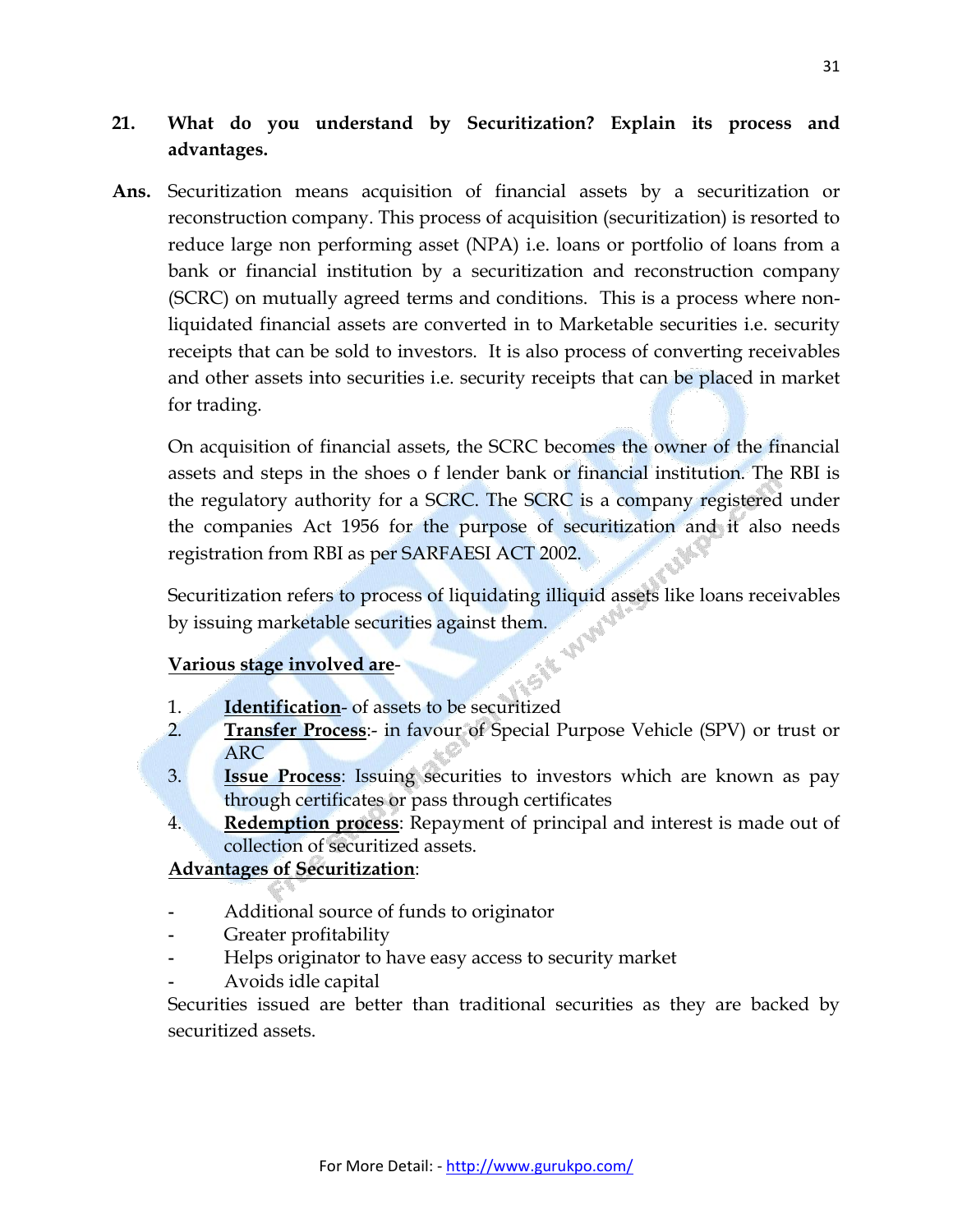**21. What do you understand by Securitization? Explain its process and advantages.**

**Ans.** Securitization means acquisition of financial assets by a securitization or reconstruction company. This process of acquisition (securitization) is resorted to reduce large non performing asset (NPA) i.e. loans or portfolio of loans from a bank or financial institution by a securitization and reconstruction company (SCRC) on mutually agreed terms and conditions. This is a process where non-liquidated financial assets are converted in to Marketable securities i.e. security receipts that can be sold to investors. It is also process of converting receivables and other assets into securities i.e. security receipts that can be placed in market for trading.

On acquisition of financial assets, the SCRC becomes the owner of the financial assets and steps in the shoes o f lender bank or financial institution. The RBI is the regulatory authority for a SCRC. The SCRC is a company registered under the companies Act 1956 for the purpose of securitization and it also needs registration from RBI as per SARFAESI ACT 2002.

Securitization refers to process of liquidating illiquid assets like loans receivables by issuing marketable securities against them.

**Various stage involved are**-

1. **Identification**- of assets to be securitized
2. **Transfer Process**:- in favour of Special Purpose Vehicle (SPV) or trust or ARC
3. **Issue Process**: Issuing securities to investors which are known as pay through certificates or pass through certificates
4. **Redemption process**: Repayment of principal and interest is made out of collection of securitized assets.

**Advantages of Securitization**:

- Additional source of funds to originator
- Greater profitability
- Helps originator to have easy access to security market
- Avoids idle capital

Securities issued are better than traditional securities as they are backed by securitized assets.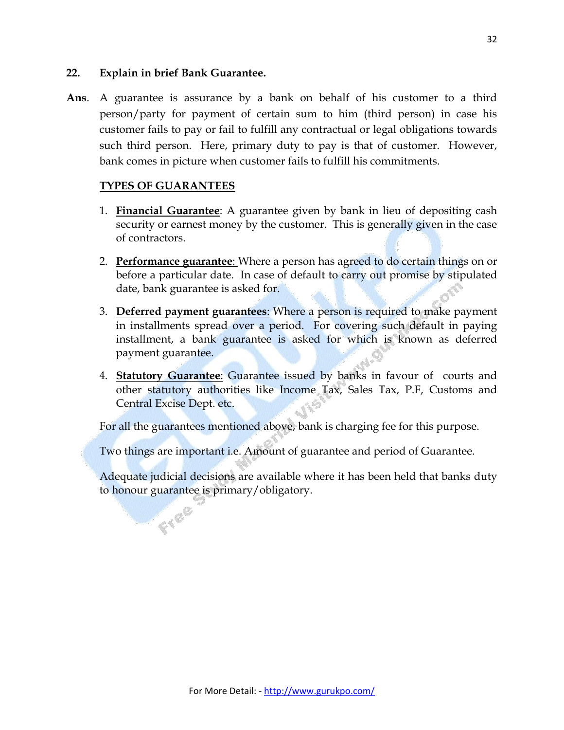**22. Explain in brief Bank Guarantee.**

**Ans**. A guarantee is assurance by a bank on behalf of his customer to a third person/party for payment of certain sum to him (third person) in case his customer fails to pay or fail to fulfill any contractual or legal obligations towards such third person. Here, primary duty to pay is that of customer. However, bank comes in picture when customer fails to fulfill his commitments.

**TYPES OF GUARANTEES**

1. **Financial Guarantee**: A guarantee given by bank in lieu of depositing cash security or earnest money by the customer. This is generally given in the case of contractors.

2. **Performance guarantee**: Where a person has agreed to do certain things on or before a particular date. In case of default to carry out promise by stipulated date, bank guarantee is asked for.

3. **Deferred payment guarantees**: Where a person is required to make payment in installments spread over a period. For covering such default in paying installment, a bank guarantee is asked for which is known as deferred payment guarantee.

4. **Statutory Guarantee**: Guarantee issued by banks in favour of courts and other statutory authorities like Income Tax, Sales Tax, P.F, Customs and Central Excise Dept. etc.

For all the guarantees mentioned above, bank is charging fee for this purpose.

Two things are important i.e. Amount of guarantee and period of Guarantee.

Adequate judicial decisions are available where it has been held that banks duty to honour guarantee is primary/obligatory.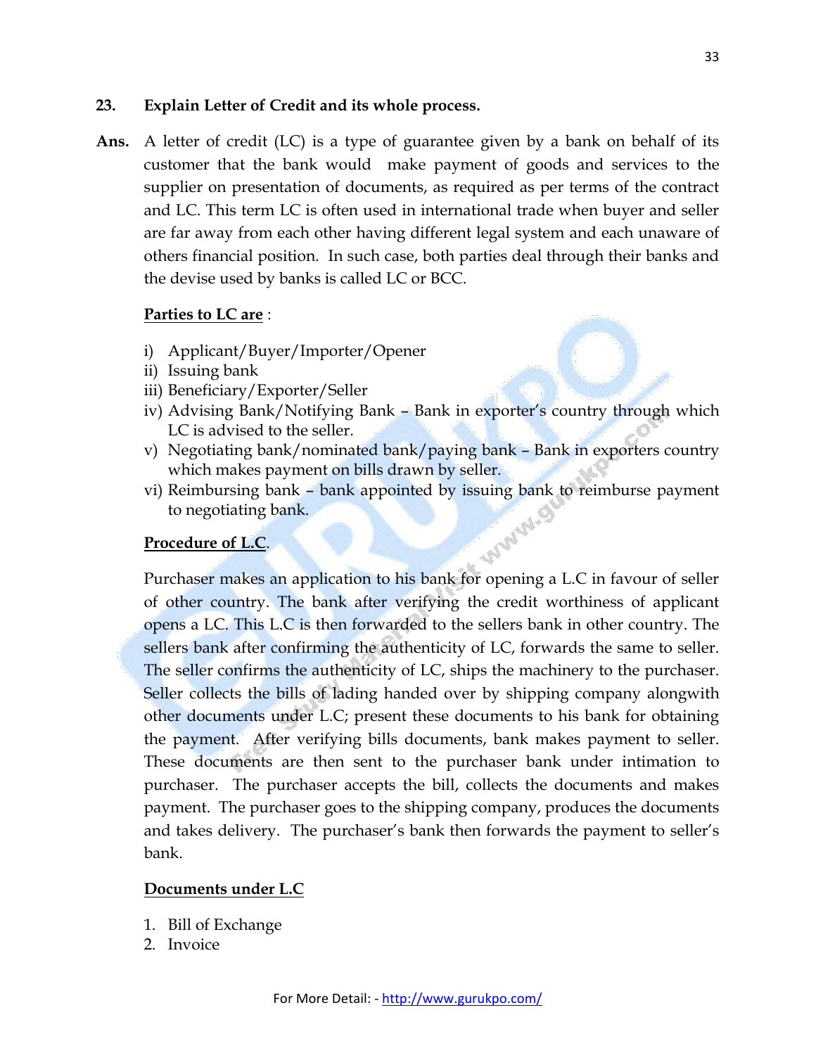**23. Explain Letter of Credit and its whole process.**

**Ans.** A letter of credit (LC) is a type of guarantee given by a bank on behalf of its customer that the bank would make payment of goods and services to the supplier on presentation of documents, as required as per terms of the contract and LC. This term LC is often used in international trade when buyer and seller are far away from each other having different legal system and each unaware of others financial position. In such case, both parties deal through their banks and the devise used by banks is called LC or BCC.

**Parties to LC are** :

i) Applicant/Buyer/Importer/Opener
ii) Issuing bank
iii) Beneficiary/Exporter/Seller
iv) Advising Bank/Notifying Bank – Bank in exporter's country through which LC is advised to the seller.
v) Negotiating bank/nominated bank/paying bank – Bank in exporters country which makes payment on bills drawn by seller.
vi) Reimbursing bank – bank appointed by issuing bank to reimburse payment to negotiating bank.

**Procedure of L.C**.

Purchaser makes an application to his bank for opening a L.C in favour of seller of other country. The bank after verifying the credit worthiness of applicant opens a LC. This L.C is then forwarded to the sellers bank in other country. The sellers bank after confirming the authenticity of LC, forwards the same to seller. The seller confirms the authenticity of LC, ships the machinery to the purchaser. Seller collects the bills of lading handed over by shipping company alongwith other documents under L.C; present these documents to his bank for obtaining the payment. After verifying bills documents, bank makes payment to seller. These documents are then sent to the purchaser bank under intimation to purchaser. The purchaser accepts the bill, collects the documents and makes payment. The purchaser goes to the shipping company, produces the documents and takes delivery. The purchaser's bank then forwards the payment to seller's bank.

**Documents under L.C**

1. Bill of Exchange
2. Invoice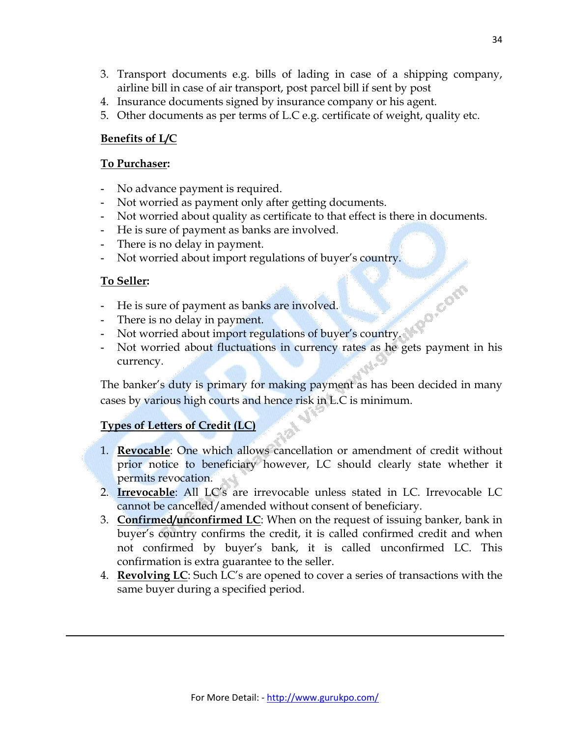3. Transport documents e.g. bills of lading in case of a shipping company, airline bill in case of air transport, post parcel bill if sent by post
4. Insurance documents signed by insurance company or his agent.
5. Other documents as per terms of L.C e.g. certificate of weight, quality etc.

**Benefits of L/C**

**To Purchaser:**

- No advance payment is required.
- Not worried as payment only after getting documents.
- Not worried about quality as certificate to that effect is there in documents.
- He is sure of payment as banks are involved.
- There is no delay in payment.
- Not worried about import regulations of buyer's country.

**To Seller:**

- He is sure of payment as banks are involved.
- There is no delay in payment.
- Not worried about import regulations of buyer's country.
- Not worried about fluctuations in currency rates as he gets payment in his currency.

The banker's duty is primary for making payment as has been decided in many cases by various high courts and hence risk in L.C is minimum.

**Types of Letters of Credit (LC)**

1. **Revocable**: One which allows cancellation or amendment of credit without prior notice to beneficiary however, LC should clearly state whether it permits revocation.
2. **Irrevocable**: All LC's are irrevocable unless stated in LC. Irrevocable LC cannot be cancelled/amended without consent of beneficiary.
3. **Confirmed/unconfirmed LC**: When on the request of issuing banker, bank in buyer's country confirms the credit, it is called confirmed credit and when not confirmed by buyer's bank, it is called unconfirmed LC. This confirmation is extra guarantee to the seller.
4. **Revolving LC**: Such LC's are opened to cover a series of transactions with the same buyer during a specified period.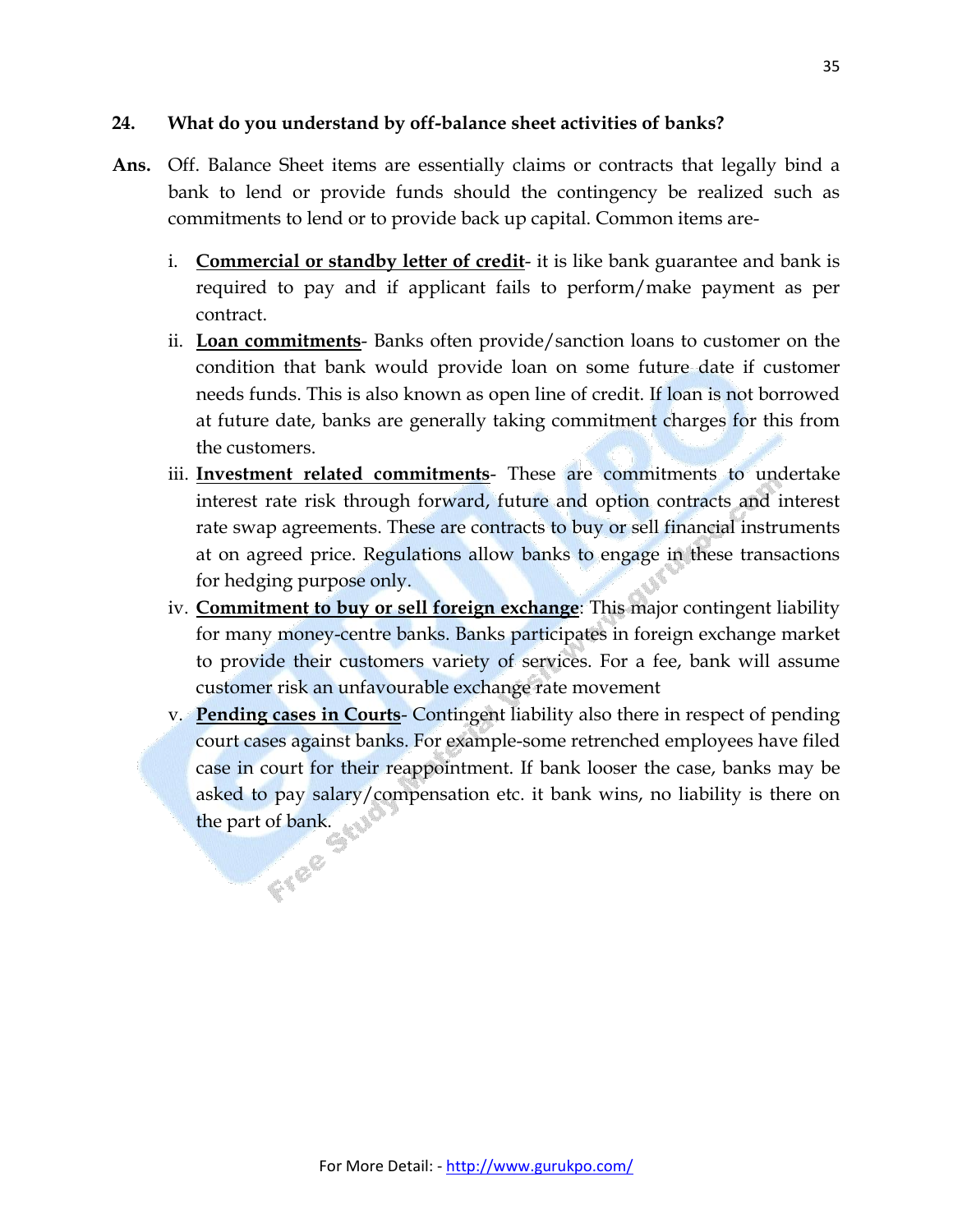**24. What do you understand by off-balance sheet activities of banks?**

**Ans.** Off. Balance Sheet items are essentially claims or contracts that legally bind a bank to lend or provide funds should the contingency be realized such as commitments to lend or to provide back up capital. Common items are-

i. **<u>Commercial or standby letter of credit</u>**- it is like bank guarantee and bank is required to pay and if applicant fails to perform/make payment as per contract.

ii. **<u>Loan commitments</u>**- Banks often provide/sanction loans to customer on the condition that bank would provide loan on some future date if customer needs funds. This is also known as open line of credit. If loan is not borrowed at future date, banks are generally taking commitment charges for this from the customers.

iii. **<u>Investment related commitments</u>**- These are commitments to undertake interest rate risk through forward, future and option contracts and interest rate swap agreements. These are contracts to buy or sell financial instruments at on agreed price. Regulations allow banks to engage in these transactions for hedging purpose only.

iv. **<u>Commitment to buy or sell foreign exchange</u>**: This major contingent liability for many money-centre banks. Banks participates in foreign exchange market to provide their customers variety of services. For a fee, bank will assume customer risk an unfavourable exchange rate movement

v. **<u>Pending cases in Courts</u>**- Contingent liability also there in respect of pending court cases against banks. For example-some retrenched employees have filed case in court for their reappointment. If bank looser the case, banks may be asked to pay salary/compensation etc. it bank wins, no liability is there on the part of bank.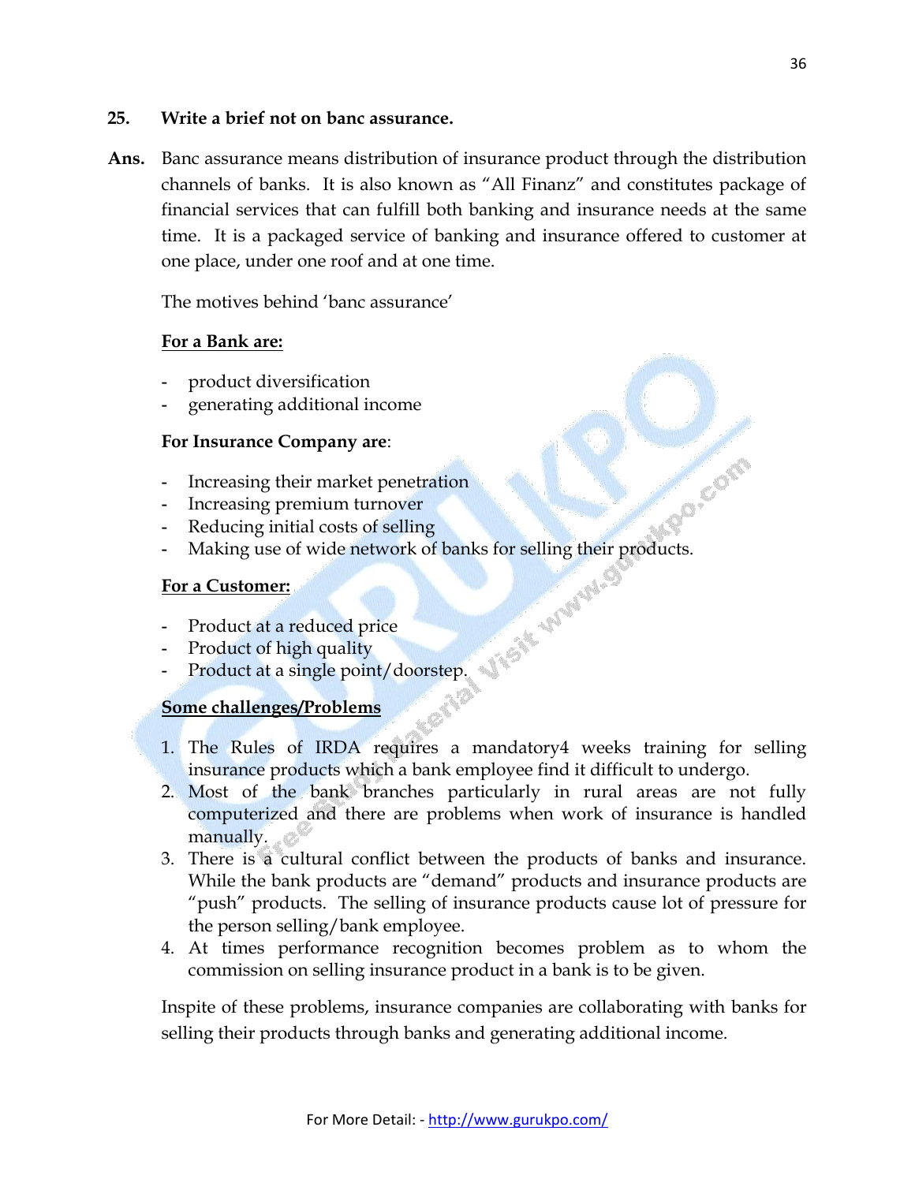**25. Write a brief not on banc assurance.**

**Ans.** Banc assurance means distribution of insurance product through the distribution channels of banks. It is also known as "All Finanz" and constitutes package of financial services that can fulfill both banking and insurance needs at the same time. It is a packaged service of banking and insurance offered to customer at one place, under one roof and at one time.

The motives behind 'banc assurance'

**For a Bank are:**

- product diversification
- generating additional income

**For Insurance Company are**:

- Increasing their market penetration
- Increasing premium turnover
- Reducing initial costs of selling
- Making use of wide network of banks for selling their products.

**For a Customer:**

- Product at a reduced price
- Product of high quality
- Product at a single point/doorstep.

**Some challenges/Problems**

1. The Rules of IRDA requires a mandatory4 weeks training for selling insurance products which a bank employee find it difficult to undergo.
2. Most of the bank branches particularly in rural areas are not fully computerized and there are problems when work of insurance is handled manually.
3. There is a cultural conflict between the products of banks and insurance. While the bank products are "demand" products and insurance products are "push" products. The selling of insurance products cause lot of pressure for the person selling/bank employee.
4. At times performance recognition becomes problem as to whom the commission on selling insurance product in a bank is to be given.

Inspite of these problems, insurance companies are collaborating with banks for selling their products through banks and generating additional income.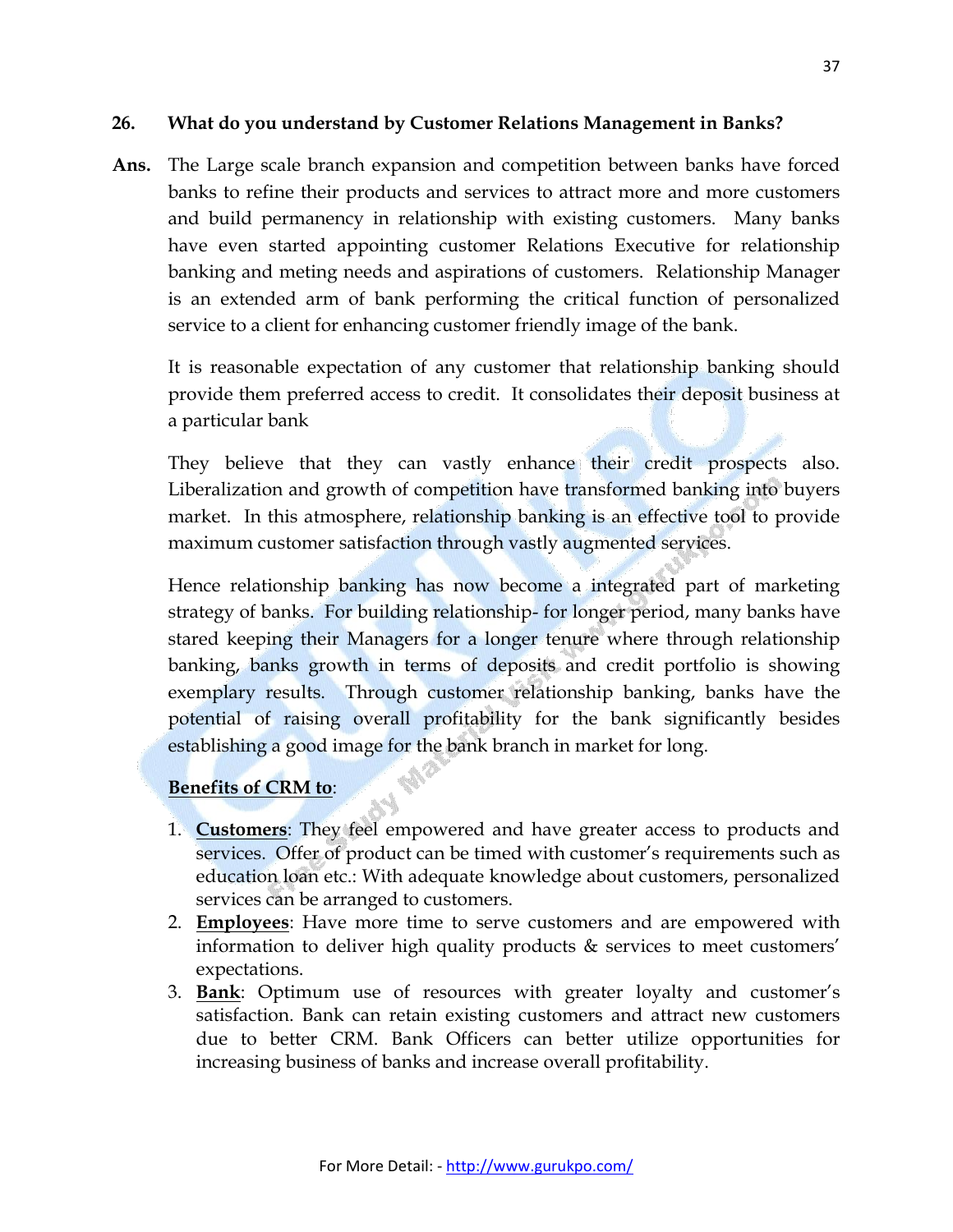**26. What do you understand by Customer Relations Management in Banks?**

**Ans.** The Large scale branch expansion and competition between banks have forced banks to refine their products and services to attract more and more customers and build permanency in relationship with existing customers. Many banks have even started appointing customer Relations Executive for relationship banking and meting needs and aspirations of customers. Relationship Manager is an extended arm of bank performing the critical function of personalized service to a client for enhancing customer friendly image of the bank.

It is reasonable expectation of any customer that relationship banking should provide them preferred access to credit. It consolidates their deposit business at a particular bank

They believe that they can vastly enhance their credit prospects also. Liberalization and growth of competition have transformed banking into buyers market. In this atmosphere, relationship banking is an effective tool to provide maximum customer satisfaction through vastly augmented services.

Hence relationship banking has now become a integrated part of marketing strategy of banks. For building relationship- for longer period, many banks have stared keeping their Managers for a longer tenure where through relationship banking, banks growth in terms of deposits and credit portfolio is showing exemplary results. Through customer relationship banking, banks have the potential of raising overall profitability for the bank significantly besides establishing a good image for the bank branch in market for long.

**Benefits of CRM to**:

1. **Customers**: They feel empowered and have greater access to products and services. Offer of product can be timed with customer's requirements such as education loan etc.: With adequate knowledge about customers, personalized services can be arranged to customers.
2. **Employees**: Have more time to serve customers and are empowered with information to deliver high quality products & services to meet customers' expectations.
3. **Bank**: Optimum use of resources with greater loyalty and customer's satisfaction. Bank can retain existing customers and attract new customers due to better CRM. Bank Officers can better utilize opportunities for increasing business of banks and increase overall profitability.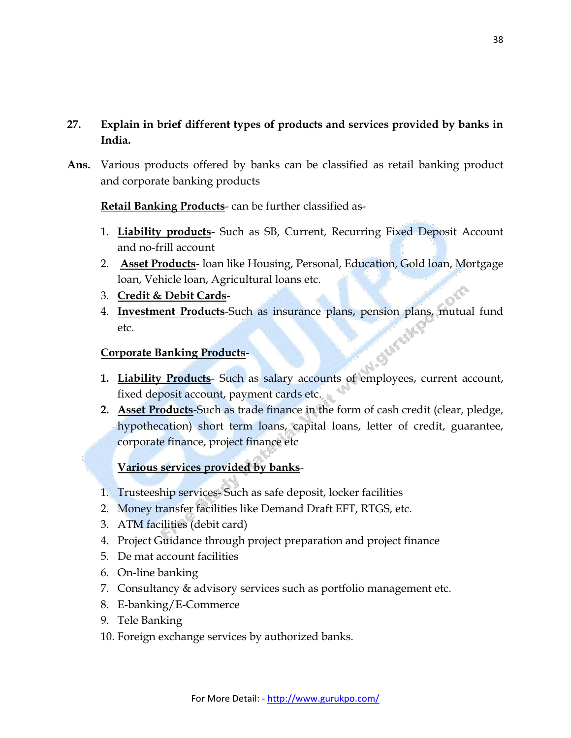**27. Explain in brief different types of products and services provided by banks in India.**

**Ans.** Various products offered by banks can be classified as retail banking product and corporate banking products

**Retail Banking Products**- can be further classified as-

1. **Liability products**- Such as SB, Current, Recurring Fixed Deposit Account and no-frill account
2. **Asset Products**- loan like Housing, Personal, Education, Gold loan, Mortgage loan, Vehicle loan, Agricultural loans etc.
3. **Credit & Debit Cards**-
4. **Investment Products**-Such as insurance plans, pension plans, mutual fund etc.

**Corporate Banking Products**-

1. **Liability Products**- Such as salary accounts of employees, current account, fixed deposit account, payment cards etc.
2. **Asset Products**-Such as trade finance in the form of cash credit (clear, pledge, hypothecation) short term loans, capital loans, letter of credit, guarantee, corporate finance, project finance etc

**Various services provided by banks**-

1. Trusteeship services- Such as safe deposit, locker facilities
2. Money transfer facilities like Demand Draft EFT, RTGS, etc.
3. ATM facilities (debit card)
4. Project Guidance through project preparation and project finance
5. De mat account facilities
6. On-line banking
7. Consultancy & advisory services such as portfolio management etc.
8. E-banking/E-Commerce
9. Tele Banking
10. Foreign exchange services by authorized banks.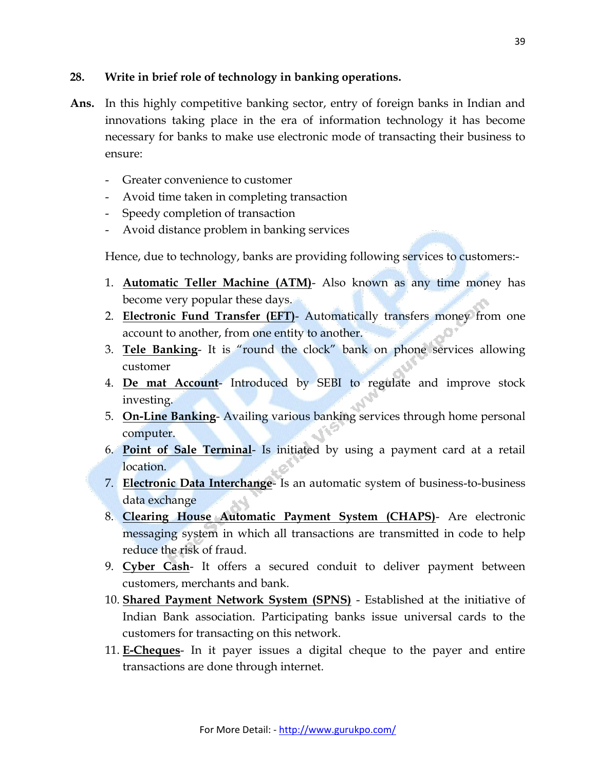**28. Write in brief role of technology in banking operations.**

**Ans.** In this highly competitive banking sector, entry of foreign banks in Indian and innovations taking place in the era of information technology it has become necessary for banks to make use electronic mode of transacting their business to ensure:

- Greater convenience to customer
- Avoid time taken in completing transaction
- Speedy completion of transaction
- Avoid distance problem in banking services

Hence, due to technology, banks are providing following services to customers:-

1. **Automatic Teller Machine (ATM)**- Also known as any time money has become very popular these days.
2. **Electronic Fund Transfer (EFT)**- Automatically transfers money from one account to another, from one entity to another.
3. **Tele Banking**- It is "round the clock" bank on phone services allowing customer
4. **De mat Account**- Introduced by SEBI to regulate and improve stock investing.
5. **On-Line Banking**- Availing various banking services through home personal computer.
6. **Point of Sale Terminal**- Is initiated by using a payment card at a retail location.
7. **Electronic Data Interchange**- Is an automatic system of business-to-business data exchange
8. **Clearing House Automatic Payment System (CHAPS)**- Are electronic messaging system in which all transactions are transmitted in code to help reduce the risk of fraud.
9. **Cyber Cash**- It offers a secured conduit to deliver payment between customers, merchants and bank.
10. **Shared Payment Network System (SPNS)** - Established at the initiative of Indian Bank association. Participating banks issue universal cards to the customers for transacting on this network.
11. **E-Cheques**- In it payer issues a digital cheque to the payer and entire transactions are done through internet.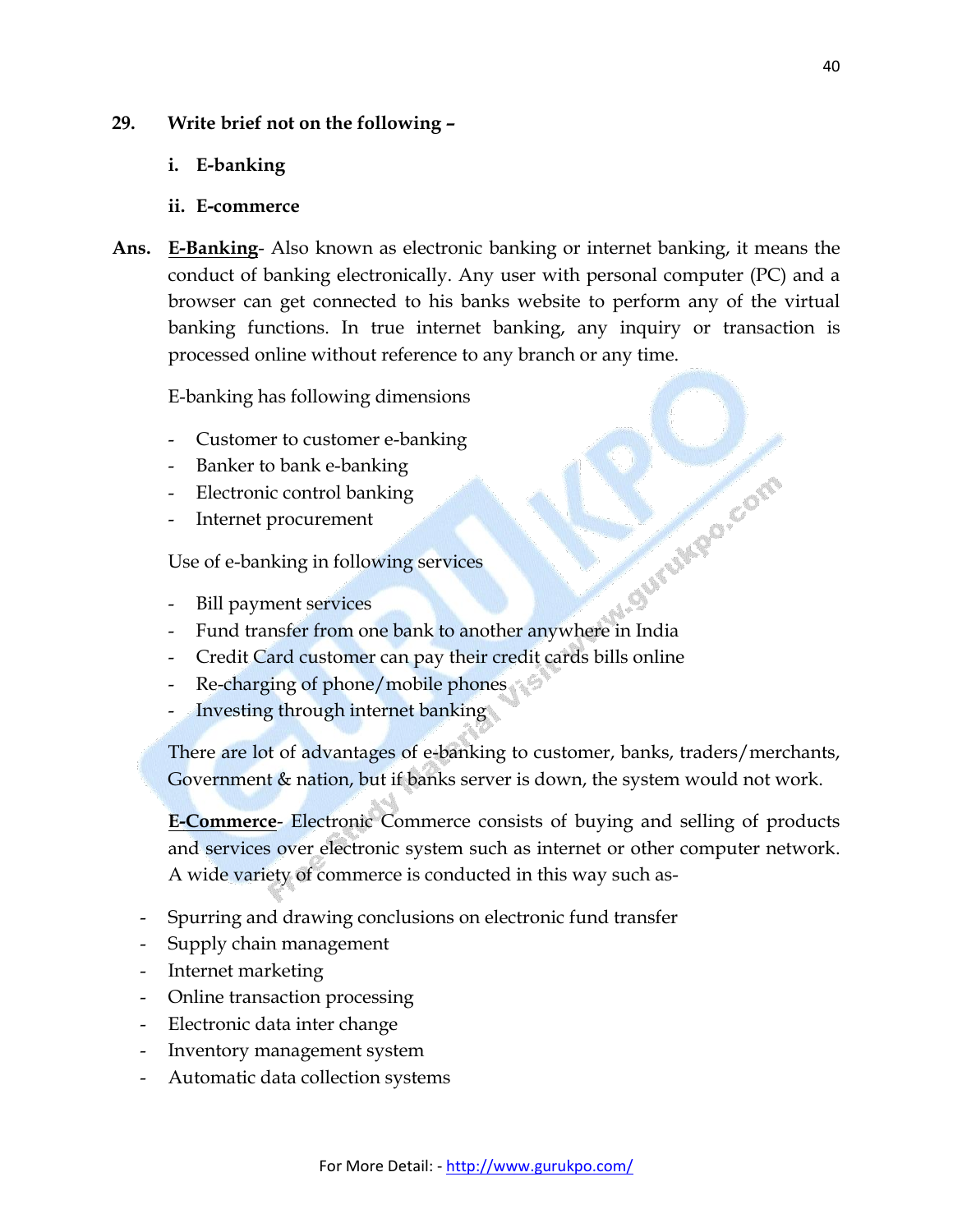**29. Write brief not on the following –**

**i. E-banking**

**ii. E-commerce**

**Ans.** **E-Banking**- Also known as electronic banking or internet banking, it means the conduct of banking electronically. Any user with personal computer (PC) and a browser can get connected to his banks website to perform any of the virtual banking functions. In true internet banking, any inquiry or transaction is processed online without reference to any branch or any time.

E-banking has following dimensions

- Customer to customer e-banking
- Banker to bank e-banking
- Electronic control banking
- Internet procurement

Use of e-banking in following services

- Bill payment services
- Fund transfer from one bank to another anywhere in India
- Credit Card customer can pay their credit cards bills online
- Re-charging of phone/mobile phones
- Investing through internet banking

There are lot of advantages of e-banking to customer, banks, traders/merchants, Government & nation, but if banks server is down, the system would not work.

**E-Commerce**- Electronic Commerce consists of buying and selling of products and services over electronic system such as internet or other computer network. A wide variety of commerce is conducted in this way such as-

- Spurring and drawing conclusions on electronic fund transfer
- Supply chain management
- Internet marketing
- Online transaction processing
- Electronic data inter change
- Inventory management system
- Automatic data collection systems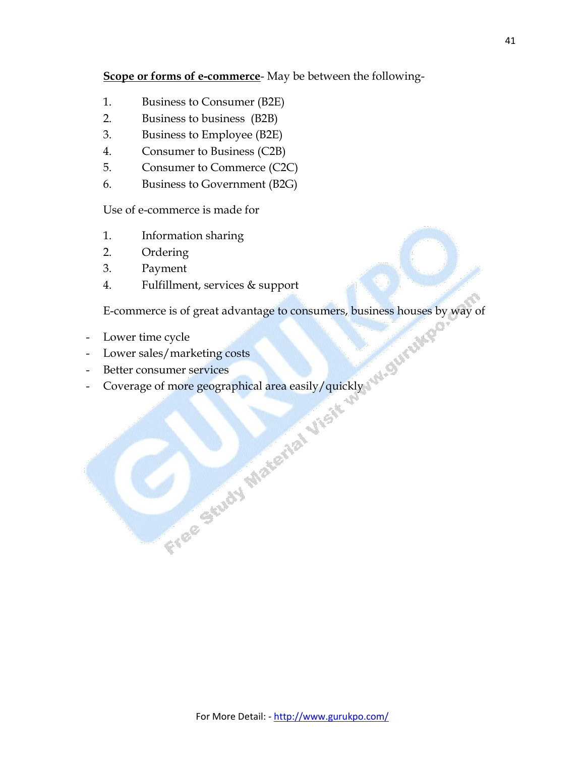**Scope or forms of e-commerce**- May be between the following-

1. Business to Consumer (B2E)
2. Business to business (B2B)
3. Business to Employee (B2E)
4. Consumer to Business (C2B)
5. Consumer to Commerce (C2C)
6. Business to Government (B2G)

Use of e-commerce is made for

1. Information sharing
2. Ordering
3. Payment
4. Fulfillment, services & support

E-commerce is of great advantage to consumers, business houses by way of

- Lower time cycle
- Lower sales/marketing costs
- Better consumer services
- Coverage of more geographical area easily/quickly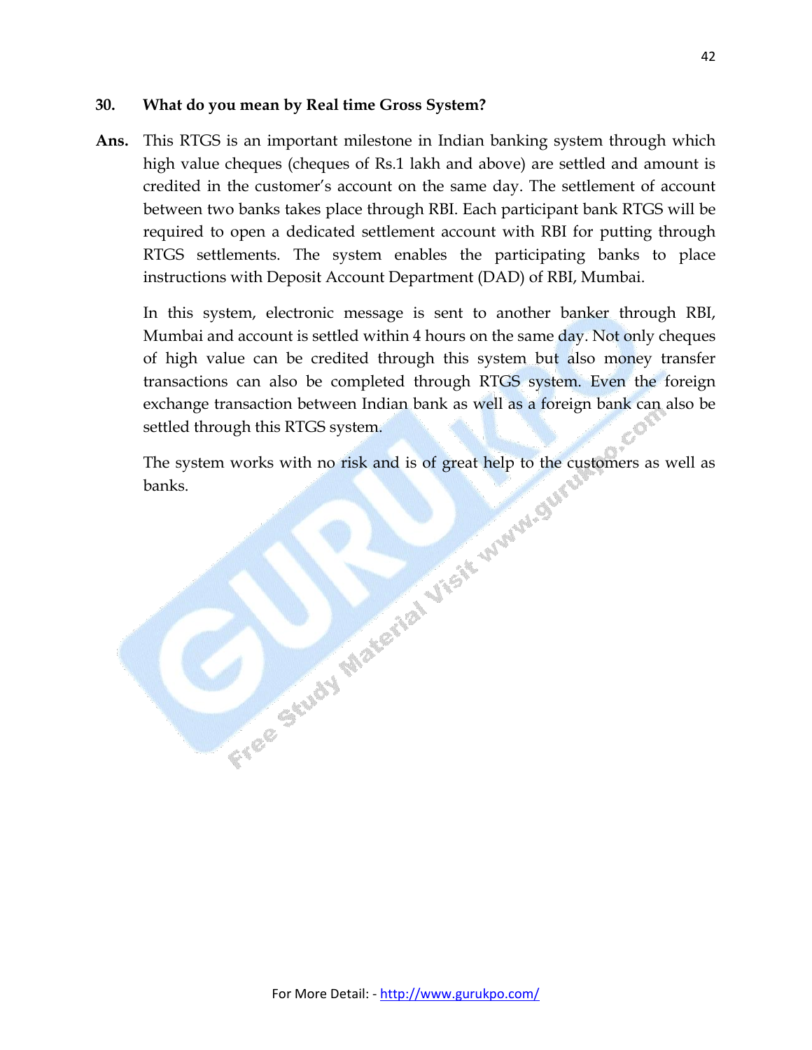**30. What do you mean by Real time Gross System?**

**Ans.** This RTGS is an important milestone in Indian banking system through which high value cheques (cheques of Rs.1 lakh and above) are settled and amount is credited in the customer's account on the same day. The settlement of account between two banks takes place through RBI. Each participant bank RTGS will be required to open a dedicated settlement account with RBI for putting through RTGS settlements. The system enables the participating banks to place instructions with Deposit Account Department (DAD) of RBI, Mumbai.

In this system, electronic message is sent to another banker through RBI, Mumbai and account is settled within 4 hours on the same day. Not only cheques of high value can be credited through this system but also money transfer transactions can also be completed through RTGS system. Even the foreign exchange transaction between Indian bank as well as a foreign bank can also be settled through this RTGS system.

The system works with no risk and is of great help to the customers as well as banks.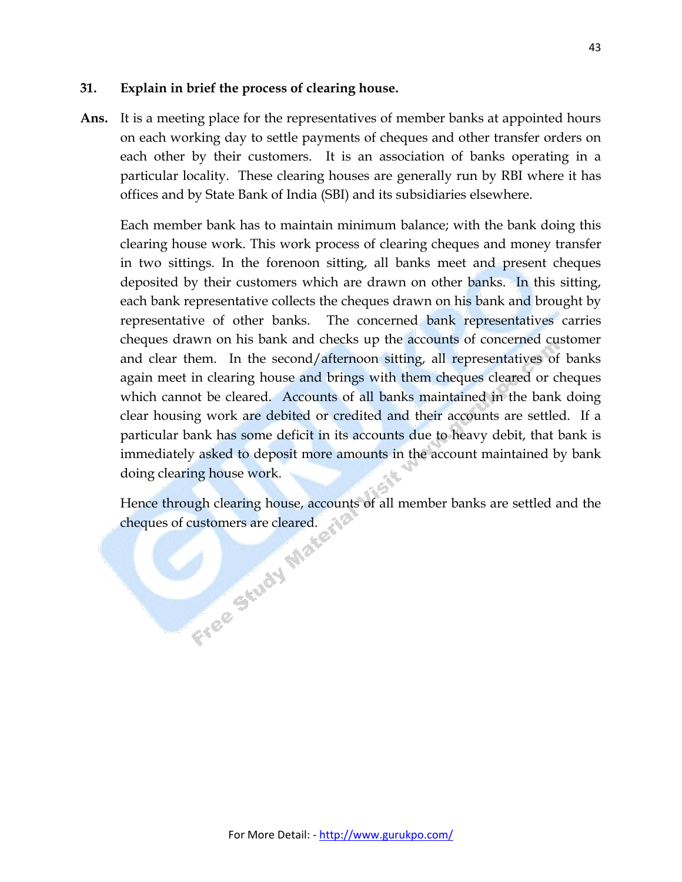**31. Explain in brief the process of clearing house.**

**Ans.** It is a meeting place for the representatives of member banks at appointed hours on each working day to settle payments of cheques and other transfer orders on each other by their customers. It is an association of banks operating in a particular locality. These clearing houses are generally run by RBI where it has offices and by State Bank of India (SBI) and its subsidiaries elsewhere.

Each member bank has to maintain minimum balance; with the bank doing this clearing house work. This work process of clearing cheques and money transfer in two sittings. In the forenoon sitting, all banks meet and present cheques deposited by their customers which are drawn on other banks. In this sitting, each bank representative collects the cheques drawn on his bank and brought by representative of other banks. The concerned bank representatives carries cheques drawn on his bank and checks up the accounts of concerned customer and clear them. In the second/afternoon sitting, all representatives of banks again meet in clearing house and brings with them cheques cleared or cheques which cannot be cleared. Accounts of all banks maintained in the bank doing clear housing work are debited or credited and their accounts are settled. If a particular bank has some deficit in its accounts due to heavy debit, that bank is immediately asked to deposit more amounts in the account maintained by bank doing clearing house work.

Hence through clearing house, accounts of all member banks are settled and the cheques of customers are cleared.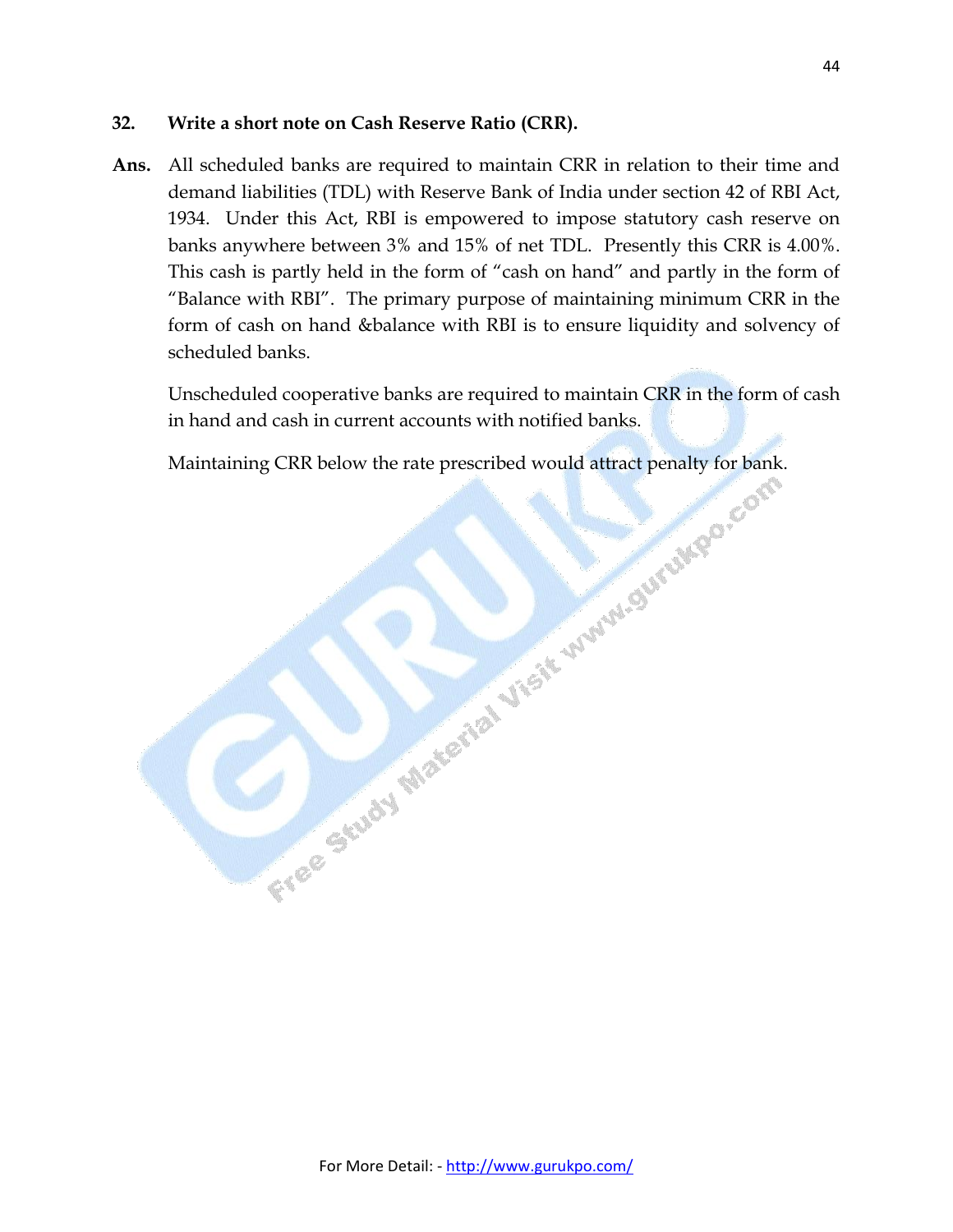**32. Write a short note on Cash Reserve Ratio (CRR).**

**Ans.** All scheduled banks are required to maintain CRR in relation to their time and demand liabilities (TDL) with Reserve Bank of India under section 42 of RBI Act, 1934. Under this Act, RBI is empowered to impose statutory cash reserve on banks anywhere between 3% and 15% of net TDL. Presently this CRR is 4.00%. This cash is partly held in the form of "cash on hand" and partly in the form of "Balance with RBI". The primary purpose of maintaining minimum CRR in the form of cash on hand &balance with RBI is to ensure liquidity and solvency of scheduled banks.

Unscheduled cooperative banks are required to maintain CRR in the form of cash in hand and cash in current accounts with notified banks.

Maintaining CRR below the rate prescribed would attract penalty for bank.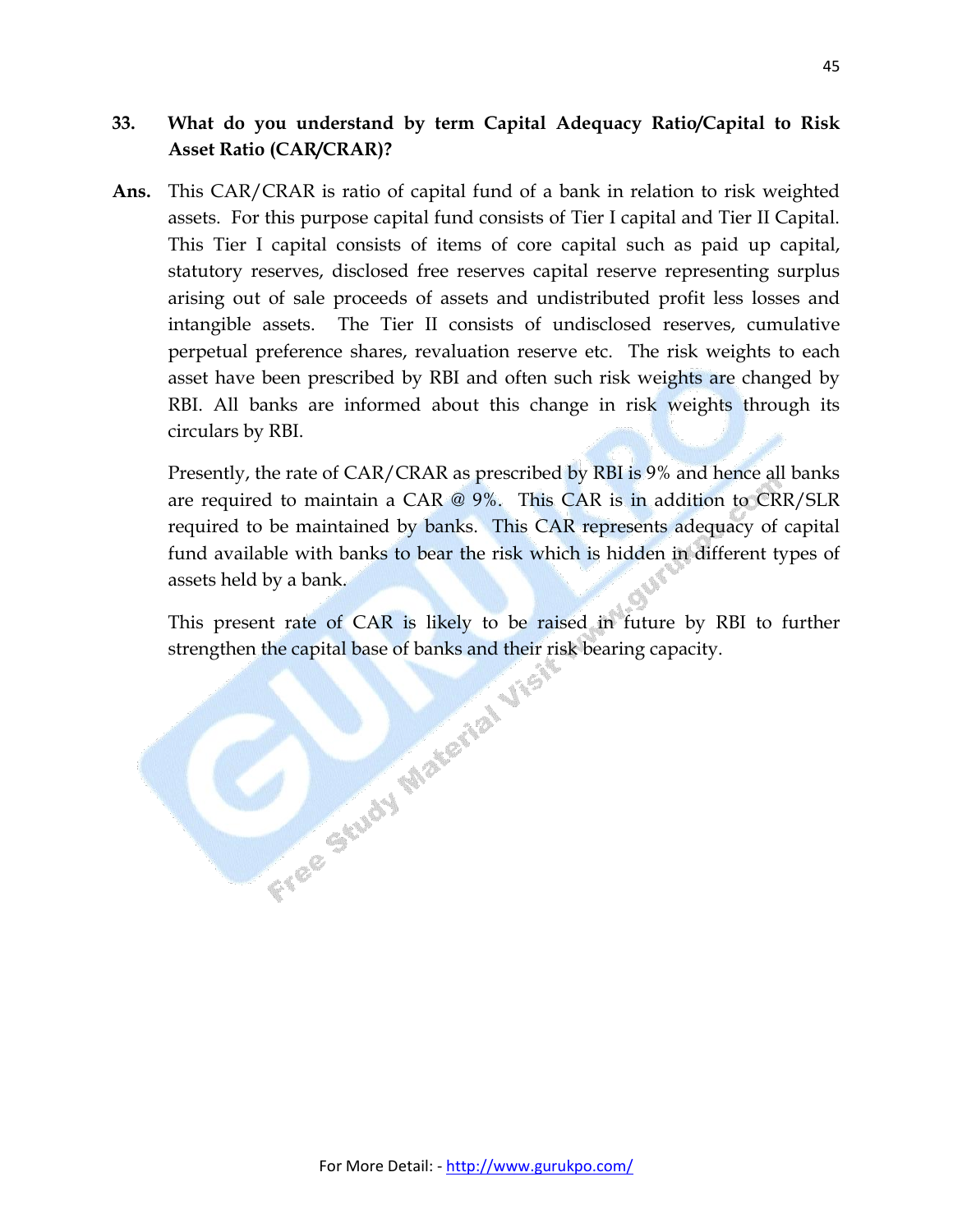**33. What do you understand by term Capital Adequacy Ratio/Capital to Risk Asset Ratio (CAR/CRAR)?**

**Ans.** This CAR/CRAR is ratio of capital fund of a bank in relation to risk weighted assets. For this purpose capital fund consists of Tier I capital and Tier II Capital. This Tier I capital consists of items of core capital such as paid up capital, statutory reserves, disclosed free reserves capital reserve representing surplus arising out of sale proceeds of assets and undistributed profit less losses and intangible assets. The Tier II consists of undisclosed reserves, cumulative perpetual preference shares, revaluation reserve etc. The risk weights to each asset have been prescribed by RBI and often such risk weights are changed by RBI. All banks are informed about this change in risk weights through its circulars by RBI.

Presently, the rate of CAR/CRAR as prescribed by RBI is 9% and hence all banks are required to maintain a CAR @ 9%. This CAR is in addition to CRR/SLR required to be maintained by banks. This CAR represents adequacy of capital fund available with banks to bear the risk which is hidden in different types of assets held by a bank.

This present rate of CAR is likely to be raised in future by RBI to further strengthen the capital base of banks and their risk bearing capacity.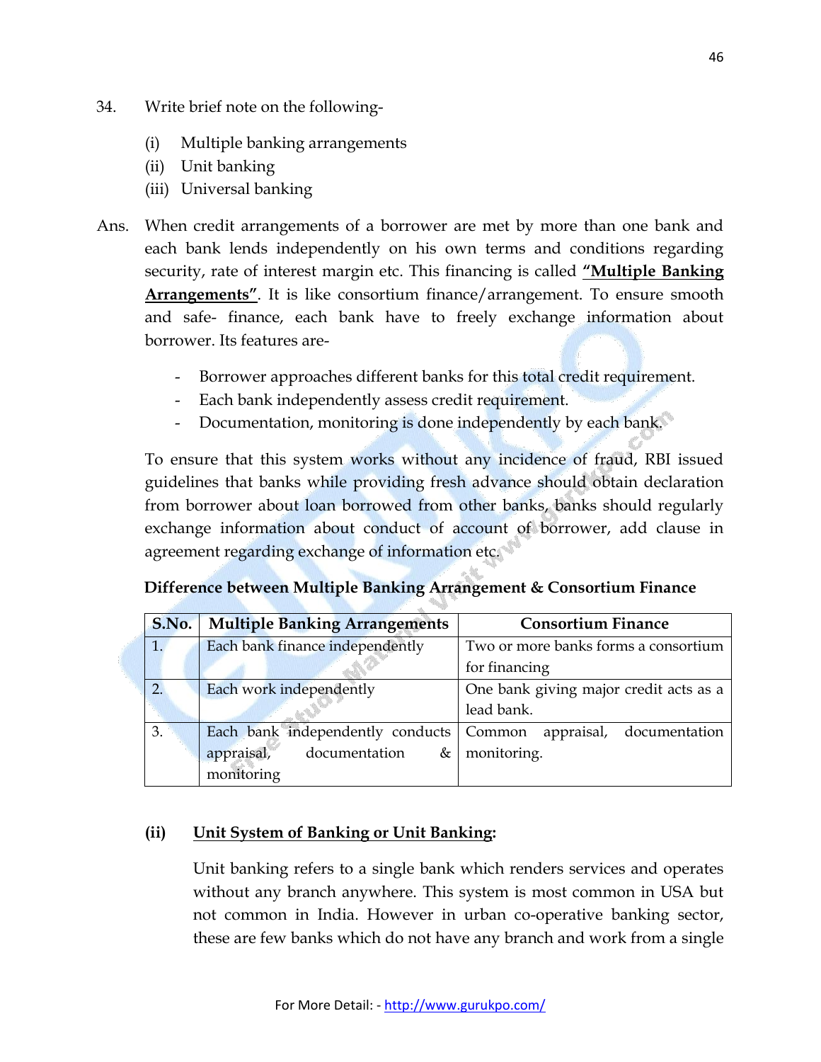34. Write brief note on the following-

(i) Multiple banking arrangements
(ii) Unit banking
(iii) Universal banking

Ans. When credit arrangements of a borrower are met by more than one bank and each bank lends independently on his own terms and conditions regarding security, rate of interest margin etc. This financing is called **<u>"Multiple Banking Arrangements"</u>**. It is like consortium finance/arrangement. To ensure smooth and safe- finance, each bank have to freely exchange information about borrower. Its features are-

- Borrower approaches different banks for this total credit requirement.
- Each bank independently assess credit requirement.
- Documentation, monitoring is done independently by each bank.

To ensure that this system works without any incidence of fraud, RBI issued guidelines that banks while providing fresh advance should obtain declaration from borrower about loan borrowed from other banks, banks should regularly exchange information about conduct of account of borrower, add clause in agreement regarding exchange of information etc.

**Difference between Multiple Banking Arrangement & Consortium Finance**

| S.No. | Multiple Banking Arrangements | Consortium Finance |
|---|---|---|
| 1. | Each bank finance independently | Two or more banks forms a consortium for financing |
| 2. | Each work independently | One bank giving major credit acts as a lead bank. |
| 3. | Each bank independently conducts appraisal, documentation & monitoring | Common appraisal, documentation monitoring. |

**(ii) <u>Unit System of Banking or Unit Banking</u>:**

Unit banking refers to a single bank which renders services and operates without any branch anywhere. This system is most common in USA but not common in India. However in urban co-operative banking sector, these are few banks which do not have any branch and work from a single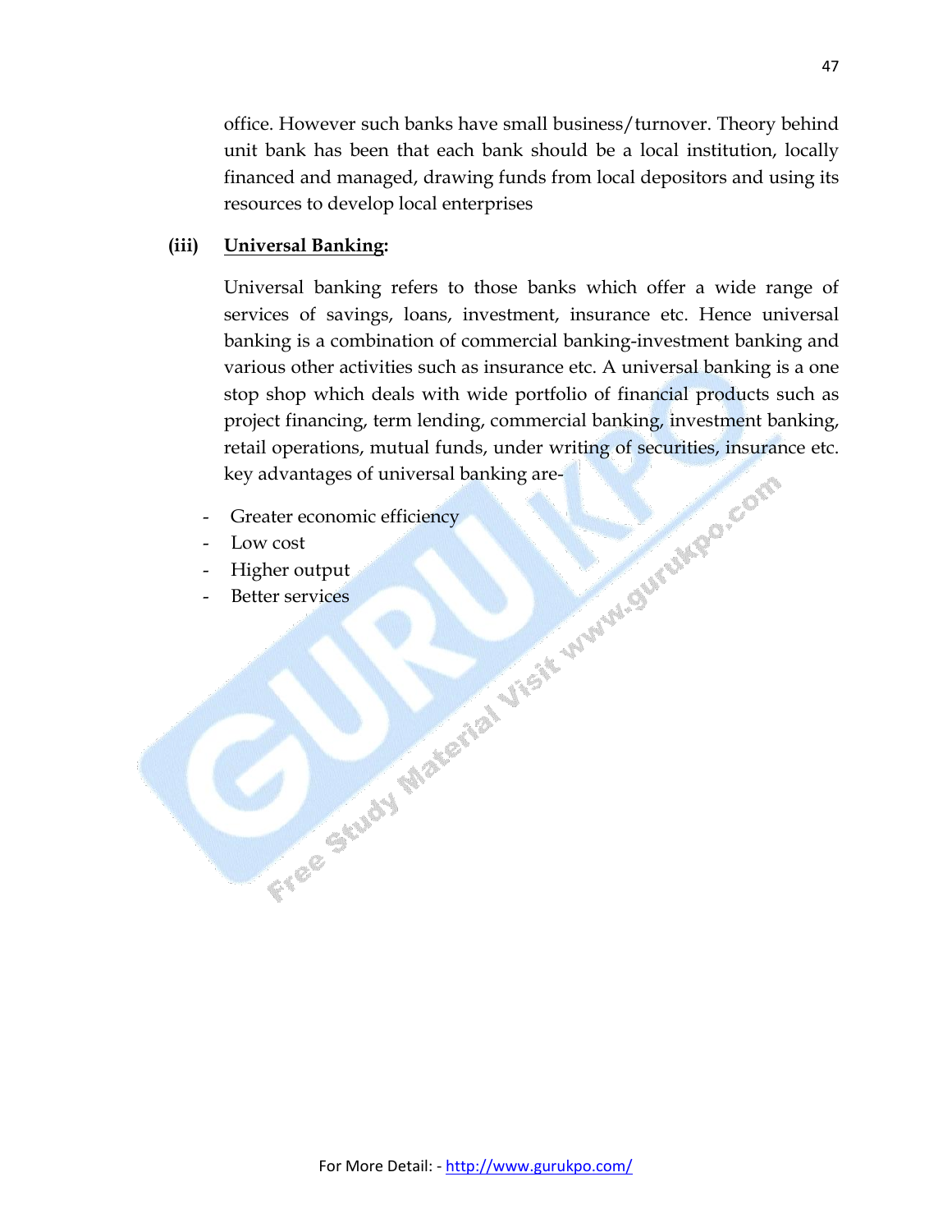office. However such banks have small business/turnover. Theory behind unit bank has been that each bank should be a local institution, locally financed and managed, drawing funds from local depositors and using its resources to develop local enterprises

**(iii) <u>Universal Banking</u>:**

Universal banking refers to those banks which offer a wide range of services of savings, loans, investment, insurance etc. Hence universal banking is a combination of commercial banking-investment banking and various other activities such as insurance etc. A universal banking is a one stop shop which deals with wide portfolio of financial products such as project financing, term lending, commercial banking, investment banking, retail operations, mutual funds, under writing of securities, insurance etc. key advantages of universal banking are-

- Greater economic efficiency
- Low cost
- Higher output
- Better services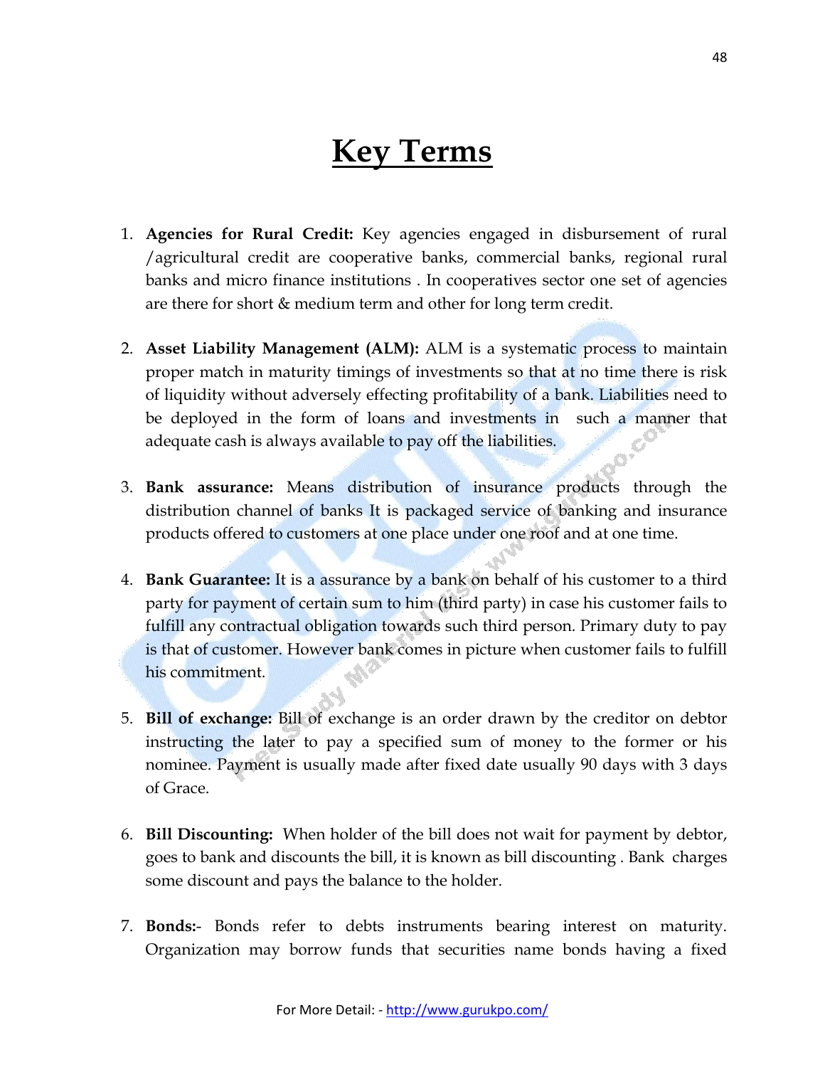# Key Terms

1. **Agencies for Rural Credit:** Key agencies engaged in disbursement of rural /agricultural credit are cooperative banks, commercial banks, regional rural banks and micro finance institutions . In cooperatives sector one set of agencies are there for short & medium term and other for long term credit.

2. **Asset Liability Management (ALM):** ALM is a systematic process to maintain proper match in maturity timings of investments so that at no time there is risk of liquidity without adversely effecting profitability of a bank. Liabilities need to be deployed in the form of loans and investments in such a manner that adequate cash is always available to pay off the liabilities.

3. **Bank assurance:** Means distribution of insurance products through the distribution channel of banks It is packaged service of banking and insurance products offered to customers at one place under one roof and at one time.

4. **Bank Guarantee:** It is a assurance by a bank on behalf of his customer to a third party for payment of certain sum to him (third party) in case his customer fails to fulfill any contractual obligation towards such third person. Primary duty to pay is that of customer. However bank comes in picture when customer fails to fulfill his commitment.

5. **Bill of exchange:** Bill of exchange is an order drawn by the creditor on debtor instructing the later to pay a specified sum of money to the former or his nominee. Payment is usually made after fixed date usually 90 days with 3 days of Grace.

6. **Bill Discounting:** When holder of the bill does not wait for payment by debtor, goes to bank and discounts the bill, it is known as bill discounting . Bank charges some discount and pays the balance to the holder.

7. **Bonds:-** Bonds refer to debts instruments bearing interest on maturity. Organization may borrow funds that securities name bonds having a fixed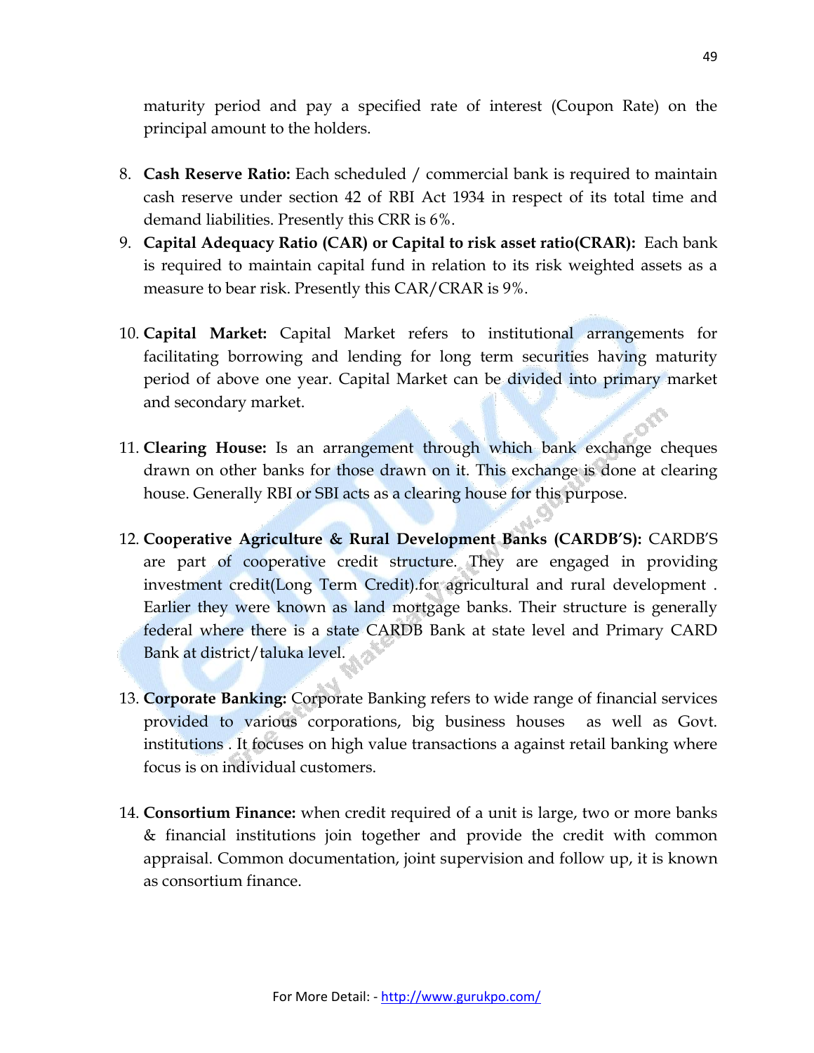maturity period and pay a specified rate of interest (Coupon Rate) on the principal amount to the holders.

8. **Cash Reserve Ratio:** Each scheduled / commercial bank is required to maintain cash reserve under section 42 of RBI Act 1934 in respect of its total time and demand liabilities. Presently this CRR is 6%.
9. **Capital Adequacy Ratio (CAR) or Capital to risk asset ratio(CRAR):** Each bank is required to maintain capital fund in relation to its risk weighted assets as a measure to bear risk. Presently this CAR/CRAR is 9%.

10. **Capital Market:** Capital Market refers to institutional arrangements for facilitating borrowing and lending for long term securities having maturity period of above one year. Capital Market can be divided into primary market and secondary market.

11. **Clearing House:** Is an arrangement through which bank exchange cheques drawn on other banks for those drawn on it. This exchange is done at clearing house. Generally RBI or SBI acts as a clearing house for this purpose.

12. **Cooperative Agriculture & Rural Development Banks (CARDB'S):** CARDB'S are part of cooperative credit structure. They are engaged in providing investment credit(Long Term Credit).for agricultural and rural development . Earlier they were known as land mortgage banks. Their structure is generally federal where there is a state CARDB Bank at state level and Primary CARD Bank at district/taluka level.

13. **Corporate Banking:** Corporate Banking refers to wide range of financial services provided to various corporations, big business houses as well as Govt. institutions . It focuses on high value transactions a against retail banking where focus is on individual customers.

14. **Consortium Finance:** when credit required of a unit is large, two or more banks & financial institutions join together and provide the credit with common appraisal. Common documentation, joint supervision and follow up, it is known as consortium finance.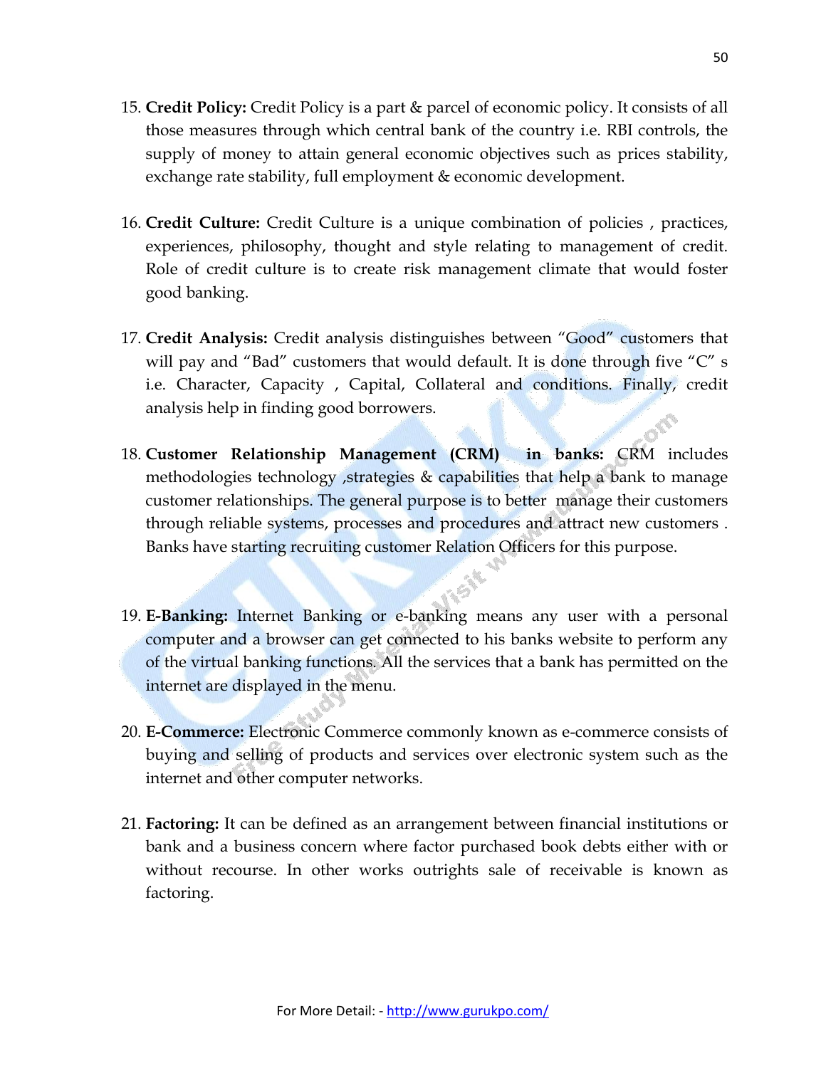15. **Credit Policy:** Credit Policy is a part & parcel of economic policy. It consists of all those measures through which central bank of the country i.e. RBI controls, the supply of money to attain general economic objectives such as prices stability, exchange rate stability, full employment & economic development.

16. **Credit Culture:** Credit Culture is a unique combination of policies , practices, experiences, philosophy, thought and style relating to management of credit. Role of credit culture is to create risk management climate that would foster good banking.

17. **Credit Analysis:** Credit analysis distinguishes between "Good" customers that will pay and "Bad" customers that would default. It is done through five "C" s i.e. Character, Capacity , Capital, Collateral and conditions. Finally, credit analysis help in finding good borrowers.

18. **Customer Relationship Management (CRM) in banks:** CRM includes methodologies technology ,strategies & capabilities that help a bank to manage customer relationships. The general purpose is to better manage their customers through reliable systems, processes and procedures and attract new customers . Banks have starting recruiting customer Relation Officers for this purpose.

19. **E-Banking:** Internet Banking or e-banking means any user with a personal computer and a browser can get connected to his banks website to perform any of the virtual banking functions. All the services that a bank has permitted on the internet are displayed in the menu.

20. **E-Commerce:** Electronic Commerce commonly known as e-commerce consists of buying and selling of products and services over electronic system such as the internet and other computer networks.

21. **Factoring:** It can be defined as an arrangement between financial institutions or bank and a business concern where factor purchased book debts either with or without recourse. In other works outrights sale of receivable is known as factoring.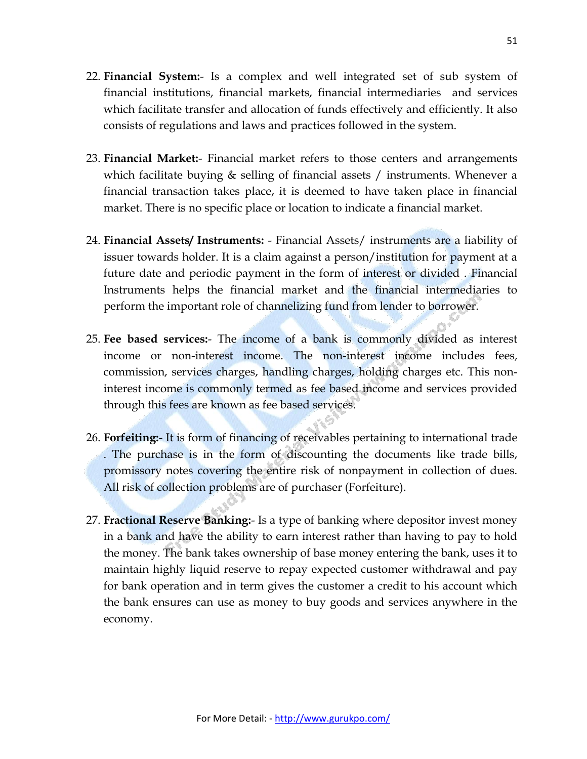22. **Financial System:-** Is a complex and well integrated set of sub system of financial institutions, financial markets, financial intermediaries and services which facilitate transfer and allocation of funds effectively and efficiently. It also consists of regulations and laws and practices followed in the system.

23. **Financial Market:-** Financial market refers to those centers and arrangements which facilitate buying & selling of financial assets / instruments. Whenever a financial transaction takes place, it is deemed to have taken place in financial market. There is no specific place or location to indicate a financial market.

24. **Financial Assets/ Instruments:** - Financial Assets/ instruments are a liability of issuer towards holder. It is a claim against a person/institution for payment at a future date and periodic payment in the form of interest or divided . Financial Instruments helps the financial market and the financial intermediaries to perform the important role of channelizing fund from lender to borrower.

25. **Fee based services:-** The income of a bank is commonly divided as interest income or non-interest income. The non-interest income includes fees, commission, services charges, handling charges, holding charges etc. This non-interest income is commonly termed as fee based income and services provided through this fees are known as fee based services.

26. **Forfeiting:-** It is form of financing of receivables pertaining to international trade . The purchase is in the form of discounting the documents like trade bills, promissory notes covering the entire risk of nonpayment in collection of dues. All risk of collection problems are of purchaser (Forfeiture).

27. **Fractional Reserve Banking:-** Is a type of banking where depositor invest money in a bank and have the ability to earn interest rather than having to pay to hold the money. The bank takes ownership of base money entering the bank, uses it to maintain highly liquid reserve to repay expected customer withdrawal and pay for bank operation and in term gives the customer a credit to his account which the bank ensures can use as money to buy goods and services anywhere in the economy.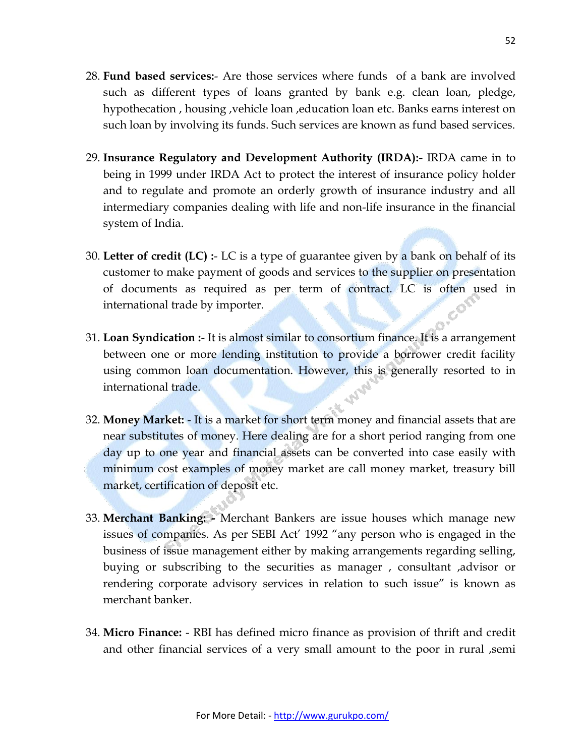28. **Fund based services:-** Are those services where funds of a bank are involved such as different types of loans granted by bank e.g. clean loan, pledge, hypothecation , housing ,vehicle loan ,education loan etc. Banks earns interest on such loan by involving its funds. Such services are known as fund based services.

29. **Insurance Regulatory and Development Authority (IRDA):-** IRDA came in to being in 1999 under IRDA Act to protect the interest of insurance policy holder and to regulate and promote an orderly growth of insurance industry and all intermediary companies dealing with life and non-life insurance in the financial system of India.

30. **Letter of credit (LC) :-** LC is a type of guarantee given by a bank on behalf of its customer to make payment of goods and services to the supplier on presentation of documents as required as per term of contract. LC is often used in international trade by importer.

31. **Loan Syndication :-** It is almost similar to consortium finance. It is a arrangement between one or more lending institution to provide a borrower credit facility using common loan documentation. However, this is generally resorted to in international trade.

32. **Money Market:** - It is a market for short term money and financial assets that are near substitutes of money. Here dealing are for a short period ranging from one day up to one year and financial assets can be converted into case easily with minimum cost examples of money market are call money market, treasury bill market, certification of deposit etc.

33. **Merchant Banking: -** Merchant Bankers are issue houses which manage new issues of companies. As per SEBI Act' 1992 "any person who is engaged in the business of issue management either by making arrangements regarding selling, buying or subscribing to the securities as manager , consultant ,advisor or rendering corporate advisory services in relation to such issue" is known as merchant banker.

34. **Micro Finance:** - RBI has defined micro finance as provision of thrift and credit and other financial services of a very small amount to the poor in rural ,semi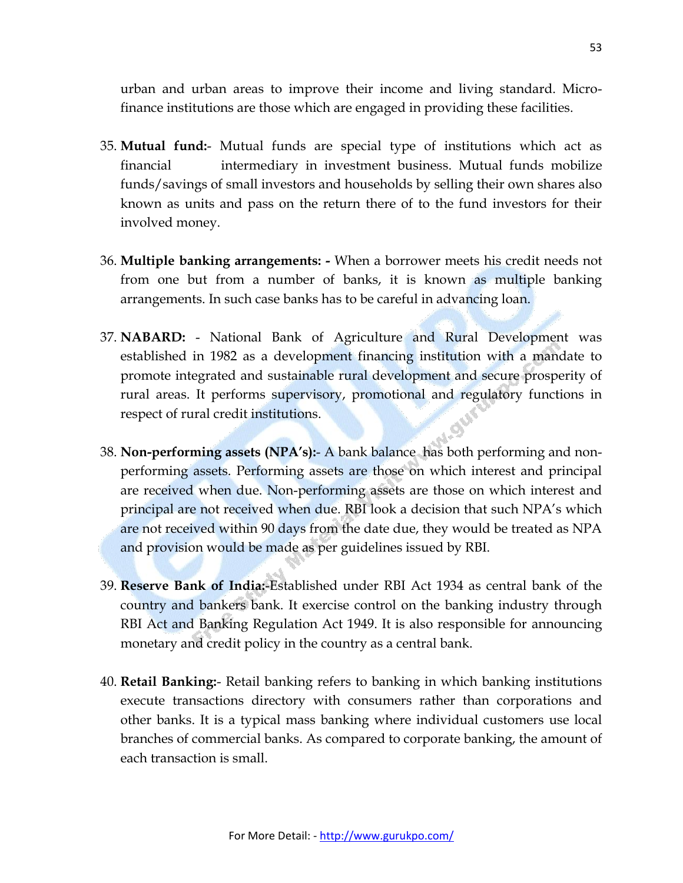urban and urban areas to improve their income and living standard. Micro-finance institutions are those which are engaged in providing these facilities.

35. **Mutual fund:**- Mutual funds are special type of institutions which act as financial intermediary in investment business. Mutual funds mobilize funds/savings of small investors and households by selling their own shares also known as units and pass on the return there of to the fund investors for their involved money.

36. **Multiple banking arrangements: -** When a borrower meets his credit needs not from one but from a number of banks, it is known as multiple banking arrangements. In such case banks has to be careful in advancing loan.

37. **NABARD:** - National Bank of Agriculture and Rural Development was established in 1982 as a development financing institution with a mandate to promote integrated and sustainable rural development and secure prosperity of rural areas. It performs supervisory, promotional and regulatory functions in respect of rural credit institutions.

38. **Non-performing assets (NPA's):**- A bank balance has both performing and non-performing assets. Performing assets are those on which interest and principal are received when due. Non-performing assets are those on which interest and principal are not received when due. RBI look a decision that such NPA's which are not received within 90 days from the date due, they would be treated as NPA and provision would be made as per guidelines issued by RBI.

39. **Reserve Bank of India:**-Established under RBI Act 1934 as central bank of the country and bankers bank. It exercise control on the banking industry through RBI Act and Banking Regulation Act 1949. It is also responsible for announcing monetary and credit policy in the country as a central bank.

40. **Retail Banking:**- Retail banking refers to banking in which banking institutions execute transactions directory with consumers rather than corporations and other banks. It is a typical mass banking where individual customers use local branches of commercial banks. As compared to corporate banking, the amount of each transaction is small.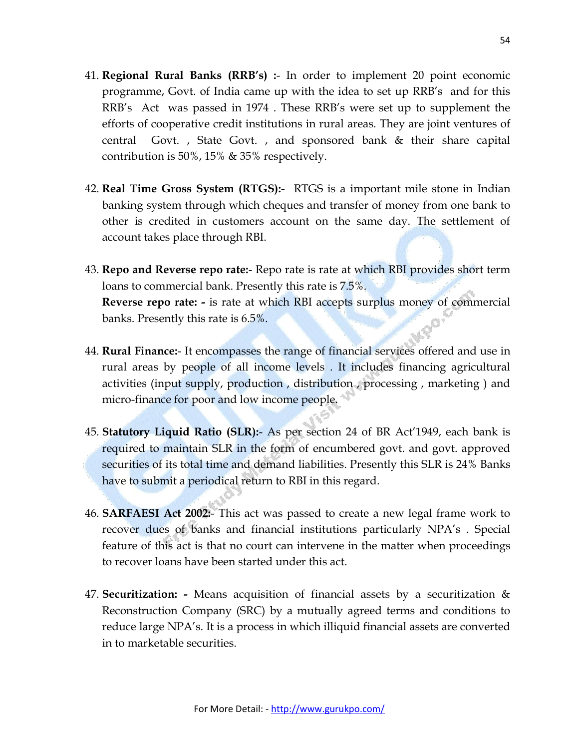41. **Regional Rural Banks (RRB's) :-** In order to implement 20 point economic programme, Govt. of India came up with the idea to set up RRB's and for this RRB's Act was passed in 1974 . These RRB's were set up to supplement the efforts of cooperative credit institutions in rural areas. They are joint ventures of central Govt. , State Govt. , and sponsored bank & their share capital contribution is 50%, 15% & 35% respectively.

42. **Real Time Gross System (RTGS):-** RTGS is a important mile stone in Indian banking system through which cheques and transfer of money from one bank to other is credited in customers account on the same day. The settlement of account takes place through RBI.

43. **Repo and Reverse repo rate:-** Repo rate is rate at which RBI provides short term loans to commercial bank. Presently this rate is 7.5%.
    **Reverse repo rate: -** is rate at which RBI accepts surplus money of commercial banks. Presently this rate is 6.5%.

44. **Rural Finance:-** It encompasses the range of financial services offered and use in rural areas by people of all income levels . It includes financing agricultural activities (input supply, production , distribution , processing , marketing ) and micro-finance for poor and low income people.

45. **Statutory Liquid Ratio (SLR):-** As per section 24 of BR Act'1949, each bank is required to maintain SLR in the form of encumbered govt. and govt. approved securities of its total time and demand liabilities. Presently this SLR is 24% Banks have to submit a periodical return to RBI in this regard.

46. **SARFAESI Act 2002:-** This act was passed to create a new legal frame work to recover dues of banks and financial institutions particularly NPA's . Special feature of this act is that no court can intervene in the matter when proceedings to recover loans have been started under this act.

47. **Securitization: -** Means acquisition of financial assets by a securitization & Reconstruction Company (SRC) by a mutually agreed terms and conditions to reduce large NPA's. It is a process in which illiquid financial assets are converted in to marketable securities.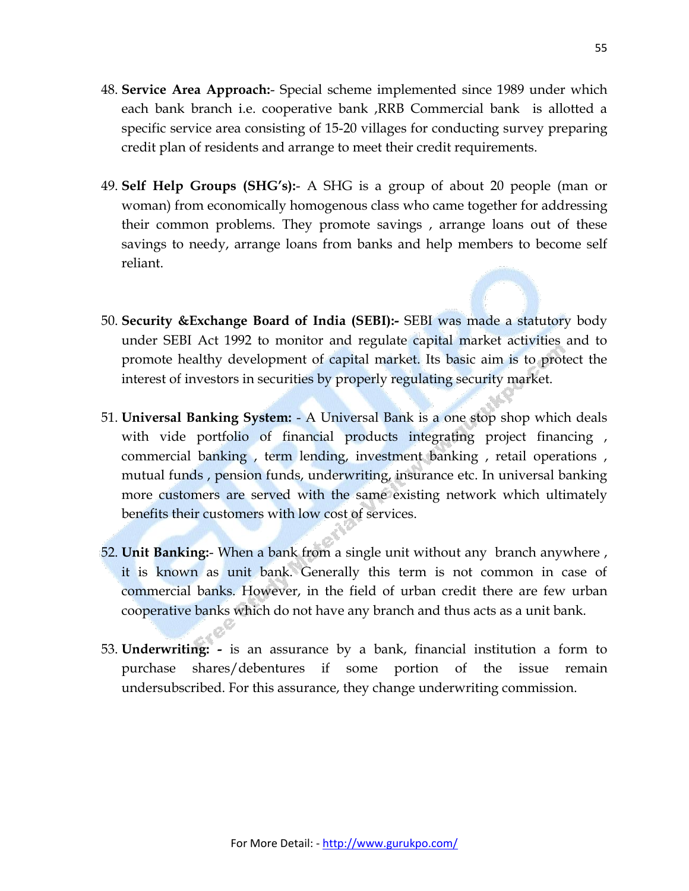48. **Service Area Approach:**- Special scheme implemented since 1989 under which each bank branch i.e. cooperative bank ,RRB Commercial bank is allotted a specific service area consisting of 15-20 villages for conducting survey preparing credit plan of residents and arrange to meet their credit requirements.

49. **Self Help Groups (SHG's):**- A SHG is a group of about 20 people (man or woman) from economically homogenous class who came together for addressing their common problems. They promote savings , arrange loans out of these savings to needy, arrange loans from banks and help members to become self reliant.

50. **Security &Exchange Board of India (SEBI):-** SEBI was made a statutory body under SEBI Act 1992 to monitor and regulate capital market activities and to promote healthy development of capital market. Its basic aim is to protect the interest of investors in securities by properly regulating security market.

51. **Universal Banking System:** - A Universal Bank is a one stop shop which deals with vide portfolio of financial products integrating project financing , commercial banking , term lending, investment banking , retail operations , mutual funds , pension funds, underwriting, insurance etc. In universal banking more customers are served with the same existing network which ultimately benefits their customers with low cost of services.

52. **Unit Banking:**- When a bank from a single unit without any branch anywhere , it is known as unit bank. Generally this term is not common in case of commercial banks. However, in the field of urban credit there are few urban cooperative banks which do not have any branch and thus acts as a unit bank.

53. **Underwriting: -** is an assurance by a bank, financial institution a form to purchase shares/debentures if some portion of the issue remain undersubscribed. For this assurance, they change underwriting commission.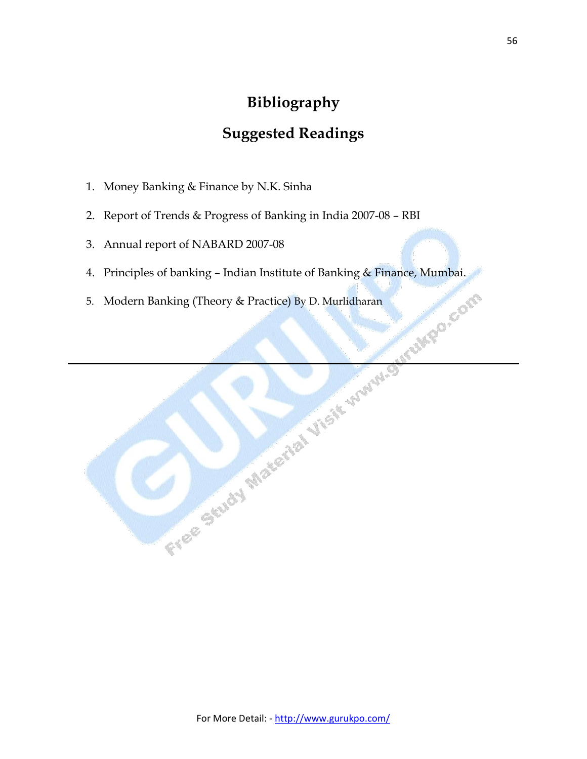# Bibliography

## Suggested Readings

1. Money Banking & Finance by N.K. Sinha
2. Report of Trends & Progress of Banking in India 2007-08 – RBI
3. Annual report of NABARD 2007-08
4. Principles of banking – Indian Institute of Banking & Finance, Mumbai.
5. Modern Banking (Theory & Practice) By D. Murlidharan

---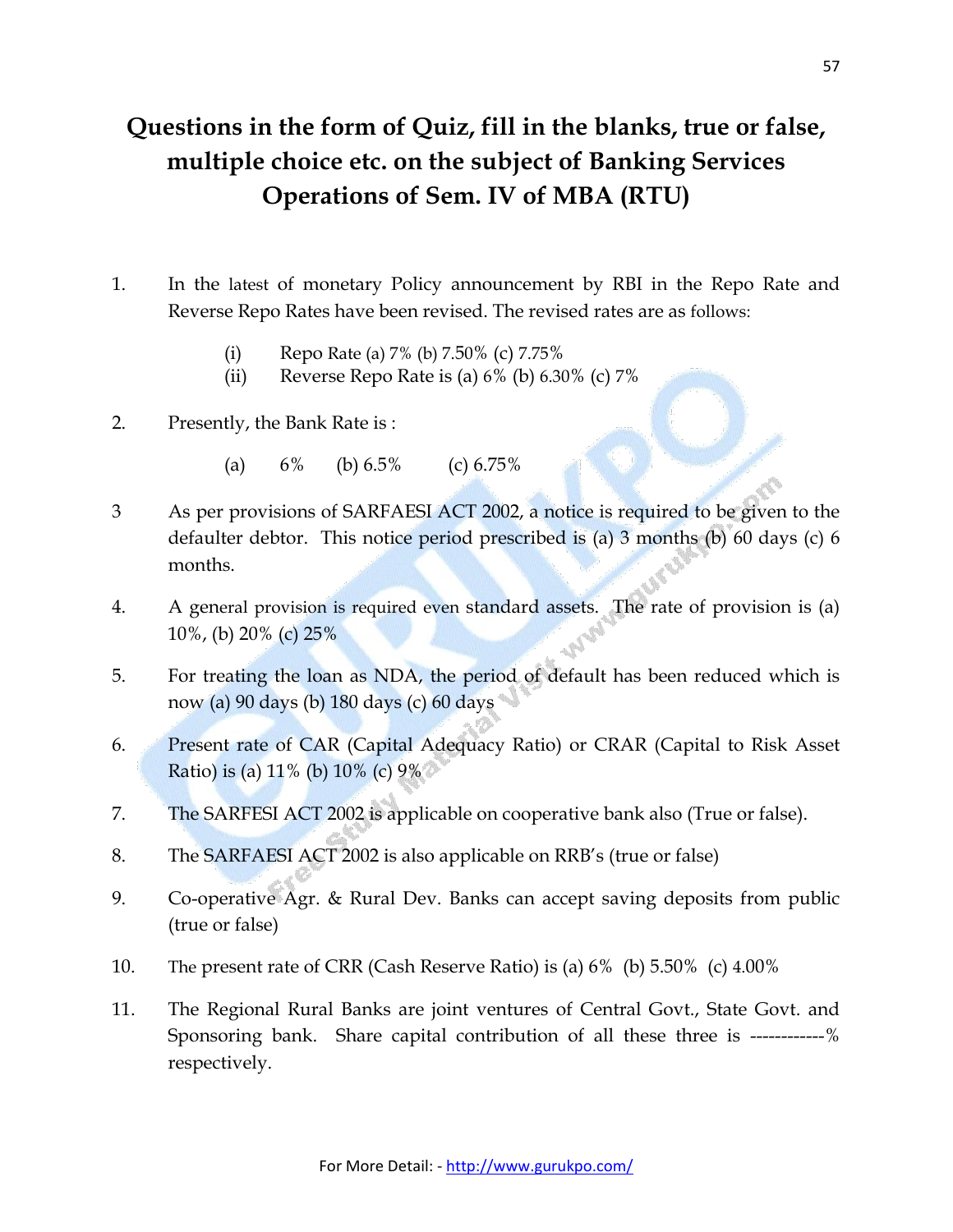# Questions in the form of Quiz, fill in the blanks, true or false, multiple choice etc. on the subject of Banking Services Operations of Sem. IV of MBA (RTU)

1. In the latest of monetary Policy announcement by RBI in the Repo Rate and Reverse Repo Rates have been revised. The revised rates are as follows:

   (i) Repo Rate (a) 7% (b) 7.50% (c) 7.75%
   (ii) Reverse Repo Rate is (a) 6% (b) 6.30% (c) 7%

2. Presently, the Bank Rate is :

   (a) 6% (b) 6.5% (c) 6.75%

3. As per provisions of SARFAESI ACT 2002, a notice is required to be given to the defaulter debtor. This notice period prescribed is (a) 3 months (b) 60 days (c) 6 months.

4. A general provision is required even standard assets. The rate of provision is (a) 10%, (b) 20% (c) 25%

5. For treating the loan as NDA, the period of default has been reduced which is now (a) 90 days (b) 180 days (c) 60 days

6. Present rate of CAR (Capital Adequacy Ratio) or CRAR (Capital to Risk Asset Ratio) is (a) 11% (b) 10% (c) 9%

7. The SARFESI ACT 2002 is applicable on cooperative bank also (True or false).

8. The SARFAESI ACT 2002 is also applicable on RRB's (true or false)

9. Co-operative Agr. & Rural Dev. Banks can accept saving deposits from public (true or false)

10. The present rate of CRR (Cash Reserve Ratio) is (a) 6% (b) 5.50% (c) 4.00%

11. The Regional Rural Banks are joint ventures of Central Govt., State Govt. and Sponsoring bank. Share capital contribution of all these three is ------------% respectively.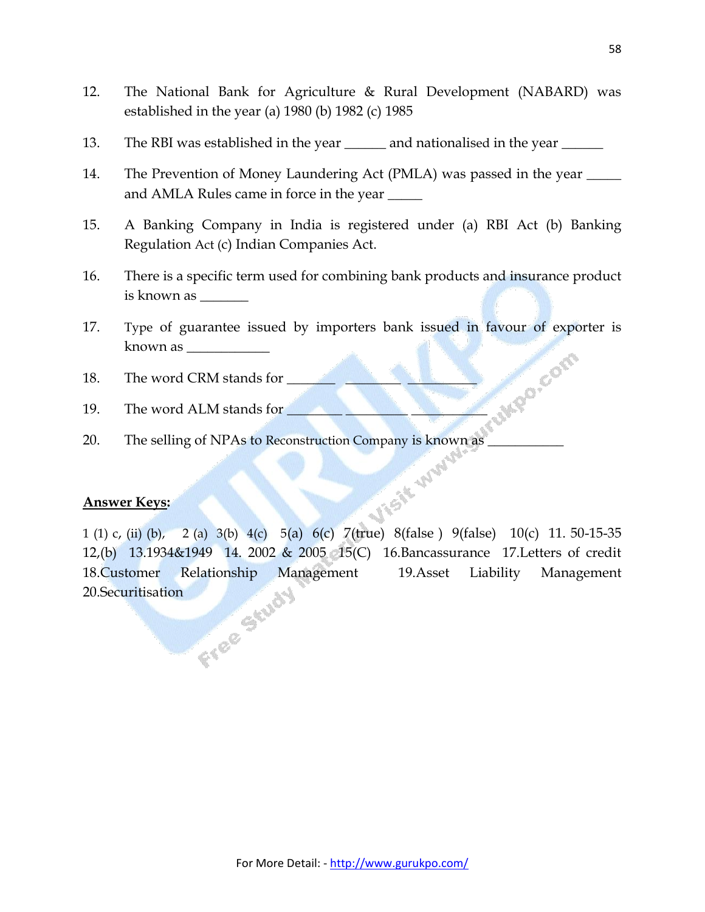12. The National Bank for Agriculture & Rural Development (NABARD) was established in the year (a) 1980 (b) 1982 (c) 1985

13. The RBI was established in the year ______ and nationalised in the year ______

14. The Prevention of Money Laundering Act (PMLA) was passed in the year _____ and AMLA Rules came in force in the year _____

15. A Banking Company in India is registered under (a) RBI Act (b) Banking Regulation Act (c) Indian Companies Act.

16. There is a specific term used for combining bank products and insurance product is known as _______

17. Type of guarantee issued by importers bank issued in favour of exporter is known as ____________

18. The word CRM stands for _______ ________ __________

19. The word ALM stands for ________ _________ __________

20. The selling of NPAs to Reconstruction Company is known as ___________

**Answer Keys:**

1 (1) c, (ii) (b), 2 (a) 3(b) 4(c) 5(a) 6(c) 7(true) 8(false ) 9(false) 10(c) 11. 50-15-35 12,(b) 13.1934&1949 14. 2002 & 2005 15(C) 16.Bancassurance 17.Letters of credit 18.Customer Relationship Management 19.Asset Liability Management 20.Securitisation